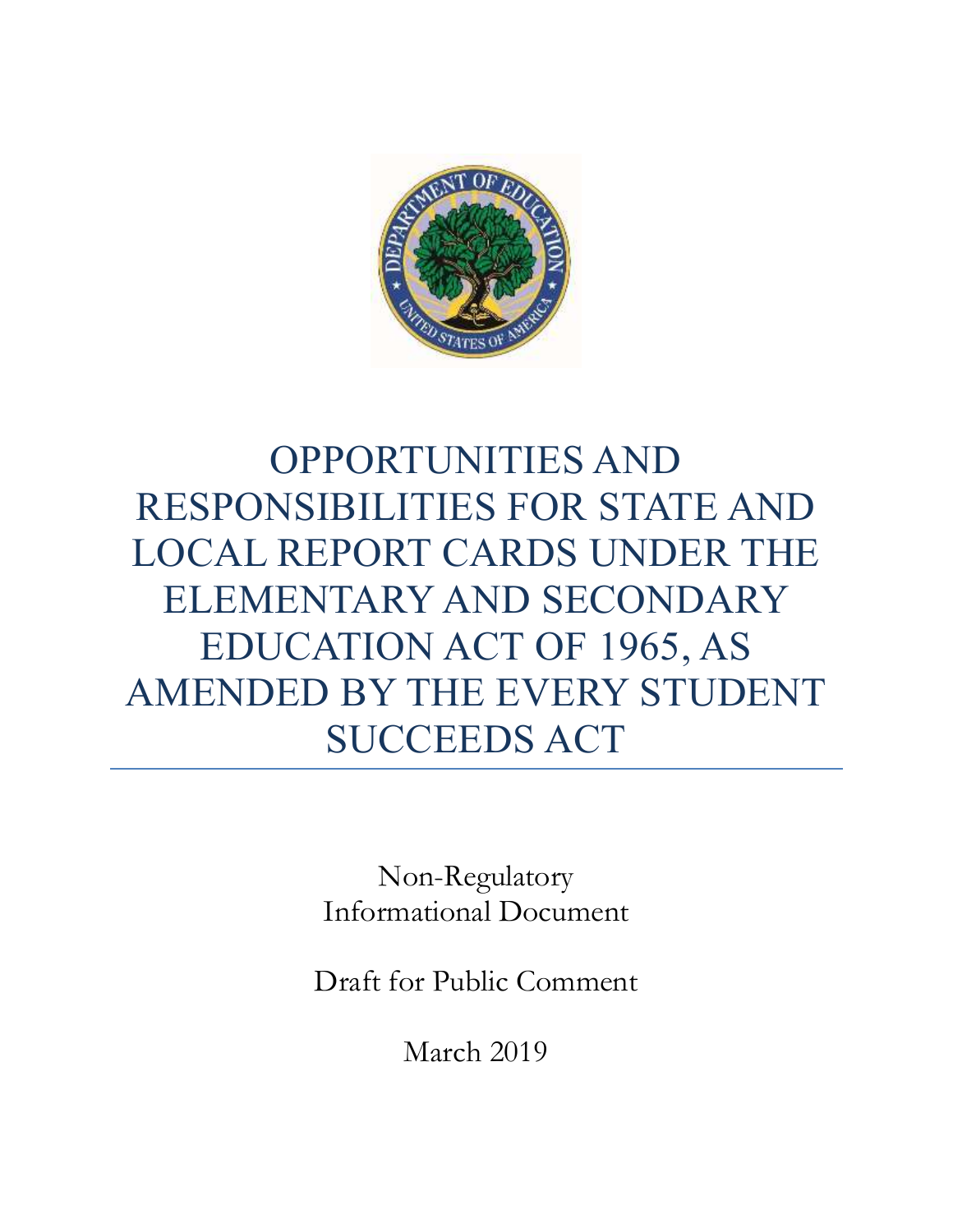# OPPORTUNITIES AND RESPONSIBILITIES FOR STATE AND LOCAL REPORT CARDS UNDER THE ELEMENTARY AND SECONDARY EDUCATION ACT OF 1965, AS AMENDED BY THE EVERY STUDENT SUCCEEDS ACT

Non-Regulatory
Informational Document

Draft for Public Comment

March 2019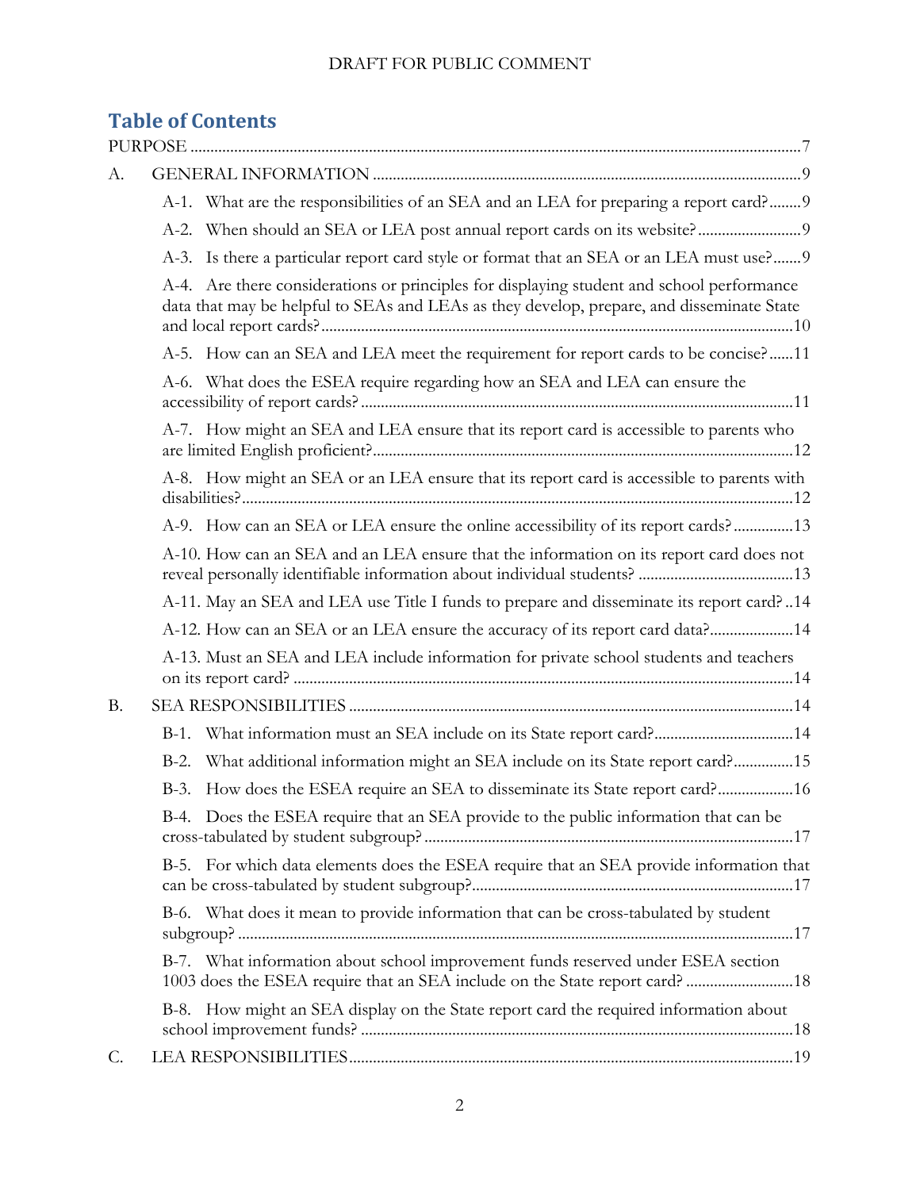## Table of Contents

PURPOSE ....................................................................................................................................7

A. GENERAL INFORMATION ........................................................................................................9

- A-1. What are the responsibilities of an SEA and an LEA for preparing a report card?........9
- A-2. When should an SEA or LEA post annual report cards on its website?..........................9
- A-3. Is there a particular report card style or format that an SEA or an LEA must use?.......9
- A-4. Are there considerations or principles for displaying student and school performance data that may be helpful to SEAs and LEAs as they develop, prepare, and disseminate State and local report cards?.....................................................................................................................10
- A-5. How can an SEA and LEA meet the requirement for report cards to be concise?......11
- A-6. What does the ESEA require regarding how an SEA and LEA can ensure the accessibility of report cards? ..........................................................................................................11
- A-7. How might an SEA and LEA ensure that its report card is accessible to parents who are limited English proficient?........................................................................................................12
- A-8. How might an SEA or an LEA ensure that its report card is accessible to parents with disabilities?.......................................................................................................................................12
- A-9. How can an SEA or LEA ensure the online accessibility of its report cards? ...............13
- A-10. How can an SEA and an LEA ensure that the information on its report card does not reveal personally identifiable information about individual students? .......................................13
- A-11. May an SEA and LEA use Title I funds to prepare and disseminate its report card? ..14
- A-12. How can an SEA or an LEA ensure the accuracy of its report card data?.....................14
- A-13. Must an SEA and LEA include information for private school students and teachers on its report card? ............................................................................................................................14

B. SEA RESPONSIBILITIES ..............................................................................................................14

- B-1. What information must an SEA include on its State report card?...................................14
- B-2. What additional information might an SEA include on its State report card?...............15
- B-3. How does the ESEA require an SEA to disseminate its State report card?...................16
- B-4. Does the ESEA require that an SEA provide to the public information that can be cross-tabulated by student subgroup? ............................................................................................17
- B-5. For which data elements does the ESEA require that an SEA provide information that can be cross-tabulated by student subgroup?................................................................................17
- B-6. What does it mean to provide information that can be cross-tabulated by student subgroup? .........................................................................................................................................17
- B-7. What information about school improvement funds reserved under ESEA section 1003 does the ESEA require that an SEA include on the State report card? ...........................18
- B-8. How might an SEA display on the State report card the required information about school improvement funds? ...........................................................................................................18

C. LEA RESPONSIBILITIES..............................................................................................................19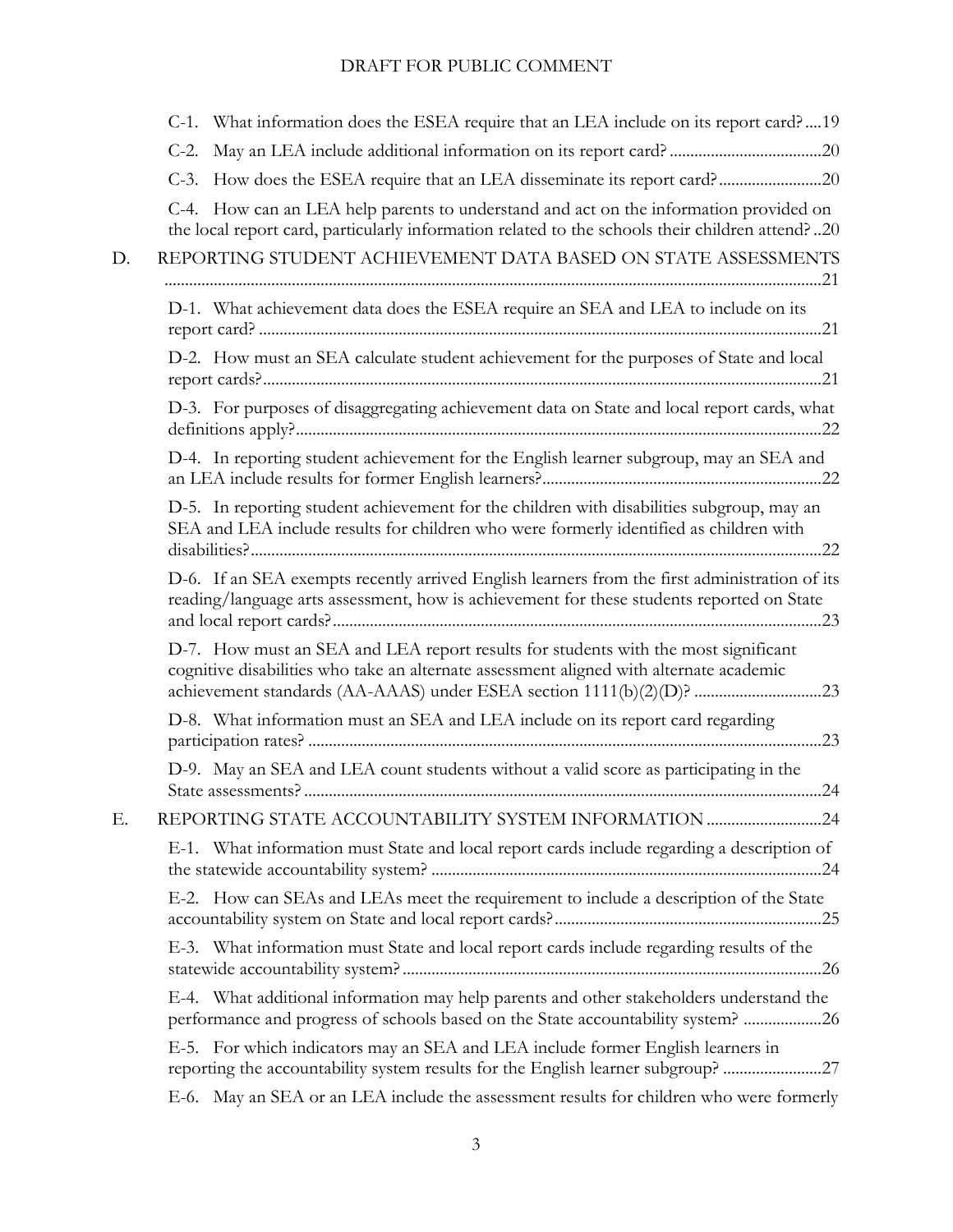C-1. What information does the ESEA require that an LEA include on its report card? ....19

C-2. May an LEA include additional information on its report card? .....................................20

C-3. How does the ESEA require that an LEA disseminate its report card? .........................20

C-4. How can an LEA help parents to understand and act on the information provided on the local report card, particularly information related to the schools their children attend? ..20

D. REPORTING STUDENT ACHIEVEMENT DATA BASED ON STATE ASSESSMENTS ..............................................................................................................................................21

D-1. What achievement data does the ESEA require an SEA and LEA to include on its report card? ........................................................................................................................21

D-2. How must an SEA calculate student achievement for the purposes of State and local report cards? .......................................................................................................................21

D-3. For purposes of disaggregating achievement data on State and local report cards, what definitions apply? ..............................................................................................................22

D-4. In reporting student achievement for the English learner subgroup, may an SEA and an LEA include results for former English learners? ...................................................................22

D-5. In reporting student achievement for the children with disabilities subgroup, may an SEA and LEA include results for children who were formerly identified as children with disabilities? .........................................................................................................................22

D-6. If an SEA exempts recently arrived English learners from the first administration of its reading/language arts assessment, how is achievement for these students reported on State and local report cards? ......................................................................................................23

D-7. How must an SEA and LEA report results for students with the most significant cognitive disabilities who take an alternate assessment aligned with alternate academic achievement standards (AA-AAAS) under ESEA section 1111(b)(2)(D)? ...............................23

D-8. What information must an SEA and LEA include on its report card regarding participation rates? ............................................................................................................23

D-9. May an SEA and LEA count students without a valid score as participating in the State assessments? ............................................................................................................24

E. REPORTING STATE ACCOUNTABILITY SYSTEM INFORMATION ............................24

E-1. What information must State and local report cards include regarding a description of the statewide accountability system? ..............................................................................24

E-2. How can SEAs and LEAs meet the requirement to include a description of the State accountability system on State and local report cards? ................................................................25

E-3. What information must State and local report cards include regarding results of the statewide accountability system? .....................................................................................26

E-4. What additional information may help parents and other stakeholders understand the performance and progress of schools based on the State accountability system? ...................26

E-5. For which indicators may an SEA and LEA include former English learners in reporting the accountability system results for the English learner subgroup? ........................27

E-6. May an SEA or an LEA include the assessment results for children who were formerly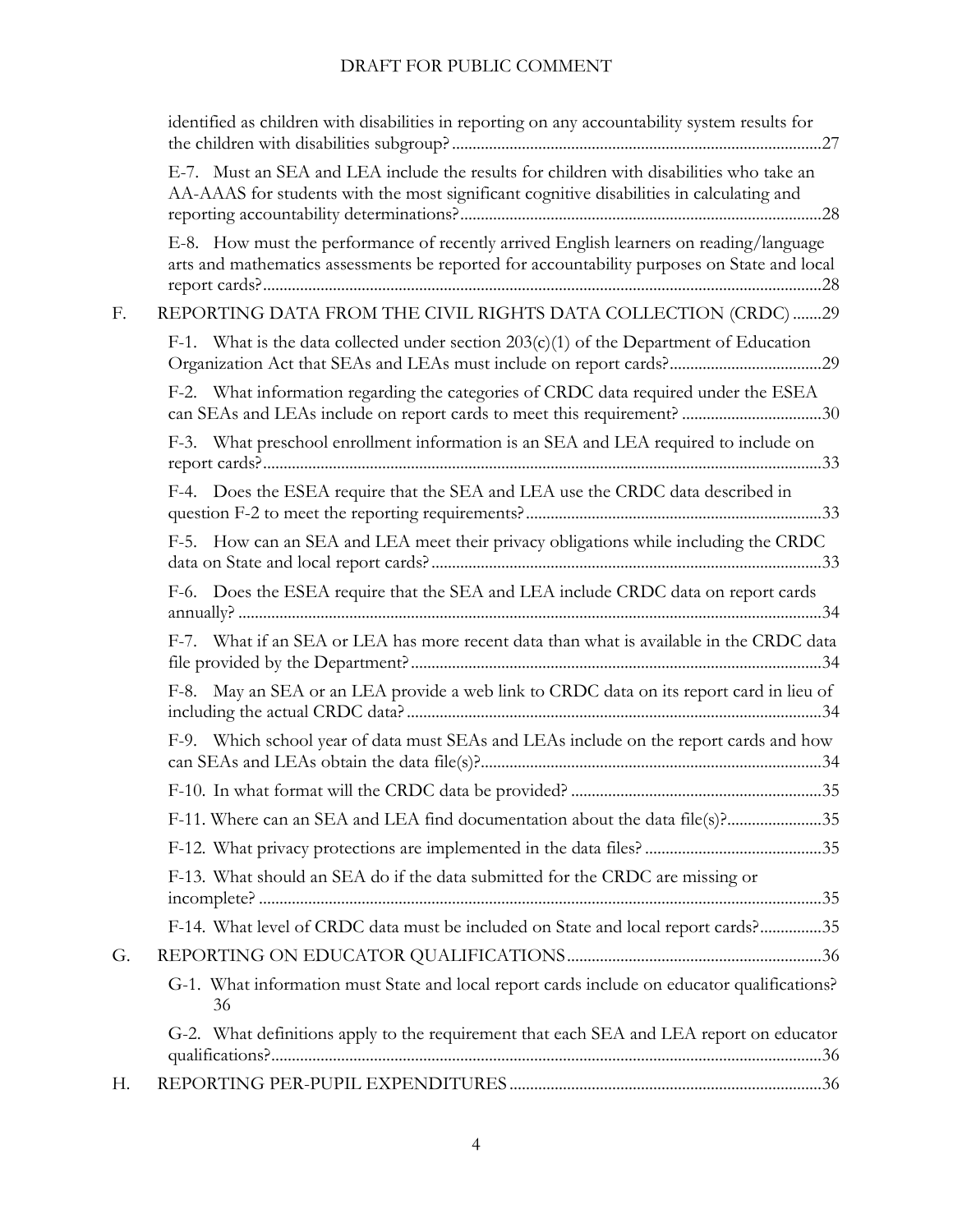identified as children with disabilities in reporting on any accountability system results for the children with disabilities subgroup? ......27

E-7. Must an SEA and LEA include the results for children with disabilities who take an AA-AAAS for students with the most significant cognitive disabilities in calculating and reporting accountability determinations? ......28

E-8. How must the performance of recently arrived English learners on reading/language arts and mathematics assessments be reported for accountability purposes on State and local report cards? ......28

F. REPORTING DATA FROM THE CIVIL RIGHTS DATA COLLECTION (CRDC) ......29

F-1. What is the data collected under section 203(c)(1) of the Department of Education Organization Act that SEAs and LEAs must include on report cards? ......29

F-2. What information regarding the categories of CRDC data required under the ESEA can SEAs and LEAs include on report cards to meet this requirement? ......30

F-3. What preschool enrollment information is an SEA and LEA required to include on report cards? ......33

F-4. Does the ESEA require that the SEA and LEA use the CRDC data described in question F-2 to meet the reporting requirements? ......33

F-5. How can an SEA and LEA meet their privacy obligations while including the CRDC data on State and local report cards? ......33

F-6. Does the ESEA require that the SEA and LEA include CRDC data on report cards annually? ......34

F-7. What if an SEA or LEA has more recent data than what is available in the CRDC data file provided by the Department? ......34

F-8. May an SEA or an LEA provide a web link to CRDC data on its report card in lieu of including the actual CRDC data? ......34

F-9. Which school year of data must SEAs and LEAs include on the report cards and how can SEAs and LEAs obtain the data file(s)? ......34

F-10. In what format will the CRDC data be provided? ......35

F-11. Where can an SEA and LEA find documentation about the data file(s)? ......35

F-12. What privacy protections are implemented in the data files? ......35

F-13. What should an SEA do if the data submitted for the CRDC are missing or incomplete? ......35

F-14. What level of CRDC data must be included on State and local report cards? ......35

G. REPORTING ON EDUCATOR QUALIFICATIONS ......36

G-1. What information must State and local report cards include on educator qualifications? 36

G-2. What definitions apply to the requirement that each SEA and LEA report on educator qualifications? ......36

H. REPORTING PER-PUPIL EXPENDITURES ......36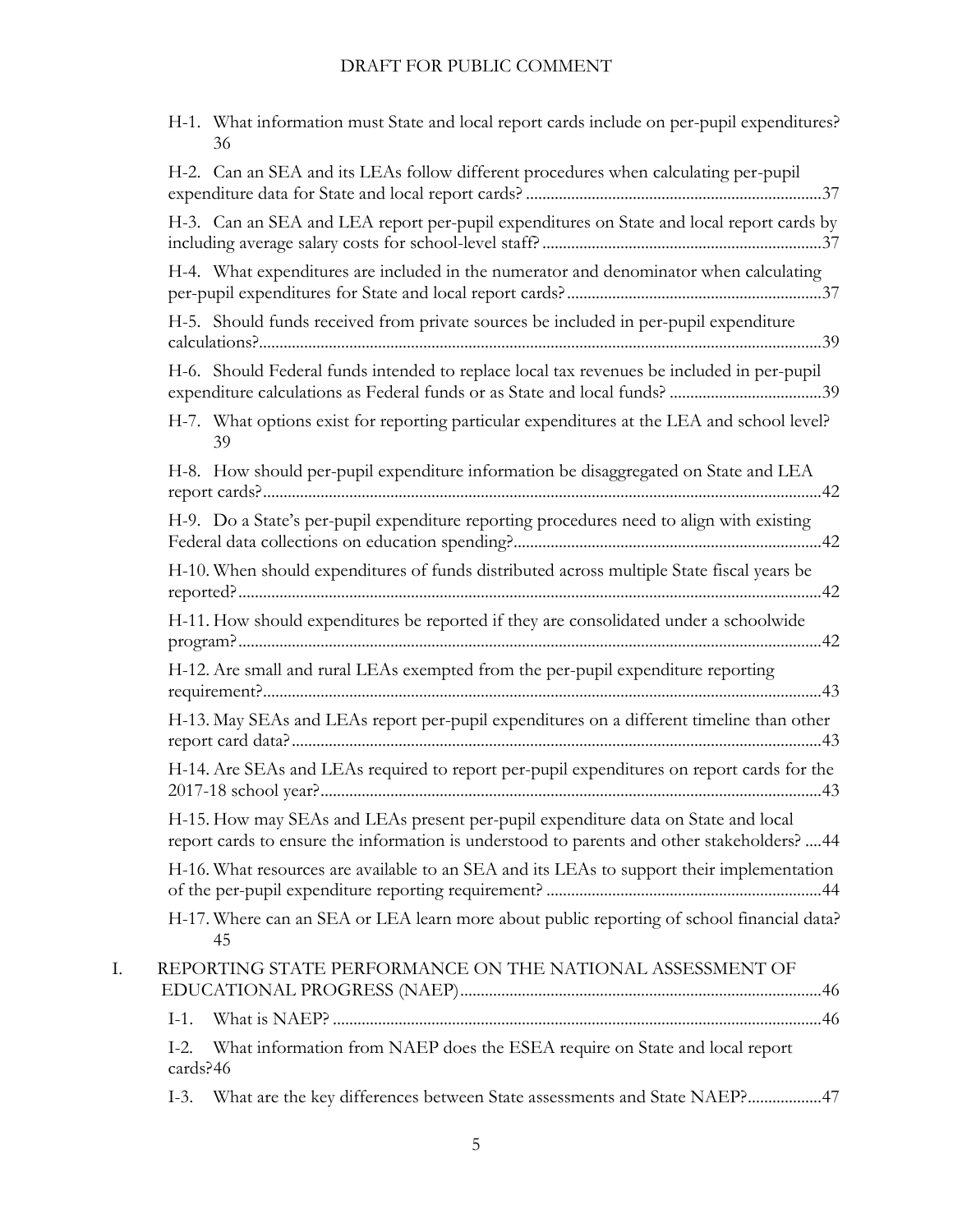H-1. What information must State and local report cards include on per-pupil expenditures? 36

H-2. Can an SEA and its LEAs follow different procedures when calculating per-pupil expenditure data for State and local report cards? ....................................................................37

H-3. Can an SEA and LEA report per-pupil expenditures on State and local report cards by including average salary costs for school-level staff? ..................................................................37

H-4. What expenditures are included in the numerator and denominator when calculating per-pupil expenditures for State and local report cards? ............................................................37

H-5. Should funds received from private sources be included in per-pupil expenditure calculations? .......................................................................................................................................39

H-6. Should Federal funds intended to replace local tax revenues be included in per-pupil expenditure calculations as Federal funds or as State and local funds? ....................................39

H-7. What options exist for reporting particular expenditures at the LEA and school level? 39

H-8. How should per-pupil expenditure information be disaggregated on State and LEA report cards? ......................................................................................................................................42

H-9. Do a State's per-pupil expenditure reporting procedures need to align with existing Federal data collections on education spending? ........................................................................42

H-10. When should expenditures of funds distributed across multiple State fiscal years be reported? ............................................................................................................................................42

H-11. How should expenditures be reported if they are consolidated under a schoolwide program? ............................................................................................................................................42

H-12. Are small and rural LEAs exempted from the per-pupil expenditure reporting requirement? ......................................................................................................................................43

H-13. May SEAs and LEAs report per-pupil expenditures on a different timeline than other report card data? ...............................................................................................................................43

H-14. Are SEAs and LEAs required to report per-pupil expenditures on report cards for the 2017-18 school year? ........................................................................................................................43

H-15. How may SEAs and LEAs present per-pupil expenditure data on State and local report cards to ensure the information is understood to parents and other stakeholders? ....44

H-16. What resources are available to an SEA and its LEAs to support their implementation of the per-pupil expenditure reporting requirement? .................................................................44

H-17. Where can an SEA or LEA learn more about public reporting of school financial data? 45

I. REPORTING STATE PERFORMANCE ON THE NATIONAL ASSESSMENT OF EDUCATIONAL PROGRESS (NAEP) ......................................................................................46

I-1. What is NAEP? .....................................................................................................................46

I-2. What information from NAEP does the ESEA require on State and local report cards? 46

I-3. What are the key differences between State assessments and State NAEP? .................47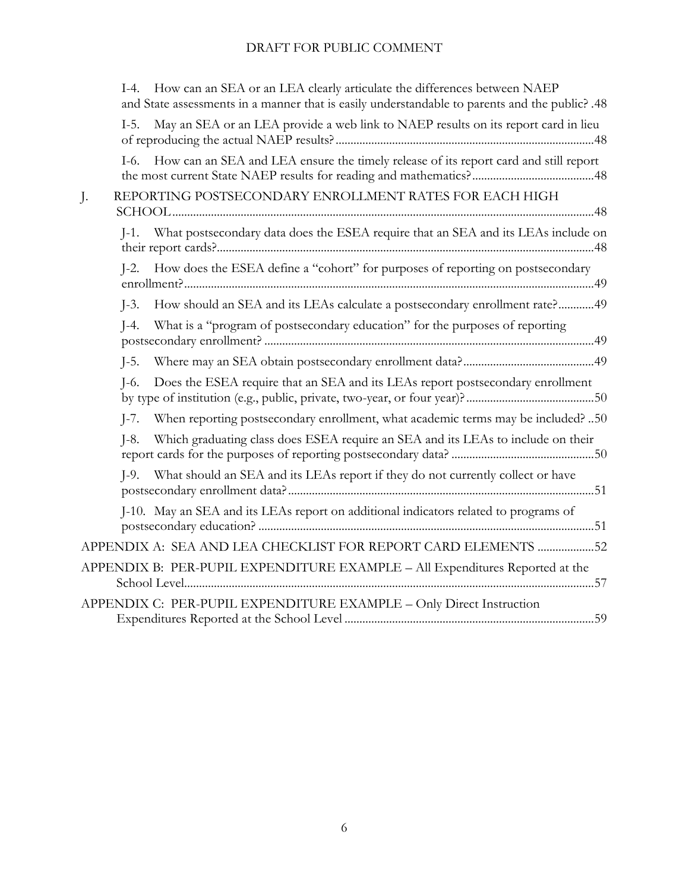I-4. How can an SEA or an LEA clearly articulate the differences between NAEP and State assessments in a manner that is easily understandable to parents and the public? .48

I-5. May an SEA or an LEA provide a web link to NAEP results on its report card in lieu of reproducing the actual NAEP results? ....48

I-6. How can an SEA and LEA ensure the timely release of its report card and still report the most current State NAEP results for reading and mathematics? ....48

J. REPORTING POSTSECONDARY ENROLLMENT RATES FOR EACH HIGH SCHOOL ....48

J-1. What postsecondary data does the ESEA require that an SEA and its LEAs include on their report cards? ....48

J-2. How does the ESEA define a "cohort" for purposes of reporting on postsecondary enrollment? ....49

J-3. How should an SEA and its LEAs calculate a postsecondary enrollment rate? ....49

J-4. What is a "program of postsecondary education" for the purposes of reporting postsecondary enrollment? ....49

J-5. Where may an SEA obtain postsecondary enrollment data? ....49

J-6. Does the ESEA require that an SEA and its LEAs report postsecondary enrollment by type of institution (e.g., public, private, two-year, or four year)? ....50

J-7. When reporting postsecondary enrollment, what academic terms may be included? ..50

J-8. Which graduating class does ESEA require an SEA and its LEAs to include on their report cards for the purposes of reporting postsecondary data? ....50

J-9. What should an SEA and its LEAs report if they do not currently collect or have postsecondary enrollment data? ....51

J-10. May an SEA and its LEAs report on additional indicators related to programs of postsecondary education? ....51

APPENDIX A: SEA AND LEA CHECKLIST FOR REPORT CARD ELEMENTS ....52

APPENDIX B: PER-PUPIL EXPENDITURE EXAMPLE – All Expenditures Reported at the School Level ....57

APPENDIX C: PER-PUPIL EXPENDITURE EXAMPLE – Only Direct Instruction Expenditures Reported at the School Level ....59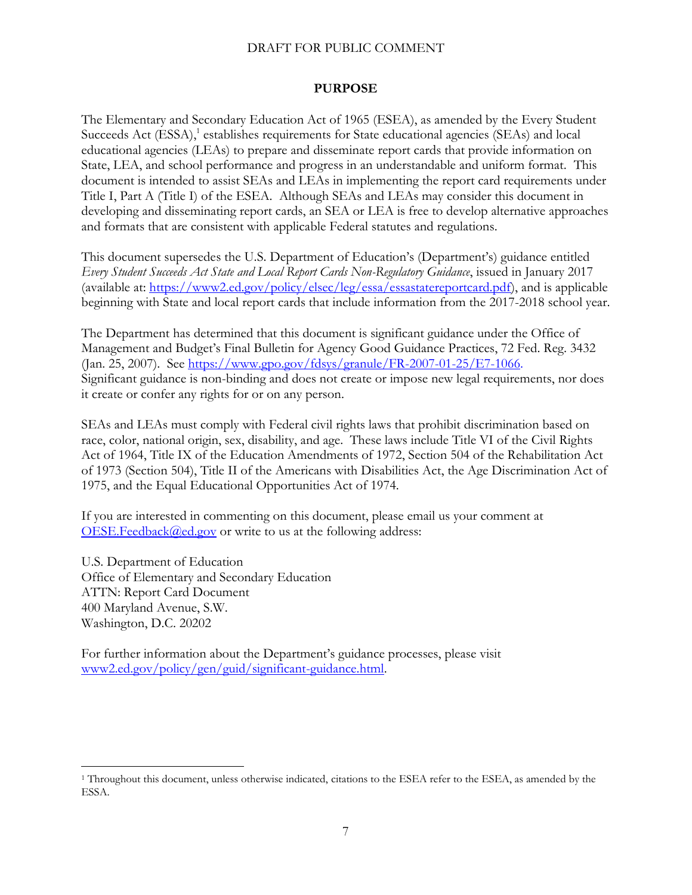## PURPOSE

The Elementary and Secondary Education Act of 1965 (ESEA), as amended by the Every Student Succeeds Act (ESSA),[1] establishes requirements for State educational agencies (SEAs) and local educational agencies (LEAs) to prepare and disseminate report cards that provide information on State, LEA, and school performance and progress in an understandable and uniform format. This document is intended to assist SEAs and LEAs in implementing the report card requirements under Title I, Part A (Title I) of the ESEA. Although SEAs and LEAs may consider this document in developing and disseminating report cards, an SEA or LEA is free to develop alternative approaches and formats that are consistent with applicable Federal statutes and regulations.

This document supersedes the U.S. Department of Education's (Department's) guidance entitled *Every Student Succeeds Act State and Local Report Cards Non-Regulatory Guidance*, issued in January 2017 (available at: https://www2.ed.gov/policy/elsec/leg/essa/essastatereportcard.pdf), and is applicable beginning with State and local report cards that include information from the 2017-2018 school year.

The Department has determined that this document is significant guidance under the Office of Management and Budget's Final Bulletin for Agency Good Guidance Practices, 72 Fed. Reg. 3432 (Jan. 25, 2007). See https://www.gpo.gov/fdsys/granule/FR-2007-01-25/E7-1066. Significant guidance is non-binding and does not create or impose new legal requirements, nor does it create or confer any rights for or on any person.

SEAs and LEAs must comply with Federal civil rights laws that prohibit discrimination based on race, color, national origin, sex, disability, and age. These laws include Title VI of the Civil Rights Act of 1964, Title IX of the Education Amendments of 1972, Section 504 of the Rehabilitation Act of 1973 (Section 504), Title II of the Americans with Disabilities Act, the Age Discrimination Act of 1975, and the Equal Educational Opportunities Act of 1974.

If you are interested in commenting on this document, please email us your comment at OESE.Feedback@ed.gov or write to us at the following address:

U.S. Department of Education
Office of Elementary and Secondary Education
ATTN: Report Card Document
400 Maryland Avenue, S.W.
Washington, D.C. 20202

For further information about the Department's guidance processes, please visit www2.ed.gov/policy/gen/guid/significant-guidance.html.

---

[1] Throughout this document, unless otherwise indicated, citations to the ESEA refer to the ESEA, as amended by the ESSA.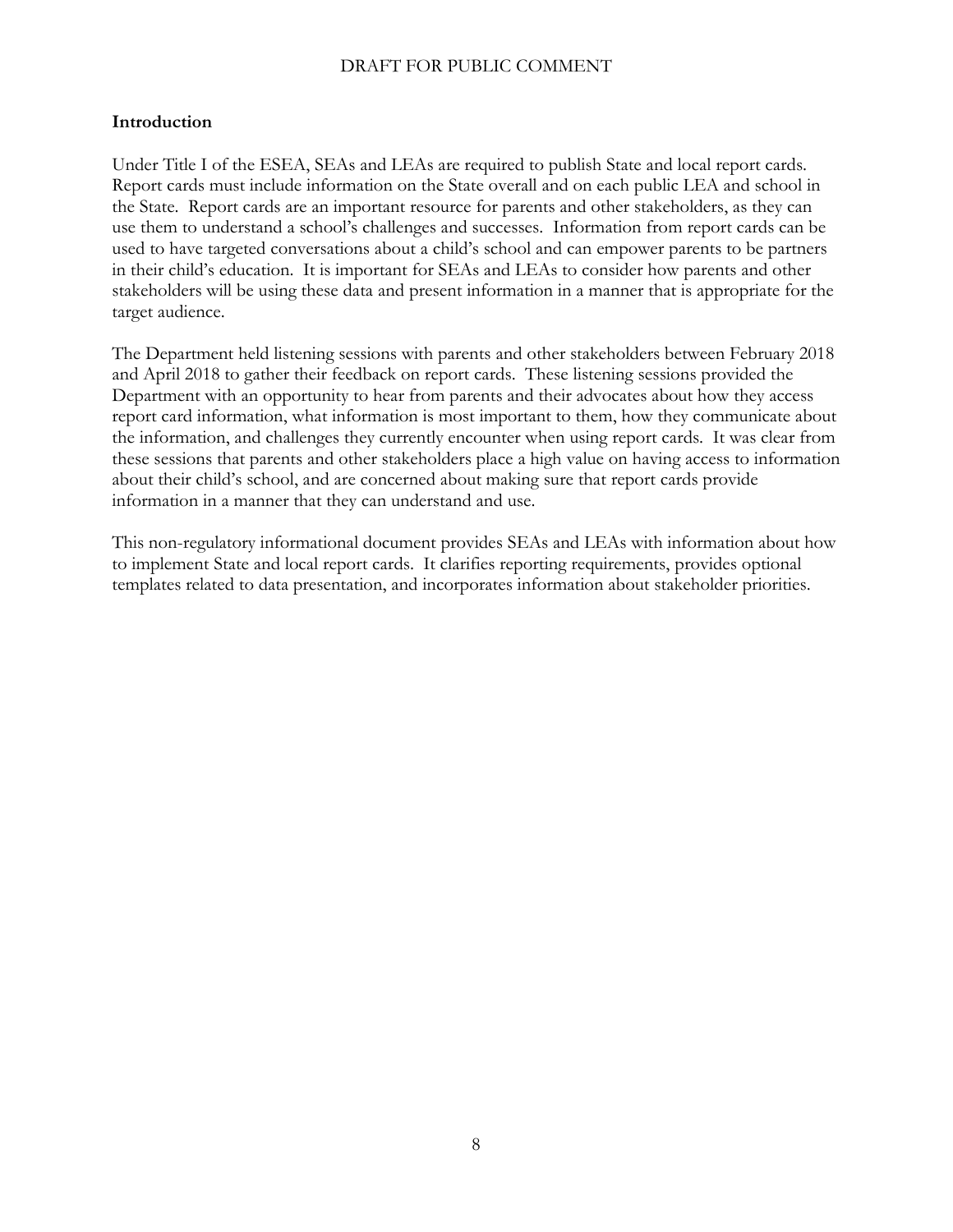## Introduction

Under Title I of the ESEA, SEAs and LEAs are required to publish State and local report cards. Report cards must include information on the State overall and on each public LEA and school in the State. Report cards are an important resource for parents and other stakeholders, as they can use them to understand a school's challenges and successes. Information from report cards can be used to have targeted conversations about a child's school and can empower parents to be partners in their child's education. It is important for SEAs and LEAs to consider how parents and other stakeholders will be using these data and present information in a manner that is appropriate for the target audience.

The Department held listening sessions with parents and other stakeholders between February 2018 and April 2018 to gather their feedback on report cards. These listening sessions provided the Department with an opportunity to hear from parents and their advocates about how they access report card information, what information is most important to them, how they communicate about the information, and challenges they currently encounter when using report cards. It was clear from these sessions that parents and other stakeholders place a high value on having access to information about their child's school, and are concerned about making sure that report cards provide information in a manner that they can understand and use.

This non-regulatory informational document provides SEAs and LEAs with information about how to implement State and local report cards. It clarifies reporting requirements, provides optional templates related to data presentation, and incorporates information about stakeholder priorities.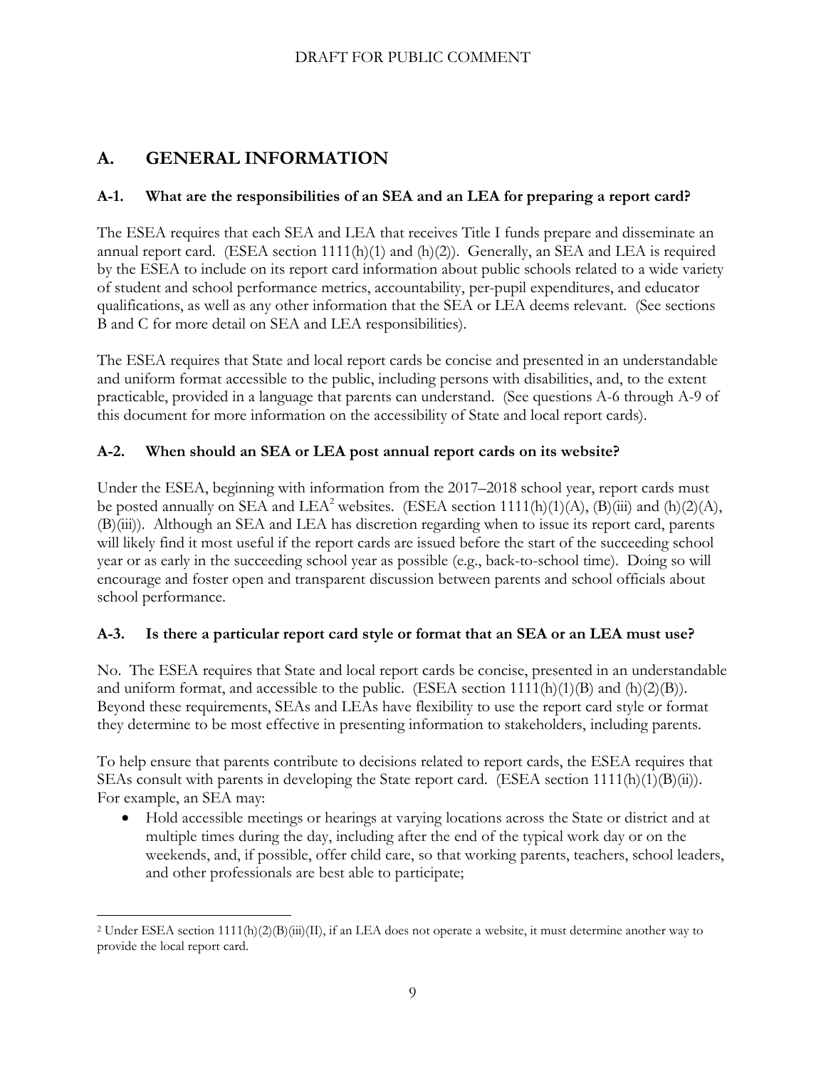## A. GENERAL INFORMATION

### A-1. What are the responsibilities of an SEA and an LEA for preparing a report card?

The ESEA requires that each SEA and LEA that receives Title I funds prepare and disseminate an annual report card. (ESEA section 1111(h)(1) and (h)(2)). Generally, an SEA and LEA is required by the ESEA to include on its report card information about public schools related to a wide variety of student and school performance metrics, accountability, per-pupil expenditures, and educator qualifications, as well as any other information that the SEA or LEA deems relevant. (See sections B and C for more detail on SEA and LEA responsibilities).

The ESEA requires that State and local report cards be concise and presented in an understandable and uniform format accessible to the public, including persons with disabilities, and, to the extent practicable, provided in a language that parents can understand. (See questions A-6 through A-9 of this document for more information on the accessibility of State and local report cards).

### A-2. When should an SEA or LEA post annual report cards on its website?

Under the ESEA, beginning with information from the 2017–2018 school year, report cards must be posted annually on SEA and LEA[2] websites. (ESEA section 1111(h)(1)(A), (B)(iii) and (h)(2)(A), (B)(iii)). Although an SEA and LEA has discretion regarding when to issue its report card, parents will likely find it most useful if the report cards are issued before the start of the succeeding school year or as early in the succeeding school year as possible (e.g., back-to-school time). Doing so will encourage and foster open and transparent discussion between parents and school officials about school performance.

### A-3. Is there a particular report card style or format that an SEA or an LEA must use?

No. The ESEA requires that State and local report cards be concise, presented in an understandable and uniform format, and accessible to the public. (ESEA section 1111(h)(1)(B) and (h)(2)(B)). Beyond these requirements, SEAs and LEAs have flexibility to use the report card style or format they determine to be most effective in presenting information to stakeholders, including parents.

To help ensure that parents contribute to decisions related to report cards, the ESEA requires that SEAs consult with parents in developing the State report card. (ESEA section 1111(h)(1)(B)(ii)). For example, an SEA may:

- Hold accessible meetings or hearings at varying locations across the State or district and at multiple times during the day, including after the end of the typical work day or on the weekends, and, if possible, offer child care, so that working parents, teachers, school leaders, and other professionals are best able to participate;

[2] Under ESEA section 1111(h)(2)(B)(iii)(II), if an LEA does not operate a website, it must determine another way to provide the local report card.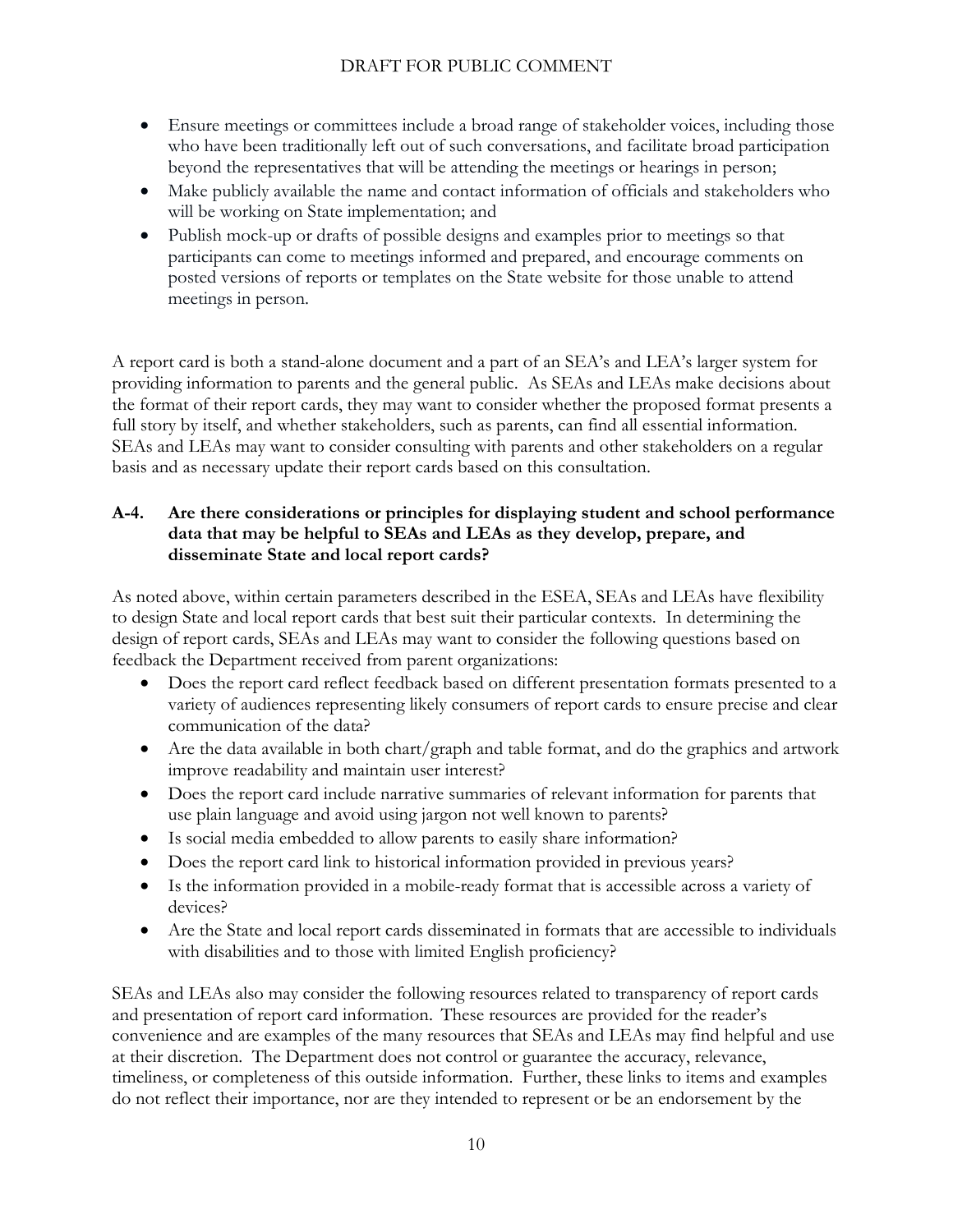- Ensure meetings or committees include a broad range of stakeholder voices, including those who have been traditionally left out of such conversations, and facilitate broad participation beyond the representatives that will be attending the meetings or hearings in person;
- Make publicly available the name and contact information of officials and stakeholders who will be working on State implementation; and
- Publish mock-up or drafts of possible designs and examples prior to meetings so that participants can come to meetings informed and prepared, and encourage comments on posted versions of reports or templates on the State website for those unable to attend meetings in person.

A report card is both a stand-alone document and a part of an SEA's and LEA's larger system for providing information to parents and the general public. As SEAs and LEAs make decisions about the format of their report cards, they may want to consider whether the proposed format presents a full story by itself, and whether stakeholders, such as parents, can find all essential information. SEAs and LEAs may want to consider consulting with parents and other stakeholders on a regular basis and as necessary update their report cards based on this consultation.

**A-4. Are there considerations or principles for displaying student and school performance data that may be helpful to SEAs and LEAs as they develop, prepare, and disseminate State and local report cards?**

As noted above, within certain parameters described in the ESEA, SEAs and LEAs have flexibility to design State and local report cards that best suit their particular contexts. In determining the design of report cards, SEAs and LEAs may want to consider the following questions based on feedback the Department received from parent organizations:

- Does the report card reflect feedback based on different presentation formats presented to a variety of audiences representing likely consumers of report cards to ensure precise and clear communication of the data?
- Are the data available in both chart/graph and table format, and do the graphics and artwork improve readability and maintain user interest?
- Does the report card include narrative summaries of relevant information for parents that use plain language and avoid using jargon not well known to parents?
- Is social media embedded to allow parents to easily share information?
- Does the report card link to historical information provided in previous years?
- Is the information provided in a mobile-ready format that is accessible across a variety of devices?
- Are the State and local report cards disseminated in formats that are accessible to individuals with disabilities and to those with limited English proficiency?

SEAs and LEAs also may consider the following resources related to transparency of report cards and presentation of report card information. These resources are provided for the reader's convenience and are examples of the many resources that SEAs and LEAs may find helpful and use at their discretion. The Department does not control or guarantee the accuracy, relevance, timeliness, or completeness of this outside information. Further, these links to items and examples do not reflect their importance, nor are they intended to represent or be an endorsement by the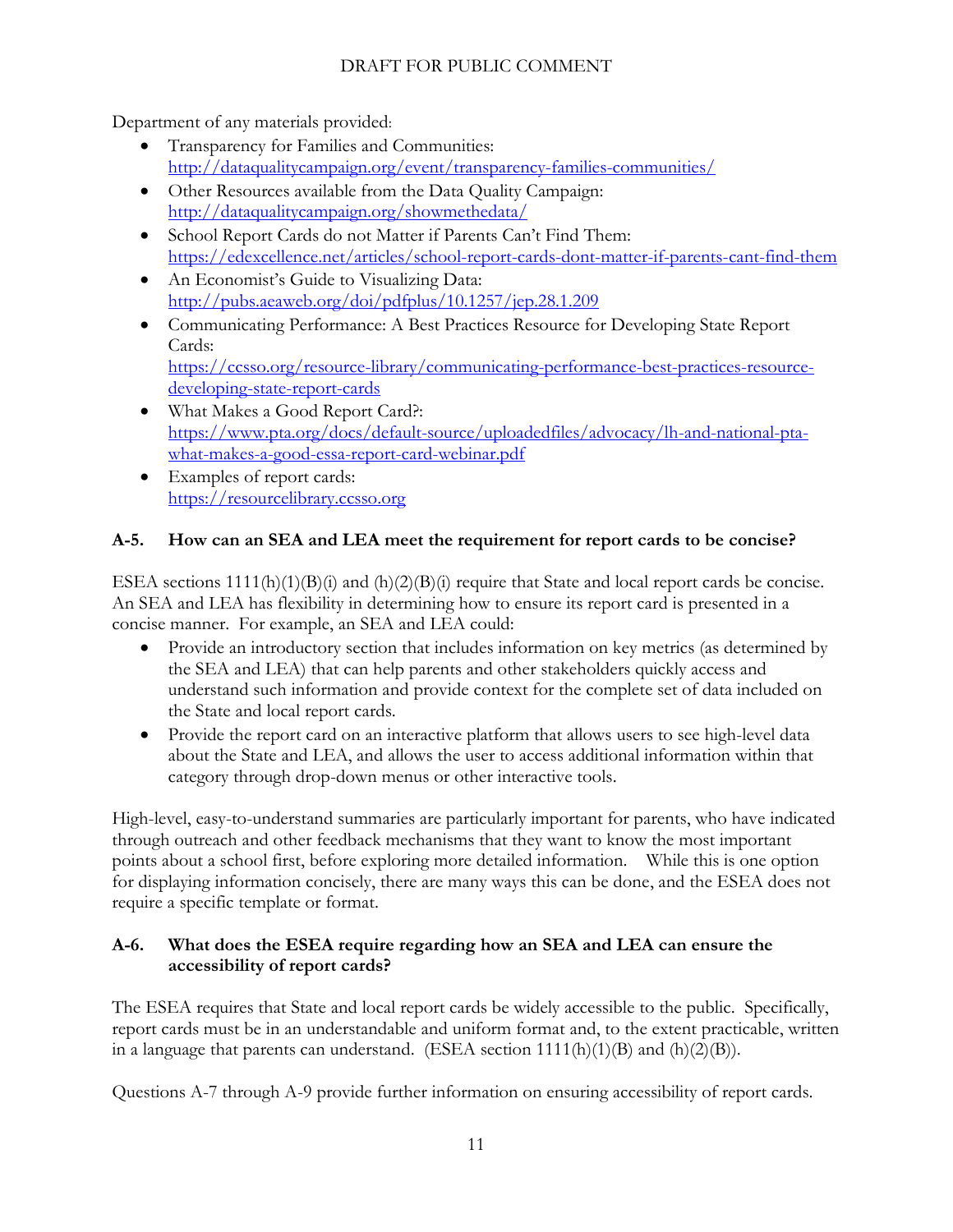Department of any materials provided:

- Transparency for Families and Communities: [http://dataqualitycampaign.org/event/transparency-families-communities/](http://dataqualitycampaign.org/event/transparency-families-communities/)
- Other Resources available from the Data Quality Campaign: [http://dataqualitycampaign.org/showmethedata/](http://dataqualitycampaign.org/showmethedata/)
- School Report Cards do not Matter if Parents Can't Find Them: [https://edexcellence.net/articles/school-report-cards-dont-matter-if-parents-cant-find-them](https://edexcellence.net/articles/school-report-cards-dont-matter-if-parents-cant-find-them)
- An Economist's Guide to Visualizing Data: [http://pubs.aeaweb.org/doi/pdfplus/10.1257/jep.28.1.209](http://pubs.aeaweb.org/doi/pdfplus/10.1257/jep.28.1.209)
- Communicating Performance: A Best Practices Resource for Developing State Report Cards: [https://ccsso.org/resource-library/communicating-performance-best-practices-resource-developing-state-report-cards](https://ccsso.org/resource-library/communicating-performance-best-practices-resource-developing-state-report-cards)
- What Makes a Good Report Card?: [https://www.pta.org/docs/default-source/uploadedfiles/advocacy/lh-and-national-pta-what-makes-a-good-essa-report-card-webinar.pdf](https://www.pta.org/docs/default-source/uploadedfiles/advocacy/lh-and-national-pta-what-makes-a-good-essa-report-card-webinar.pdf)
- Examples of report cards: [https://resourcelibrary.ccsso.org](https://resourcelibrary.ccsso.org)

### A-5. How can an SEA and LEA meet the requirement for report cards to be concise?

ESEA sections 1111(h)(1)(B)(i) and (h)(2)(B)(i) require that State and local report cards be concise. An SEA and LEA has flexibility in determining how to ensure its report card is presented in a concise manner. For example, an SEA and LEA could:

- Provide an introductory section that includes information on key metrics (as determined by the SEA and LEA) that can help parents and other stakeholders quickly access and understand such information and provide context for the complete set of data included on the State and local report cards.
- Provide the report card on an interactive platform that allows users to see high-level data about the State and LEA, and allows the user to access additional information within that category through drop-down menus or other interactive tools.

High-level, easy-to-understand summaries are particularly important for parents, who have indicated through outreach and other feedback mechanisms that they want to know the most important points about a school first, before exploring more detailed information. While this is one option for displaying information concisely, there are many ways this can be done, and the ESEA does not require a specific template or format.

### A-6. What does the ESEA require regarding how an SEA and LEA can ensure the accessibility of report cards?

The ESEA requires that State and local report cards be widely accessible to the public. Specifically, report cards must be in an understandable and uniform format and, to the extent practicable, written in a language that parents can understand. (ESEA section 1111(h)(1)(B) and (h)(2)(B)).

Questions A-7 through A-9 provide further information on ensuring accessibility of report cards.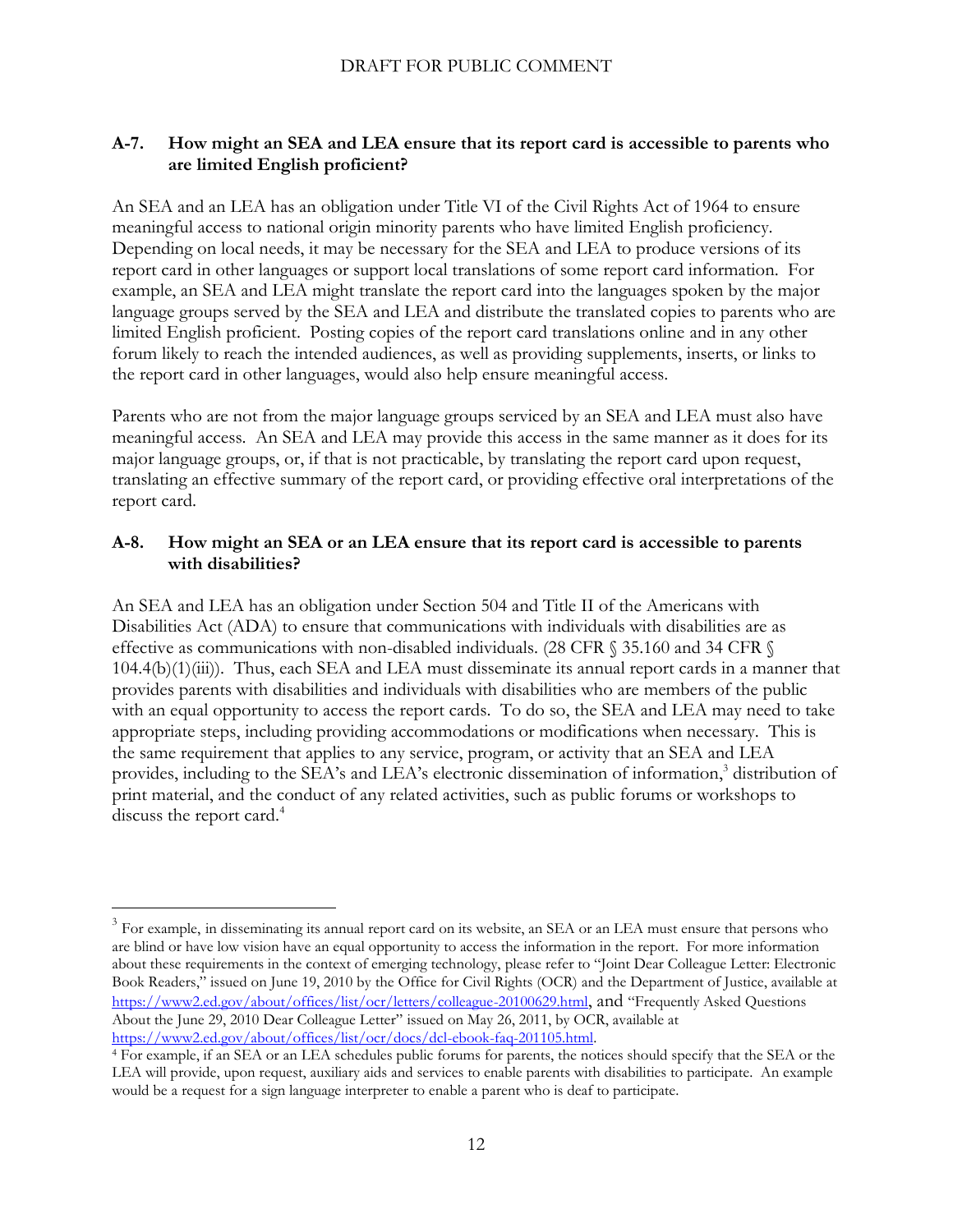### A-7. How might an SEA and LEA ensure that its report card is accessible to parents who are limited English proficient?

An SEA and an LEA has an obligation under Title VI of the Civil Rights Act of 1964 to ensure meaningful access to national origin minority parents who have limited English proficiency. Depending on local needs, it may be necessary for the SEA and LEA to produce versions of its report card in other languages or support local translations of some report card information. For example, an SEA and LEA might translate the report card into the languages spoken by the major language groups served by the SEA and LEA and distribute the translated copies to parents who are limited English proficient. Posting copies of the report card translations online and in any other forum likely to reach the intended audiences, as well as providing supplements, inserts, or links to the report card in other languages, would also help ensure meaningful access.

Parents who are not from the major language groups serviced by an SEA and LEA must also have meaningful access. An SEA and LEA may provide this access in the same manner as it does for its major language groups, or, if that is not practicable, by translating the report card upon request, translating an effective summary of the report card, or providing effective oral interpretations of the report card.

### A-8. How might an SEA or an LEA ensure that its report card is accessible to parents with disabilities?

An SEA and LEA has an obligation under Section 504 and Title II of the Americans with Disabilities Act (ADA) to ensure that communications with individuals with disabilities are as effective as communications with non-disabled individuals. (28 CFR § 35.160 and 34 CFR § 104.4(b)(1)(iii)). Thus, each SEA and LEA must disseminate its annual report cards in a manner that provides parents with disabilities and individuals with disabilities who are members of the public with an equal opportunity to access the report cards. To do so, the SEA and LEA may need to take appropriate steps, including providing accommodations or modifications when necessary. This is the same requirement that applies to any service, program, or activity that an SEA and LEA provides, including to the SEA's and LEA's electronic dissemination of information,[3] distribution of print material, and the conduct of any related activities, such as public forums or workshops to discuss the report card.[4]

---

[3] For example, in disseminating its annual report card on its website, an SEA or an LEA must ensure that persons who are blind or have low vision have an equal opportunity to access the information in the report. For more information about these requirements in the context of emerging technology, please refer to "Joint Dear Colleague Letter: Electronic Book Readers," issued on June 19, 2010 by the Office for Civil Rights (OCR) and the Department of Justice, available at https://www2.ed.gov/about/offices/list/ocr/letters/colleague-20100629.html, and "Frequently Asked Questions About the June 29, 2010 Dear Colleague Letter" issued on May 26, 2011, by OCR, available at https://www2.ed.gov/about/offices/list/ocr/docs/dcl-ebook-faq-201105.html.

[4] For example, if an SEA or an LEA schedules public forums for parents, the notices should specify that the SEA or the LEA will provide, upon request, auxiliary aids and services to enable parents with disabilities to participate. An example would be a request for a sign language interpreter to enable a parent who is deaf to participate.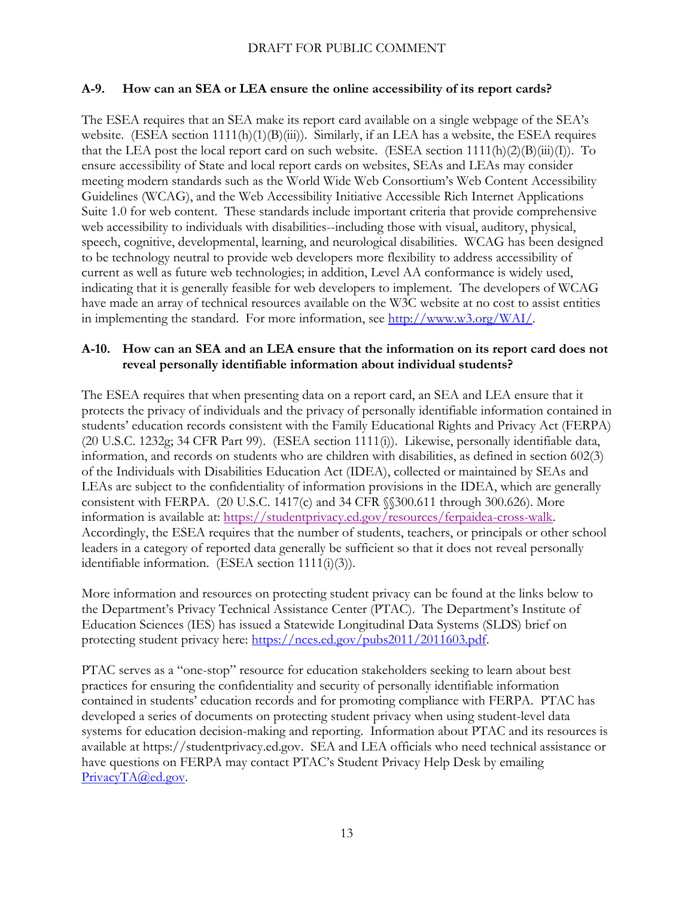### A-9. How can an SEA or LEA ensure the online accessibility of its report cards?

The ESEA requires that an SEA make its report card available on a single webpage of the SEA's website. (ESEA section 1111(h)(1)(B)(iii)). Similarly, if an LEA has a website, the ESEA requires that the LEA post the local report card on such website. (ESEA section 1111(h)(2)(B)(iii)(I)). To ensure accessibility of State and local report cards on websites, SEAs and LEAs may consider meeting modern standards such as the World Wide Web Consortium's Web Content Accessibility Guidelines (WCAG), and the Web Accessibility Initiative Accessible Rich Internet Applications Suite 1.0 for web content. These standards include important criteria that provide comprehensive web accessibility to individuals with disabilities--including those with visual, auditory, physical, speech, cognitive, developmental, learning, and neurological disabilities. WCAG has been designed to be technology neutral to provide web developers more flexibility to address accessibility of current as well as future web technologies; in addition, Level AA conformance is widely used, indicating that it is generally feasible for web developers to implement. The developers of WCAG have made an array of technical resources available on the W3C website at no cost to assist entities in implementing the standard. For more information, see [http://www.w3.org/WAI/](http://www.w3.org/WAI/).

### A-10. How can an SEA and an LEA ensure that the information on its report card does not reveal personally identifiable information about individual students?

The ESEA requires that when presenting data on a report card, an SEA and LEA ensure that it protects the privacy of individuals and the privacy of personally identifiable information contained in students' education records consistent with the Family Educational Rights and Privacy Act (FERPA) (20 U.S.C. 1232g; 34 CFR Part 99). (ESEA section 1111(i)). Likewise, personally identifiable data, information, and records on students who are children with disabilities, as defined in section 602(3) of the Individuals with Disabilities Education Act (IDEA), collected or maintained by SEAs and LEAs are subject to the confidentiality of information provisions in the IDEA, which are generally consistent with FERPA. (20 U.S.C. 1417(c) and 34 CFR §§300.611 through 300.626). More information is available at: [https://studentprivacy.ed.gov/resources/ferpaidea-cross-walk](https://studentprivacy.ed.gov/resources/ferpaidea-cross-walk). Accordingly, the ESEA requires that the number of students, teachers, or principals or other school leaders in a category of reported data generally be sufficient so that it does not reveal personally identifiable information. (ESEA section 1111(i)(3)).

More information and resources on protecting student privacy can be found at the links below to the Department's Privacy Technical Assistance Center (PTAC). The Department's Institute of Education Sciences (IES) has issued a Statewide Longitudinal Data Systems (SLDS) brief on protecting student privacy here: [https://nces.ed.gov/pubs2011/2011603.pdf](https://nces.ed.gov/pubs2011/2011603.pdf).

PTAC serves as a "one-stop" resource for education stakeholders seeking to learn about best practices for ensuring the confidentiality and security of personally identifiable information contained in students' education records and for promoting compliance with FERPA. PTAC has developed a series of documents on protecting student privacy when using student-level data systems for education decision-making and reporting. Information about PTAC and its resources is available at https://studentprivacy.ed.gov. SEA and LEA officials who need technical assistance or have questions on FERPA may contact PTAC's Student Privacy Help Desk by emailing [PrivacyTA@ed.gov](mailto:PrivacyTA@ed.gov).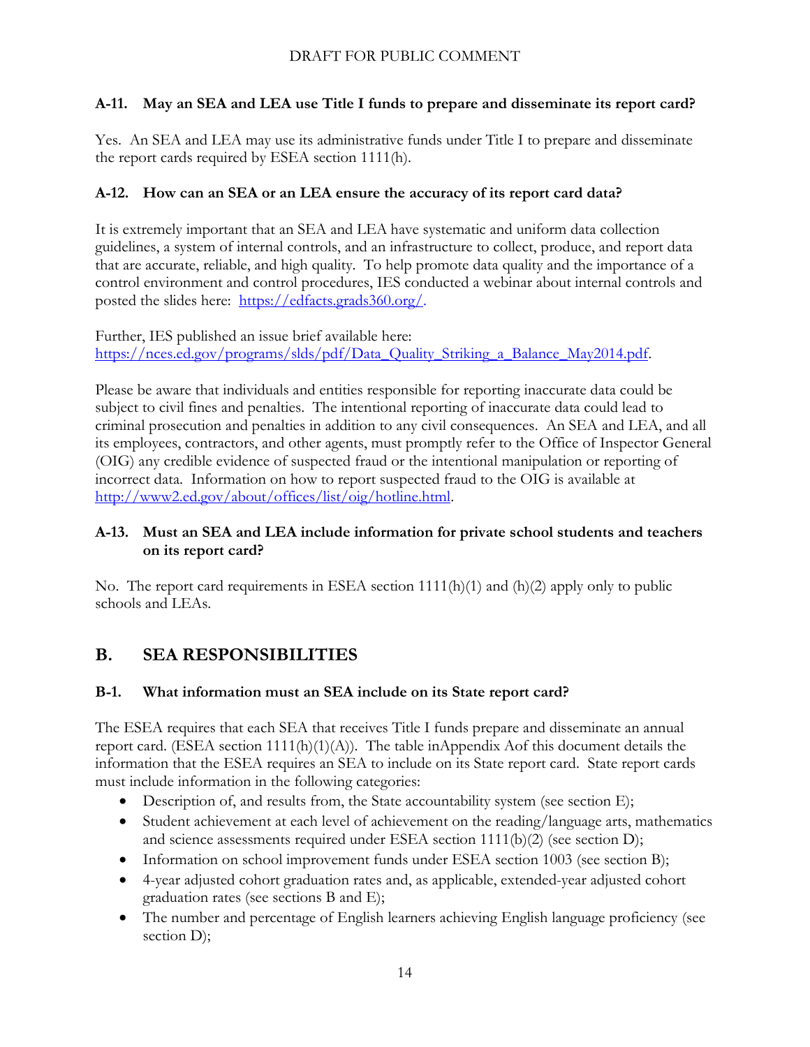### A-11. May an SEA and LEA use Title I funds to prepare and disseminate its report card?

Yes. An SEA and LEA may use its administrative funds under Title I to prepare and disseminate the report cards required by ESEA section 1111(h).

### A-12. How can an SEA or an LEA ensure the accuracy of its report card data?

It is extremely important that an SEA and LEA have systematic and uniform data collection guidelines, a system of internal controls, and an infrastructure to collect, produce, and report data that are accurate, reliable, and high quality. To help promote data quality and the importance of a control environment and control procedures, IES conducted a webinar about internal controls and posted the slides here: [https://edfacts.grads360.org/](https://edfacts.grads360.org/).

Further, IES published an issue brief available here: [https://nces.ed.gov/programs/slds/pdf/Data_Quality_Striking_a_Balance_May2014.pdf](https://nces.ed.gov/programs/slds/pdf/Data_Quality_Striking_a_Balance_May2014.pdf).

Please be aware that individuals and entities responsible for reporting inaccurate data could be subject to civil fines and penalties. The intentional reporting of inaccurate data could lead to criminal prosecution and penalties in addition to any civil consequences. An SEA and LEA, and all its employees, contractors, and other agents, must promptly refer to the Office of Inspector General (OIG) any credible evidence of suspected fraud or the intentional manipulation or reporting of incorrect data. Information on how to report suspected fraud to the OIG is available at [http://www2.ed.gov/about/offices/list/oig/hotline.html](http://www2.ed.gov/about/offices/list/oig/hotline.html).

### A-13. Must an SEA and LEA include information for private school students and teachers on its report card?

No. The report card requirements in ESEA section 1111(h)(1) and (h)(2) apply only to public schools and LEAs.

## B. SEA RESPONSIBILITIES

### B-1. What information must an SEA include on its State report card?

The ESEA requires that each SEA that receives Title I funds prepare and disseminate an annual report card. (ESEA section 1111(h)(1)(A)). The table inAppendix Aof this document details the information that the ESEA requires an SEA to include on its State report card. State report cards must include information in the following categories:

- Description of, and results from, the State accountability system (see section E);
- Student achievement at each level of achievement on the reading/language arts, mathematics and science assessments required under ESEA section 1111(b)(2) (see section D);
- Information on school improvement funds under ESEA section 1003 (see section B);
- 4-year adjusted cohort graduation rates and, as applicable, extended-year adjusted cohort graduation rates (see sections B and E);
- The number and percentage of English learners achieving English language proficiency (see section D);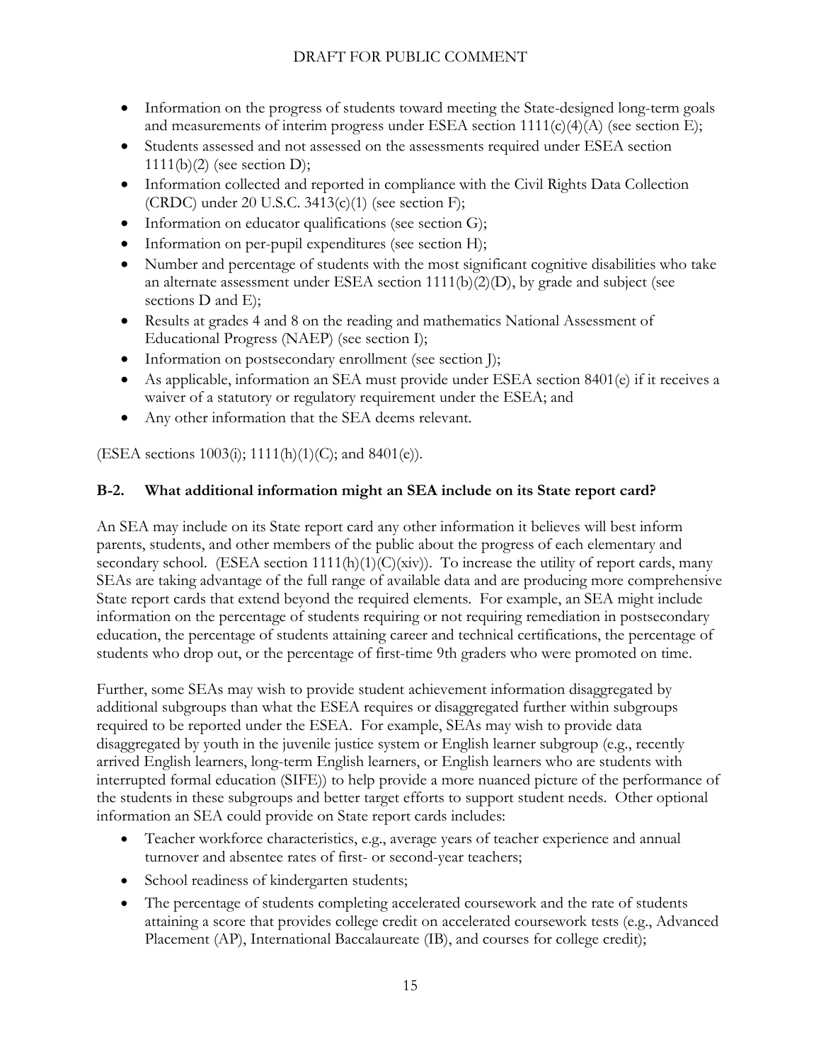- Information on the progress of students toward meeting the State-designed long-term goals and measurements of interim progress under ESEA section 1111(c)(4)(A) (see section E);
- Students assessed and not assessed on the assessments required under ESEA section 1111(b)(2) (see section D);
- Information collected and reported in compliance with the Civil Rights Data Collection (CRDC) under 20 U.S.C. 3413(c)(1) (see section F);
- Information on educator qualifications (see section G);
- Information on per-pupil expenditures (see section H);
- Number and percentage of students with the most significant cognitive disabilities who take an alternate assessment under ESEA section 1111(b)(2)(D), by grade and subject (see sections D and E);
- Results at grades 4 and 8 on the reading and mathematics National Assessment of Educational Progress (NAEP) (see section I);
- Information on postsecondary enrollment (see section J);
- As applicable, information an SEA must provide under ESEA section 8401(e) if it receives a waiver of a statutory or regulatory requirement under the ESEA; and
- Any other information that the SEA deems relevant.

(ESEA sections 1003(i); 1111(h)(1)(C); and 8401(e)).

### B-2. What additional information might an SEA include on its State report card?

An SEA may include on its State report card any other information it believes will best inform parents, students, and other members of the public about the progress of each elementary and secondary school. (ESEA section 1111(h)(1)(C)(xiv)). To increase the utility of report cards, many SEAs are taking advantage of the full range of available data and are producing more comprehensive State report cards that extend beyond the required elements. For example, an SEA might include information on the percentage of students requiring or not requiring remediation in postsecondary education, the percentage of students attaining career and technical certifications, the percentage of students who drop out, or the percentage of first-time 9th graders who were promoted on time.

Further, some SEAs may wish to provide student achievement information disaggregated by additional subgroups than what the ESEA requires or disaggregated further within subgroups required to be reported under the ESEA. For example, SEAs may wish to provide data disaggregated by youth in the juvenile justice system or English learner subgroup (e.g., recently arrived English learners, long-term English learners, or English learners who are students with interrupted formal education (SIFE)) to help provide a more nuanced picture of the performance of the students in these subgroups and better target efforts to support student needs. Other optional information an SEA could provide on State report cards includes:

- Teacher workforce characteristics, e.g., average years of teacher experience and annual turnover and absentee rates of first- or second-year teachers;
- School readiness of kindergarten students;
- The percentage of students completing accelerated coursework and the rate of students attaining a score that provides college credit on accelerated coursework tests (e.g., Advanced Placement (AP), International Baccalaureate (IB), and courses for college credit);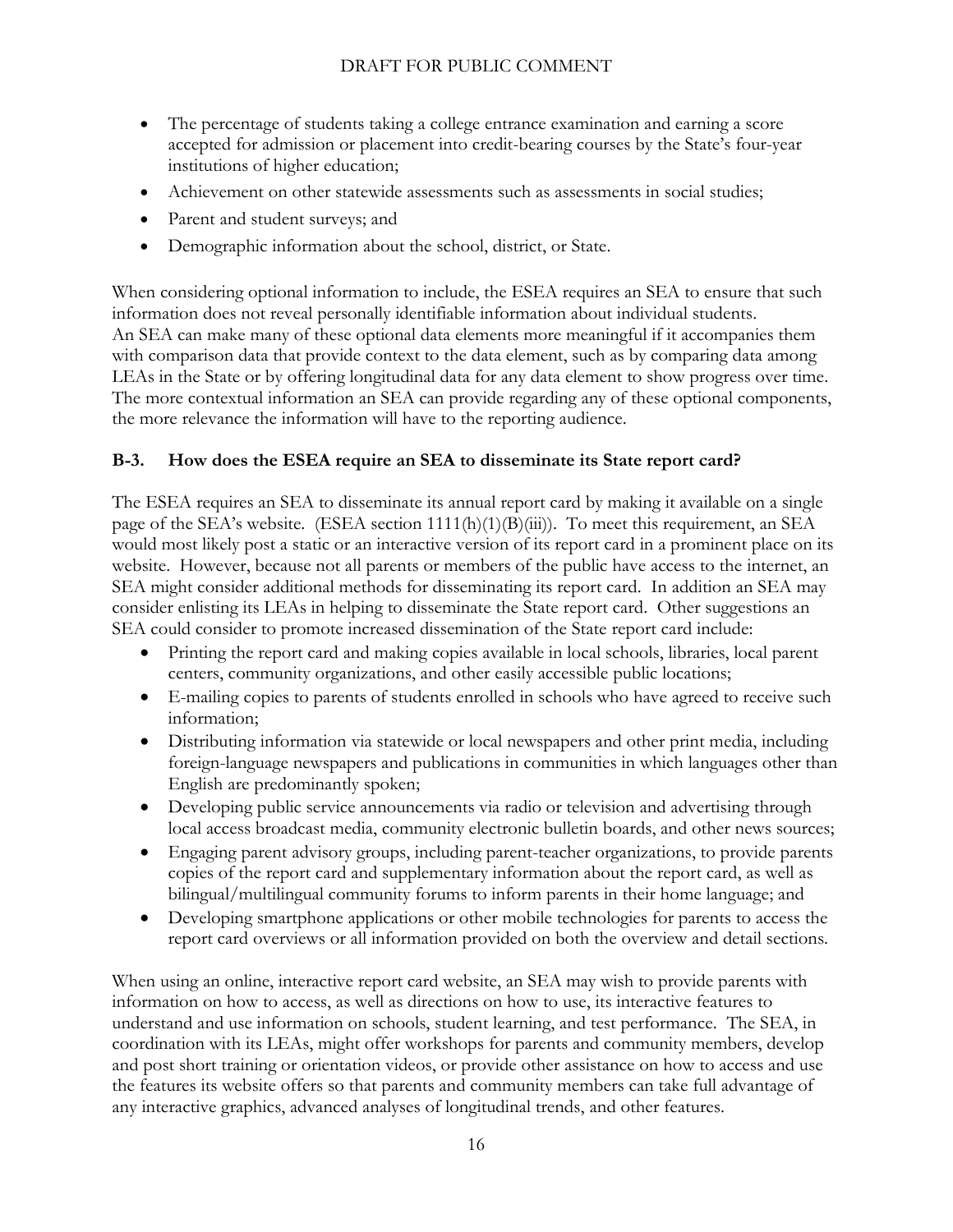- The percentage of students taking a college entrance examination and earning a score accepted for admission or placement into credit-bearing courses by the State's four-year institutions of higher education;
- Achievement on other statewide assessments such as assessments in social studies;
- Parent and student surveys; and
- Demographic information about the school, district, or State.

When considering optional information to include, the ESEA requires an SEA to ensure that such information does not reveal personally identifiable information about individual students. An SEA can make many of these optional data elements more meaningful if it accompanies them with comparison data that provide context to the data element, such as by comparing data among LEAs in the State or by offering longitudinal data for any data element to show progress over time. The more contextual information an SEA can provide regarding any of these optional components, the more relevance the information will have to the reporting audience.

### B-3. How does the ESEA require an SEA to disseminate its State report card?

The ESEA requires an SEA to disseminate its annual report card by making it available on a single page of the SEA's website. (ESEA section 1111(h)(1)(B)(iii)). To meet this requirement, an SEA would most likely post a static or an interactive version of its report card in a prominent place on its website. However, because not all parents or members of the public have access to the internet, an SEA might consider additional methods for disseminating its report card. In addition an SEA may consider enlisting its LEAs in helping to disseminate the State report card. Other suggestions an SEA could consider to promote increased dissemination of the State report card include:

- Printing the report card and making copies available in local schools, libraries, local parent centers, community organizations, and other easily accessible public locations;
- E-mailing copies to parents of students enrolled in schools who have agreed to receive such information;
- Distributing information via statewide or local newspapers and other print media, including foreign-language newspapers and publications in communities in which languages other than English are predominantly spoken;
- Developing public service announcements via radio or television and advertising through local access broadcast media, community electronic bulletin boards, and other news sources;
- Engaging parent advisory groups, including parent-teacher organizations, to provide parents copies of the report card and supplementary information about the report card, as well as bilingual/multilingual community forums to inform parents in their home language; and
- Developing smartphone applications or other mobile technologies for parents to access the report card overviews or all information provided on both the overview and detail sections.

When using an online, interactive report card website, an SEA may wish to provide parents with information on how to access, as well as directions on how to use, its interactive features to understand and use information on schools, student learning, and test performance. The SEA, in coordination with its LEAs, might offer workshops for parents and community members, develop and post short training or orientation videos, or provide other assistance on how to access and use the features its website offers so that parents and community members can take full advantage of any interactive graphics, advanced analyses of longitudinal trends, and other features.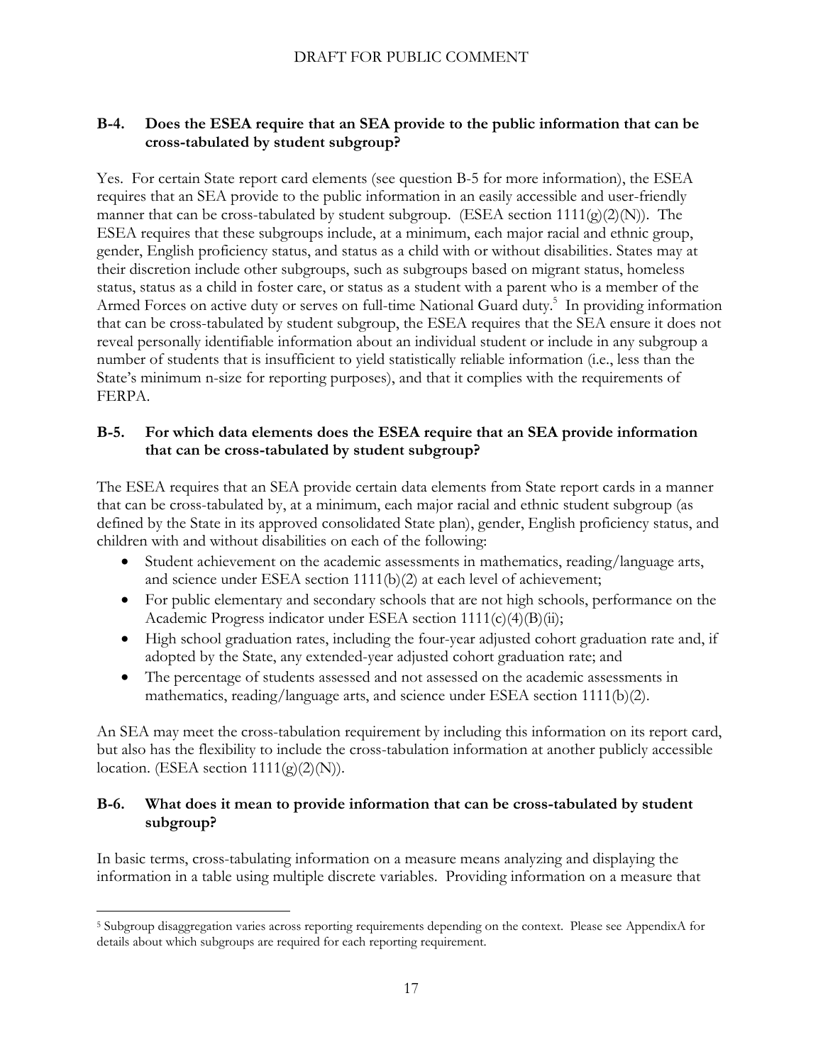### B-4. Does the ESEA require that an SEA provide to the public information that can be cross-tabulated by student subgroup?

Yes. For certain State report card elements (see question B-5 for more information), the ESEA requires that an SEA provide to the public information in an easily accessible and user-friendly manner that can be cross-tabulated by student subgroup. (ESEA section 1111(g)(2)(N)). The ESEA requires that these subgroups include, at a minimum, each major racial and ethnic group, gender, English proficiency status, and status as a child with or without disabilities. States may at their discretion include other subgroups, such as subgroups based on migrant status, homeless status, status as a child in foster care, or status as a student with a parent who is a member of the Armed Forces on active duty or serves on full-time National Guard duty.[5] In providing information that can be cross-tabulated by student subgroup, the ESEA requires that the SEA ensure it does not reveal personally identifiable information about an individual student or include in any subgroup a number of students that is insufficient to yield statistically reliable information (i.e., less than the State's minimum n-size for reporting purposes), and that it complies with the requirements of FERPA.

### B-5. For which data elements does the ESEA require that an SEA provide information that can be cross-tabulated by student subgroup?

The ESEA requires that an SEA provide certain data elements from State report cards in a manner that can be cross-tabulated by, at a minimum, each major racial and ethnic student subgroup (as defined by the State in its approved consolidated State plan), gender, English proficiency status, and children with and without disabilities on each of the following:

- Student achievement on the academic assessments in mathematics, reading/language arts, and science under ESEA section 1111(b)(2) at each level of achievement;
- For public elementary and secondary schools that are not high schools, performance on the Academic Progress indicator under ESEA section 1111(c)(4)(B)(ii);
- High school graduation rates, including the four-year adjusted cohort graduation rate and, if adopted by the State, any extended-year adjusted cohort graduation rate; and
- The percentage of students assessed and not assessed on the academic assessments in mathematics, reading/language arts, and science under ESEA section 1111(b)(2).

An SEA may meet the cross-tabulation requirement by including this information on its report card, but also has the flexibility to include the cross-tabulation information at another publicly accessible location. (ESEA section 1111(g)(2)(N)).

### B-6. What does it mean to provide information that can be cross-tabulated by student subgroup?

In basic terms, cross-tabulating information on a measure means analyzing and displaying the information in a table using multiple discrete variables. Providing information on a measure that

---

[5] Subgroup disaggregation varies across reporting requirements depending on the context. Please see AppendixA for details about which subgroups are required for each reporting requirement.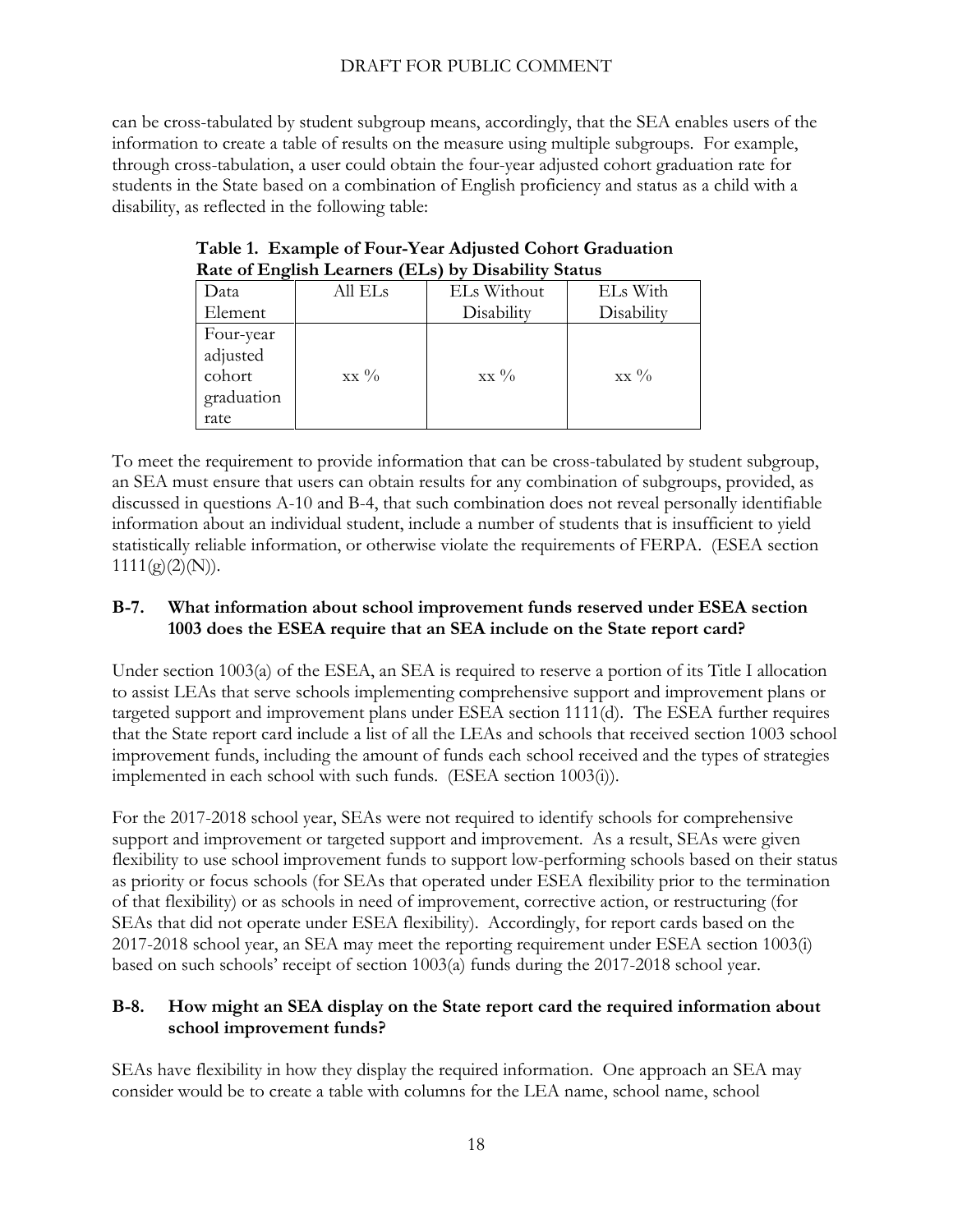can be cross-tabulated by student subgroup means, accordingly, that the SEA enables users of the information to create a table of results on the measure using multiple subgroups. For example, through cross-tabulation, a user could obtain the four-year adjusted cohort graduation rate for students in the State based on a combination of English proficiency and status as a child with a disability, as reflected in the following table:

**Table 1. Example of Four-Year Adjusted Cohort Graduation Rate of English Learners (ELs) by Disability Status**

| Data Element | All ELs | ELs Without Disability | ELs With Disability |
|---|---|---|---|
| Four-year adjusted cohort graduation rate | xx % | xx % | xx % |

To meet the requirement to provide information that can be cross-tabulated by student subgroup, an SEA must ensure that users can obtain results for any combination of subgroups, provided, as discussed in questions A-10 and B-4, that such combination does not reveal personally identifiable information about an individual student, include a number of students that is insufficient to yield statistically reliable information, or otherwise violate the requirements of FERPA. (ESEA section 1111(g)(2)(N)).

### B-7. What information about school improvement funds reserved under ESEA section 1003 does the ESEA require that an SEA include on the State report card?

Under section 1003(a) of the ESEA, an SEA is required to reserve a portion of its Title I allocation to assist LEAs that serve schools implementing comprehensive support and improvement plans or targeted support and improvement plans under ESEA section 1111(d). The ESEA further requires that the State report card include a list of all the LEAs and schools that received section 1003 school improvement funds, including the amount of funds each school received and the types of strategies implemented in each school with such funds. (ESEA section 1003(i)).

For the 2017-2018 school year, SEAs were not required to identify schools for comprehensive support and improvement or targeted support and improvement. As a result, SEAs were given flexibility to use school improvement funds to support low-performing schools based on their status as priority or focus schools (for SEAs that operated under ESEA flexibility prior to the termination of that flexibility) or as schools in need of improvement, corrective action, or restructuring (for SEAs that did not operate under ESEA flexibility). Accordingly, for report cards based on the 2017-2018 school year, an SEA may meet the reporting requirement under ESEA section 1003(i) based on such schools' receipt of section 1003(a) funds during the 2017-2018 school year.

### B-8. How might an SEA display on the State report card the required information about school improvement funds?

SEAs have flexibility in how they display the required information. One approach an SEA may consider would be to create a table with columns for the LEA name, school name, school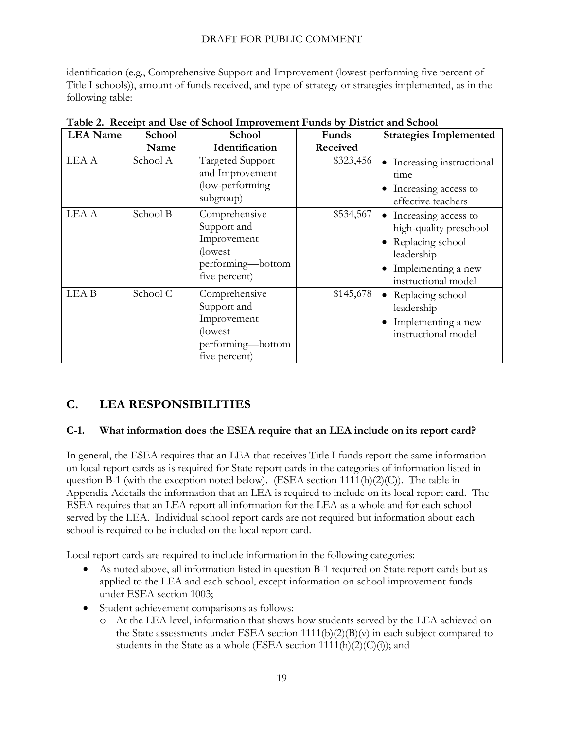identification (e.g., Comprehensive Support and Improvement (lowest-performing five percent of Title I schools)), amount of funds received, and type of strategy or strategies implemented, as in the following table:

**Table 2. Receipt and Use of School Improvement Funds by District and School**

| LEA Name | School Name | School Identification | Funds Received | Strategies Implemented |
|---|---|---|---|---|
| LEA A | School A | Targeted Support and Improvement (low-performing subgroup) | \$323,456 | • Increasing instructional time<br>• Increasing access to effective teachers |
| LEA A | School B | Comprehensive Support and Improvement (lowest performing—bottom five percent) | \$534,567 | • Increasing access to high-quality preschool<br>• Replacing school leadership<br>• Implementing a new instructional model |
| LEA B | School C | Comprehensive Support and Improvement (lowest performing—bottom five percent) | \$145,678 | • Replacing school leadership<br>• Implementing a new instructional model |

## C. LEA RESPONSIBILITIES

### C-1. What information does the ESEA require that an LEA include on its report card?

In general, the ESEA requires that an LEA that receives Title I funds report the same information on local report cards as is required for State report cards in the categories of information listed in question B-1 (with the exception noted below). (ESEA section 1111(h)(2)(C)). The table in Appendix Adetails the information that an LEA is required to include on its local report card. The ESEA requires that an LEA report all information for the LEA as a whole and for each school served by the LEA. Individual school report cards are not required but information about each school is required to be included on the local report card.

Local report cards are required to include information in the following categories:

- As noted above, all information listed in question B-1 required on State report cards but as applied to the LEA and each school, except information on school improvement funds under ESEA section 1003;
- Student achievement comparisons as follows:
  - At the LEA level, information that shows how students served by the LEA achieved on the State assessments under ESEA section 1111(b)(2)(B)(v) in each subject compared to students in the State as a whole (ESEA section 1111(h)(2)(C)(i)); and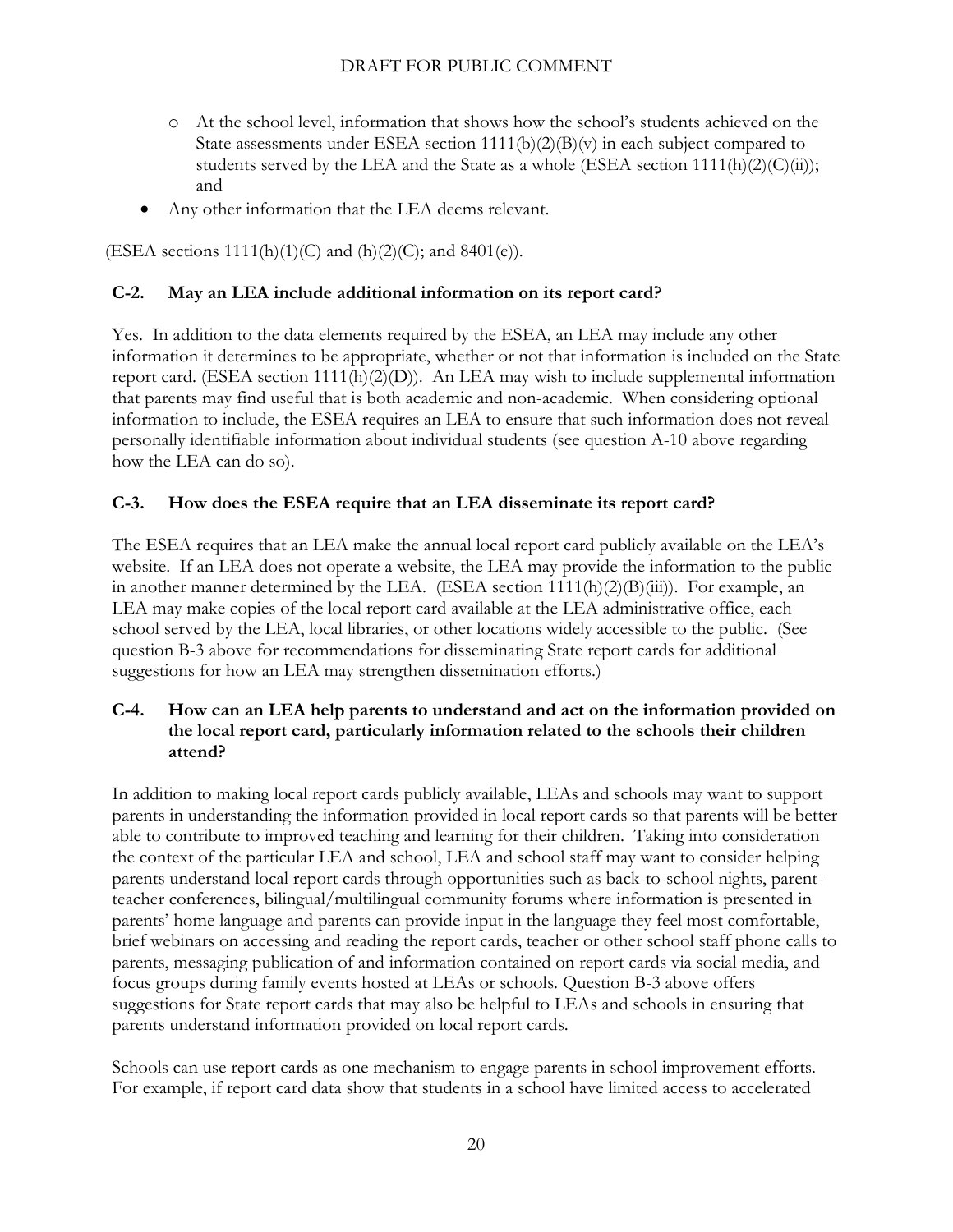- At the school level, information that shows how the school's students achieved on the State assessments under ESEA section 1111(b)(2)(B)(v) in each subject compared to students served by the LEA and the State as a whole (ESEA section 1111(h)(2)(C)(ii)); and
- Any other information that the LEA deems relevant.

(ESEA sections 1111(h)(1)(C) and (h)(2)(C); and 8401(e)).

**C-2. May an LEA include additional information on its report card?**

Yes. In addition to the data elements required by the ESEA, an LEA may include any other information it determines to be appropriate, whether or not that information is included on the State report card. (ESEA section 1111(h)(2)(D)). An LEA may wish to include supplemental information that parents may find useful that is both academic and non-academic. When considering optional information to include, the ESEA requires an LEA to ensure that such information does not reveal personally identifiable information about individual students (see question A-10 above regarding how the LEA can do so).

**C-3. How does the ESEA require that an LEA disseminate its report card?**

The ESEA requires that an LEA make the annual local report card publicly available on the LEA's website. If an LEA does not operate a website, the LEA may provide the information to the public in another manner determined by the LEA. (ESEA section 1111(h)(2)(B)(iii)). For example, an LEA may make copies of the local report card available at the LEA administrative office, each school served by the LEA, local libraries, or other locations widely accessible to the public. (See question B-3 above for recommendations for disseminating State report cards for additional suggestions for how an LEA may strengthen dissemination efforts.)

**C-4. How can an LEA help parents to understand and act on the information provided on the local report card, particularly information related to the schools their children attend?**

In addition to making local report cards publicly available, LEAs and schools may want to support parents in understanding the information provided in local report cards so that parents will be better able to contribute to improved teaching and learning for their children. Taking into consideration the context of the particular LEA and school, LEA and school staff may want to consider helping parents understand local report cards through opportunities such as back-to-school nights, parent-teacher conferences, bilingual/multilingual community forums where information is presented in parents' home language and parents can provide input in the language they feel most comfortable, brief webinars on accessing and reading the report cards, teacher or other school staff phone calls to parents, messaging publication of and information contained on report cards via social media, and focus groups during family events hosted at LEAs or schools. Question B-3 above offers suggestions for State report cards that may also be helpful to LEAs and schools in ensuring that parents understand information provided on local report cards.

Schools can use report cards as one mechanism to engage parents in school improvement efforts. For example, if report card data show that students in a school have limited access to accelerated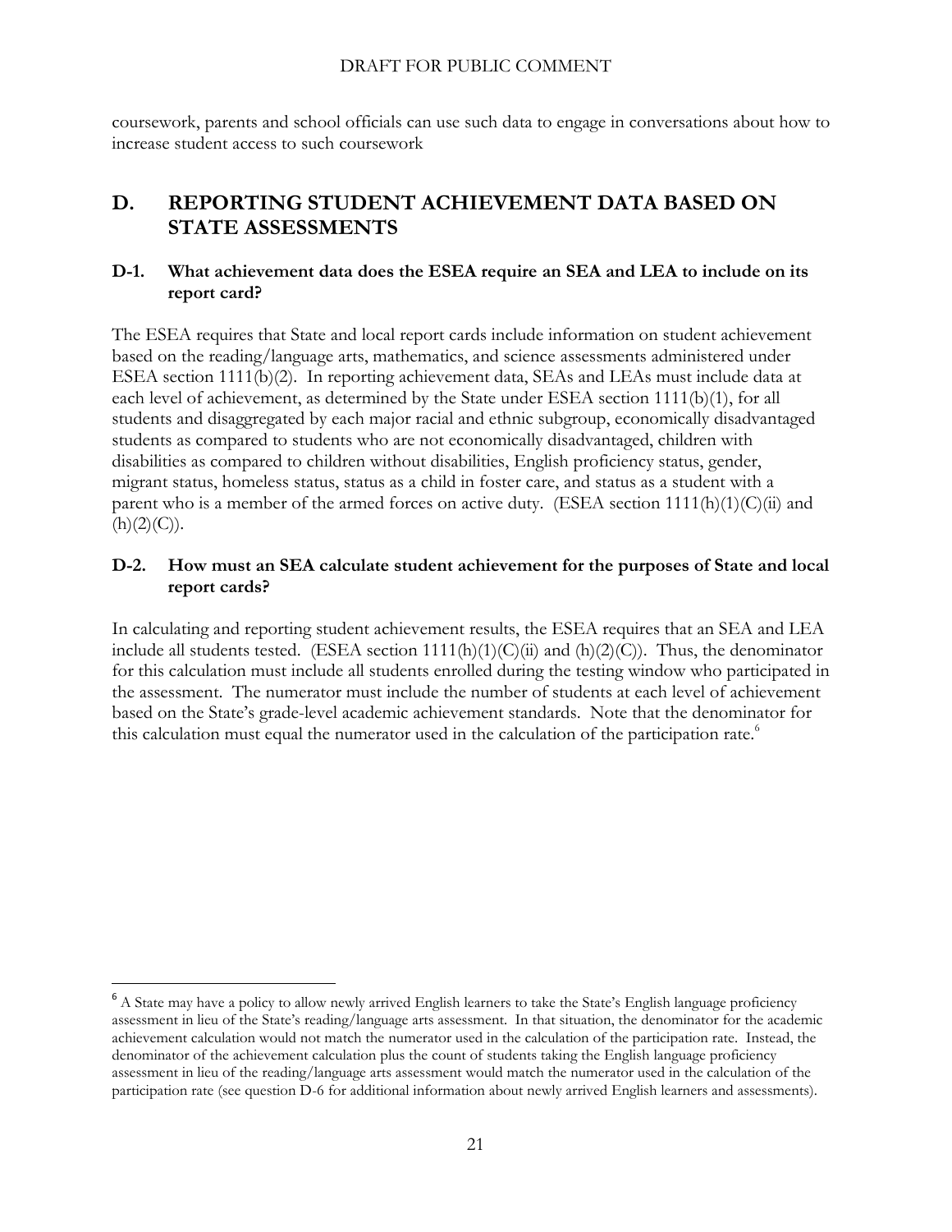coursework, parents and school officials can use such data to engage in conversations about how to increase student access to such coursework

## D. REPORTING STUDENT ACHIEVEMENT DATA BASED ON STATE ASSESSMENTS

### D-1. What achievement data does the ESEA require an SEA and LEA to include on its report card?

The ESEA requires that State and local report cards include information on student achievement based on the reading/language arts, mathematics, and science assessments administered under ESEA section 1111(b)(2). In reporting achievement data, SEAs and LEAs must include data at each level of achievement, as determined by the State under ESEA section 1111(b)(1), for all students and disaggregated by each major racial and ethnic subgroup, economically disadvantaged students as compared to students who are not economically disadvantaged, children with disabilities as compared to children without disabilities, English proficiency status, gender, migrant status, homeless status, status as a child in foster care, and status as a student with a parent who is a member of the armed forces on active duty. (ESEA section 1111(h)(1)(C)(ii) and (h)(2)(C)).

### D-2. How must an SEA calculate student achievement for the purposes of State and local report cards?

In calculating and reporting student achievement results, the ESEA requires that an SEA and LEA include all students tested. (ESEA section 1111(h)(1)(C)(ii) and (h)(2)(C)). Thus, the denominator for this calculation must include all students enrolled during the testing window who participated in the assessment. The numerator must include the number of students at each level of achievement based on the State's grade-level academic achievement standards. Note that the denominator for this calculation must equal the numerator used in the calculation of the participation rate.[6]

[6] A State may have a policy to allow newly arrived English learners to take the State's English language proficiency assessment in lieu of the State's reading/language arts assessment. In that situation, the denominator for the academic achievement calculation would not match the numerator used in the calculation of the participation rate. Instead, the denominator of the achievement calculation plus the count of students taking the English language proficiency assessment in lieu of the reading/language arts assessment would match the numerator used in the calculation of the participation rate (see question D-6 for additional information about newly arrived English learners and assessments).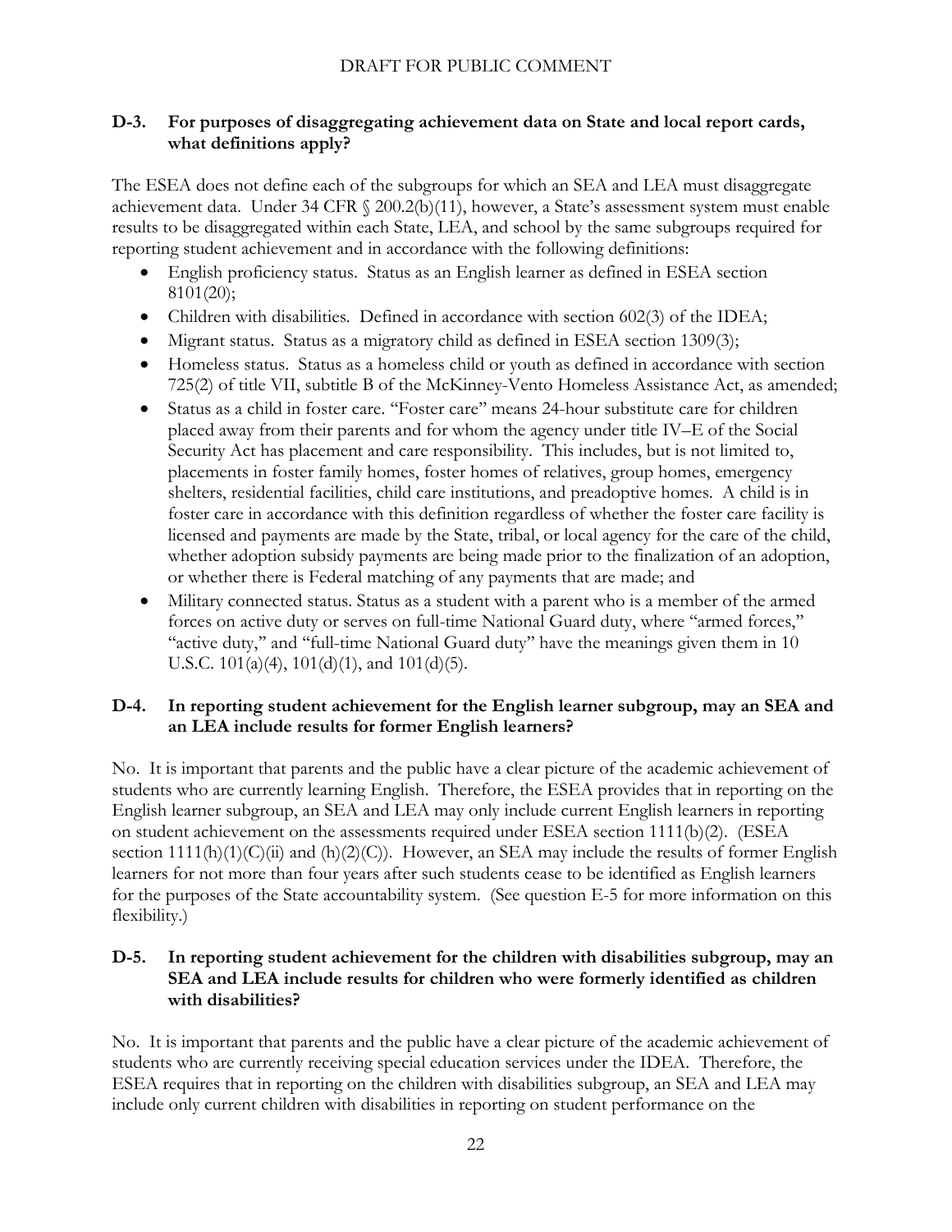### D-3. For purposes of disaggregating achievement data on State and local report cards, what definitions apply?

The ESEA does not define each of the subgroups for which an SEA and LEA must disaggregate achievement data. Under 34 CFR § 200.2(b)(11), however, a State's assessment system must enable results to be disaggregated within each State, LEA, and school by the same subgroups required for reporting student achievement and in accordance with the following definitions:

- English proficiency status. Status as an English learner as defined in ESEA section 8101(20);
- Children with disabilities. Defined in accordance with section 602(3) of the IDEA;
- Migrant status. Status as a migratory child as defined in ESEA section 1309(3);
- Homeless status. Status as a homeless child or youth as defined in accordance with section 725(2) of title VII, subtitle B of the McKinney-Vento Homeless Assistance Act, as amended;
- Status as a child in foster care. "Foster care" means 24-hour substitute care for children placed away from their parents and for whom the agency under title IV–E of the Social Security Act has placement and care responsibility. This includes, but is not limited to, placements in foster family homes, foster homes of relatives, group homes, emergency shelters, residential facilities, child care institutions, and preadoptive homes. A child is in foster care in accordance with this definition regardless of whether the foster care facility is licensed and payments are made by the State, tribal, or local agency for the care of the child, whether adoption subsidy payments are being made prior to the finalization of an adoption, or whether there is Federal matching of any payments that are made; and
- Military connected status. Status as a student with a parent who is a member of the armed forces on active duty or serves on full-time National Guard duty, where "armed forces," "active duty," and "full-time National Guard duty" have the meanings given them in 10 U.S.C. 101(a)(4), 101(d)(1), and 101(d)(5).

### D-4. In reporting student achievement for the English learner subgroup, may an SEA and an LEA include results for former English learners?

No. It is important that parents and the public have a clear picture of the academic achievement of students who are currently learning English. Therefore, the ESEA provides that in reporting on the English learner subgroup, an SEA and LEA may only include current English learners in reporting on student achievement on the assessments required under ESEA section 1111(b)(2). (ESEA section 1111(h)(1)(C)(ii) and (h)(2)(C)). However, an SEA may include the results of former English learners for not more than four years after such students cease to be identified as English learners for the purposes of the State accountability system. (See question E-5 for more information on this flexibility.)

### D-5. In reporting student achievement for the children with disabilities subgroup, may an SEA and LEA include results for children who were formerly identified as children with disabilities?

No. It is important that parents and the public have a clear picture of the academic achievement of students who are currently receiving special education services under the IDEA. Therefore, the ESEA requires that in reporting on the children with disabilities subgroup, an SEA and LEA may include only current children with disabilities in reporting on student performance on the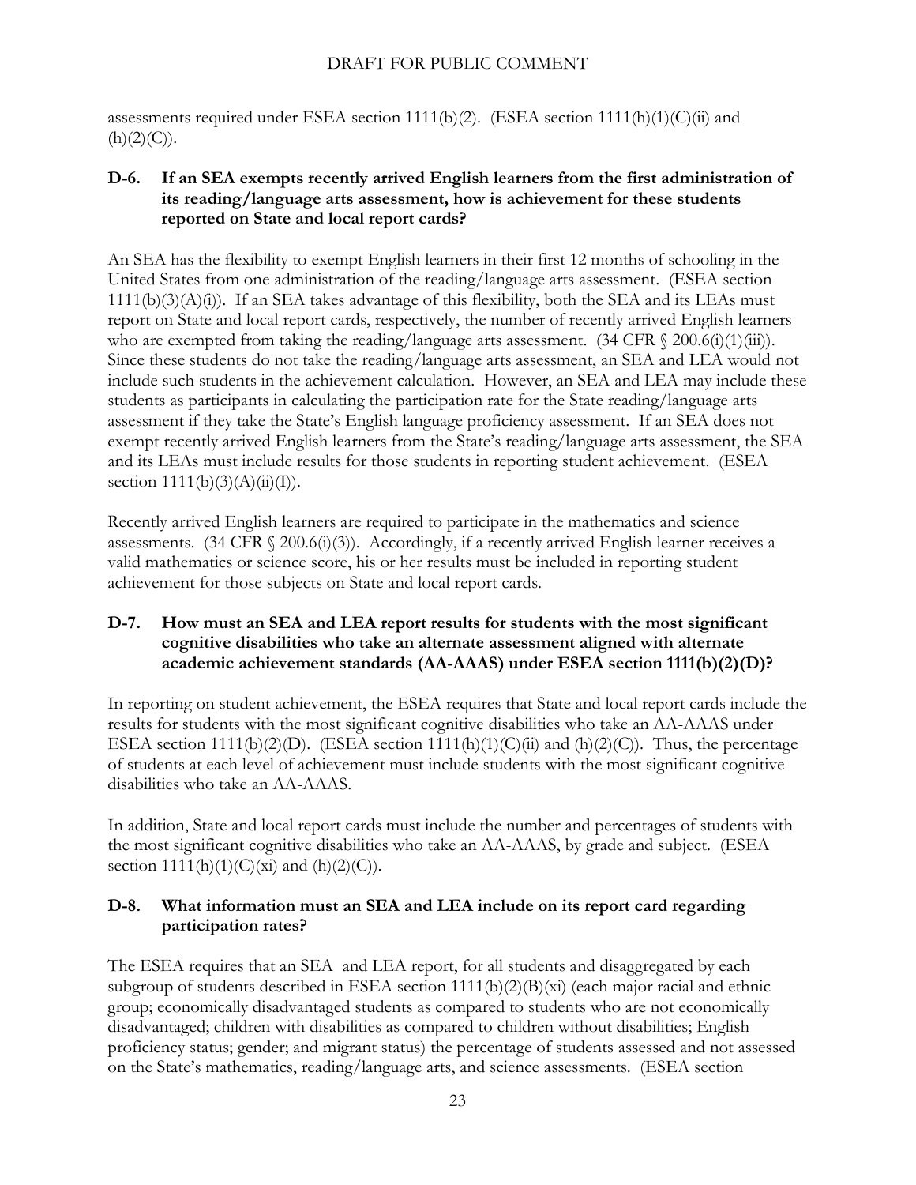assessments required under ESEA section 1111(b)(2). (ESEA section 1111(h)(1)(C)(ii) and (h)(2)(C)).

### D-6. If an SEA exempts recently arrived English learners from the first administration of its reading/language arts assessment, how is achievement for these students reported on State and local report cards?

An SEA has the flexibility to exempt English learners in their first 12 months of schooling in the United States from one administration of the reading/language arts assessment. (ESEA section 1111(b)(3)(A)(i)). If an SEA takes advantage of this flexibility, both the SEA and its LEAs must report on State and local report cards, respectively, the number of recently arrived English learners who are exempted from taking the reading/language arts assessment. (34 CFR § 200.6(i)(1)(iii)). Since these students do not take the reading/language arts assessment, an SEA and LEA would not include such students in the achievement calculation. However, an SEA and LEA may include these students as participants in calculating the participation rate for the State reading/language arts assessment if they take the State's English language proficiency assessment. If an SEA does not exempt recently arrived English learners from the State's reading/language arts assessment, the SEA and its LEAs must include results for those students in reporting student achievement. (ESEA section 1111(b)(3)(A)(ii)(I)).

Recently arrived English learners are required to participate in the mathematics and science assessments. (34 CFR § 200.6(i)(3)). Accordingly, if a recently arrived English learner receives a valid mathematics or science score, his or her results must be included in reporting student achievement for those subjects on State and local report cards.

### D-7. How must an SEA and LEA report results for students with the most significant cognitive disabilities who take an alternate assessment aligned with alternate academic achievement standards (AA-AAAS) under ESEA section 1111(b)(2)(D)?

In reporting on student achievement, the ESEA requires that State and local report cards include the results for students with the most significant cognitive disabilities who take an AA-AAAS under ESEA section 1111(b)(2)(D). (ESEA section 1111(h)(1)(C)(ii) and (h)(2)(C)). Thus, the percentage of students at each level of achievement must include students with the most significant cognitive disabilities who take an AA-AAAS.

In addition, State and local report cards must include the number and percentages of students with the most significant cognitive disabilities who take an AA-AAAS, by grade and subject. (ESEA section 1111(h)(1)(C)(xi) and (h)(2)(C)).

### D-8. What information must an SEA and LEA include on its report card regarding participation rates?

The ESEA requires that an SEA and LEA report, for all students and disaggregated by each subgroup of students described in ESEA section 1111(b)(2)(B)(xi) (each major racial and ethnic group; economically disadvantaged students as compared to students who are not economically disadvantaged; children with disabilities as compared to children without disabilities; English proficiency status; gender; and migrant status) the percentage of students assessed and not assessed on the State's mathematics, reading/language arts, and science assessments. (ESEA section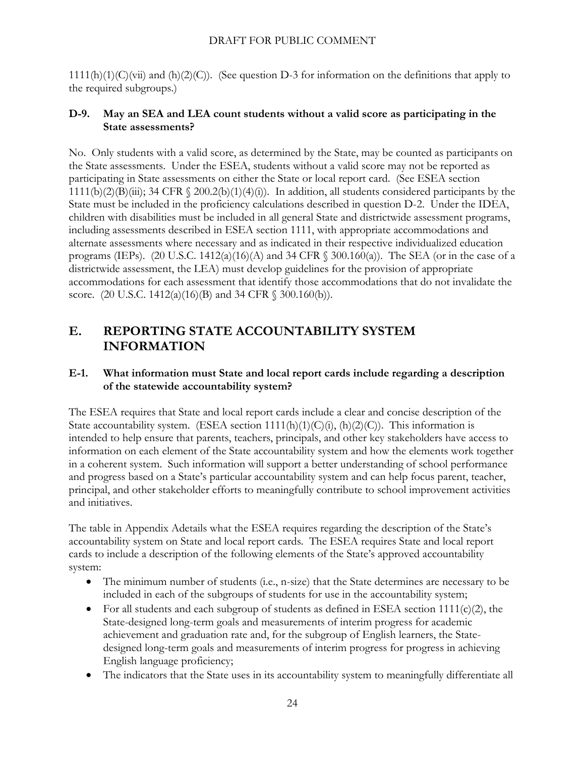1111(h)(1)(C)(vii) and (h)(2)(C)). (See question D-3 for information on the definitions that apply to the required subgroups.)

### D-9. May an SEA and LEA count students without a valid score as participating in the State assessments?

No. Only students with a valid score, as determined by the State, may be counted as participants on the State assessments. Under the ESEA, students without a valid score may not be reported as participating in State assessments on either the State or local report card. (See ESEA section 1111(b)(2)(B)(iii); 34 CFR § 200.2(b)(1)(4)(i)). In addition, all students considered participants by the State must be included in the proficiency calculations described in question D-2. Under the IDEA, children with disabilities must be included in all general State and districtwide assessment programs, including assessments described in ESEA section 1111, with appropriate accommodations and alternate assessments where necessary and as indicated in their respective individualized education programs (IEPs). (20 U.S.C. 1412(a)(16)(A) and 34 CFR § 300.160(a)). The SEA (or in the case of a districtwide assessment, the LEA) must develop guidelines for the provision of appropriate accommodations for each assessment that identify those accommodations that do not invalidate the score. (20 U.S.C. 1412(a)(16)(B) and 34 CFR § 300.160(b)).

## E. REPORTING STATE ACCOUNTABILITY SYSTEM INFORMATION

### E-1. What information must State and local report cards include regarding a description of the statewide accountability system?

The ESEA requires that State and local report cards include a clear and concise description of the State accountability system. (ESEA section 1111(h)(1)(C)(i), (h)(2)(C)). This information is intended to help ensure that parents, teachers, principals, and other key stakeholders have access to information on each element of the State accountability system and how the elements work together in a coherent system. Such information will support a better understanding of school performance and progress based on a State's particular accountability system and can help focus parent, teacher, principal, and other stakeholder efforts to meaningfully contribute to school improvement activities and initiatives.

The table in Appendix Adetails what the ESEA requires regarding the description of the State's accountability system on State and local report cards. The ESEA requires State and local report cards to include a description of the following elements of the State's approved accountability system:

- The minimum number of students (i.e., n-size) that the State determines are necessary to be included in each of the subgroups of students for use in the accountability system;
- For all students and each subgroup of students as defined in ESEA section 1111(c)(2), the State-designed long-term goals and measurements of interim progress for academic achievement and graduation rate and, for the subgroup of English learners, the State-designed long-term goals and measurements of interim progress for progress in achieving English language proficiency;
- The indicators that the State uses in its accountability system to meaningfully differentiate all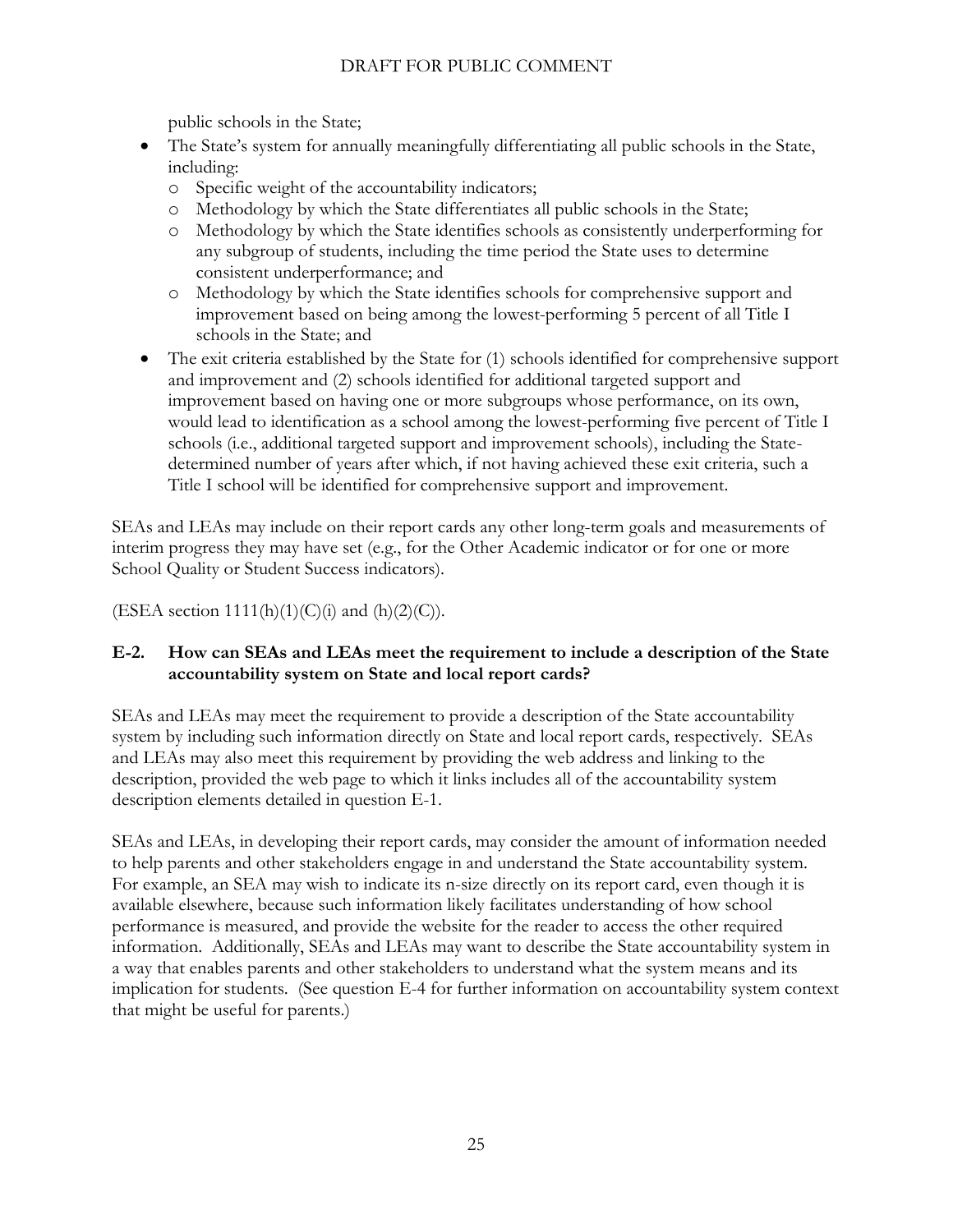public schools in the State;

- The State's system for annually meaningfully differentiating all public schools in the State, including:
  - Specific weight of the accountability indicators;
  - Methodology by which the State differentiates all public schools in the State;
  - Methodology by which the State identifies schools as consistently underperforming for any subgroup of students, including the time period the State uses to determine consistent underperformance; and
  - Methodology by which the State identifies schools for comprehensive support and improvement based on being among the lowest-performing 5 percent of all Title I schools in the State; and
- The exit criteria established by the State for (1) schools identified for comprehensive support and improvement and (2) schools identified for additional targeted support and improvement based on having one or more subgroups whose performance, on its own, would lead to identification as a school among the lowest-performing five percent of Title I schools (i.e., additional targeted support and improvement schools), including the State-determined number of years after which, if not having achieved these exit criteria, such a Title I school will be identified for comprehensive support and improvement.

SEAs and LEAs may include on their report cards any other long-term goals and measurements of interim progress they may have set (e.g., for the Other Academic indicator or for one or more School Quality or Student Success indicators).

(ESEA section 1111(h)(1)(C)(i) and (h)(2)(C)).

### E-2. How can SEAs and LEAs meet the requirement to include a description of the State accountability system on State and local report cards?

SEAs and LEAs may meet the requirement to provide a description of the State accountability system by including such information directly on State and local report cards, respectively. SEAs and LEAs may also meet this requirement by providing the web address and linking to the description, provided the web page to which it links includes all of the accountability system description elements detailed in question E-1.

SEAs and LEAs, in developing their report cards, may consider the amount of information needed to help parents and other stakeholders engage in and understand the State accountability system. For example, an SEA may wish to indicate its n-size directly on its report card, even though it is available elsewhere, because such information likely facilitates understanding of how school performance is measured, and provide the website for the reader to access the other required information. Additionally, SEAs and LEAs may want to describe the State accountability system in a way that enables parents and other stakeholders to understand what the system means and its implication for students. (See question E-4 for further information on accountability system context that might be useful for parents.)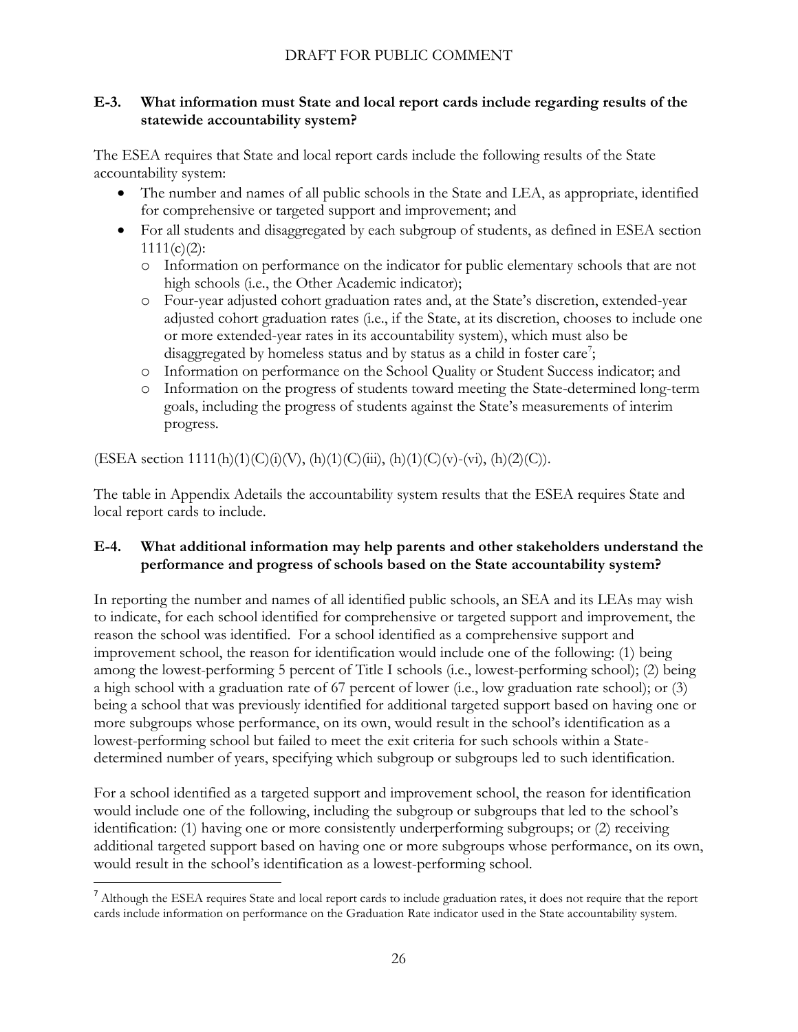### E-3. What information must State and local report cards include regarding results of the statewide accountability system?

The ESEA requires that State and local report cards include the following results of the State accountability system:

- The number and names of all public schools in the State and LEA, as appropriate, identified for comprehensive or targeted support and improvement; and
- For all students and disaggregated by each subgroup of students, as defined in ESEA section 1111(c)(2):
  - Information on performance on the indicator for public elementary schools that are not high schools (i.e., the Other Academic indicator);
  - Four-year adjusted cohort graduation rates and, at the State's discretion, extended-year adjusted cohort graduation rates (i.e., if the State, at its discretion, chooses to include one or more extended-year rates in its accountability system), which must also be disaggregated by homeless status and by status as a child in foster care[7];
  - Information on performance on the School Quality or Student Success indicator; and
  - Information on the progress of students toward meeting the State-determined long-term goals, including the progress of students against the State's measurements of interim progress.

(ESEA section 1111(h)(1)(C)(i)(V), (h)(1)(C)(iii), (h)(1)(C)(v)-(vi), (h)(2)(C)).

The table in Appendix Adetails the accountability system results that the ESEA requires State and local report cards to include.

### E-4. What additional information may help parents and other stakeholders understand the performance and progress of schools based on the State accountability system?

In reporting the number and names of all identified public schools, an SEA and its LEAs may wish to indicate, for each school identified for comprehensive or targeted support and improvement, the reason the school was identified. For a school identified as a comprehensive support and improvement school, the reason for identification would include one of the following: (1) being among the lowest-performing 5 percent of Title I schools (i.e., lowest-performing school); (2) being a high school with a graduation rate of 67 percent of lower (i.e., low graduation rate school); or (3) being a school that was previously identified for additional targeted support based on having one or more subgroups whose performance, on its own, would result in the school's identification as a lowest-performing school but failed to meet the exit criteria for such schools within a State-determined number of years, specifying which subgroup or subgroups led to such identification.

For a school identified as a targeted support and improvement school, the reason for identification would include one of the following, including the subgroup or subgroups that led to the school's identification: (1) having one or more consistently underperforming subgroups; or (2) receiving additional targeted support based on having one or more subgroups whose performance, on its own, would result in the school's identification as a lowest-performing school.

---

[7] Although the ESEA requires State and local report cards to include graduation rates, it does not require that the report cards include information on performance on the Graduation Rate indicator used in the State accountability system.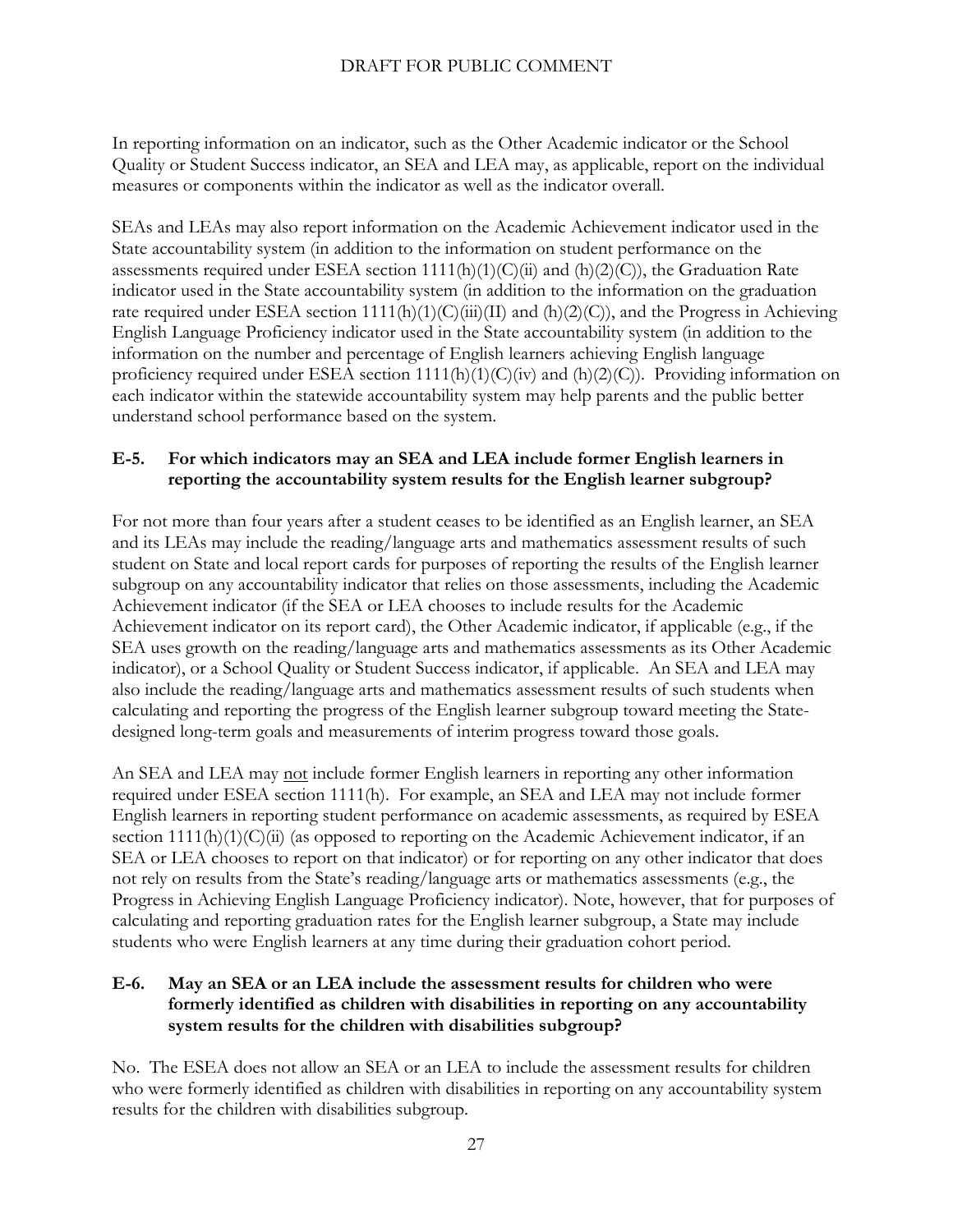In reporting information on an indicator, such as the Other Academic indicator or the School Quality or Student Success indicator, an SEA and LEA may, as applicable, report on the individual measures or components within the indicator as well as the indicator overall.

SEAs and LEAs may also report information on the Academic Achievement indicator used in the State accountability system (in addition to the information on student performance on the assessments required under ESEA section 1111(h)(1)(C)(ii) and (h)(2)(C)), the Graduation Rate indicator used in the State accountability system (in addition to the information on the graduation rate required under ESEA section 1111(h)(1)(C)(iii)(II) and (h)(2)(C)), and the Progress in Achieving English Language Proficiency indicator used in the State accountability system (in addition to the information on the number and percentage of English learners achieving English language proficiency required under ESEA section 1111(h)(1)(C)(iv) and (h)(2)(C)). Providing information on each indicator within the statewide accountability system may help parents and the public better understand school performance based on the system.

**E-5. For which indicators may an SEA and LEA include former English learners in reporting the accountability system results for the English learner subgroup?**

For not more than four years after a student ceases to be identified as an English learner, an SEA and its LEAs may include the reading/language arts and mathematics assessment results of such student on State and local report cards for purposes of reporting the results of the English learner subgroup on any accountability indicator that relies on those assessments, including the Academic Achievement indicator (if the SEA or LEA chooses to include results for the Academic Achievement indicator on its report card), the Other Academic indicator, if applicable (e.g., if the SEA uses growth on the reading/language arts and mathematics assessments as its Other Academic indicator), or a School Quality or Student Success indicator, if applicable. An SEA and LEA may also include the reading/language arts and mathematics assessment results of such students when calculating and reporting the progress of the English learner subgroup toward meeting the State-designed long-term goals and measurements of interim progress toward those goals.

An SEA and LEA may not include former English learners in reporting any other information required under ESEA section 1111(h). For example, an SEA and LEA may not include former English learners in reporting student performance on academic assessments, as required by ESEA section 1111(h)(1)(C)(ii) (as opposed to reporting on the Academic Achievement indicator, if an SEA or LEA chooses to report on that indicator) or for reporting on any other indicator that does not rely on results from the State's reading/language arts or mathematics assessments (e.g., the Progress in Achieving English Language Proficiency indicator). Note, however, that for purposes of calculating and reporting graduation rates for the English learner subgroup, a State may include students who were English learners at any time during their graduation cohort period.

**E-6. May an SEA or an LEA include the assessment results for children who were formerly identified as children with disabilities in reporting on any accountability system results for the children with disabilities subgroup?**

No. The ESEA does not allow an SEA or an LEA to include the assessment results for children who were formerly identified as children with disabilities in reporting on any accountability system results for the children with disabilities subgroup.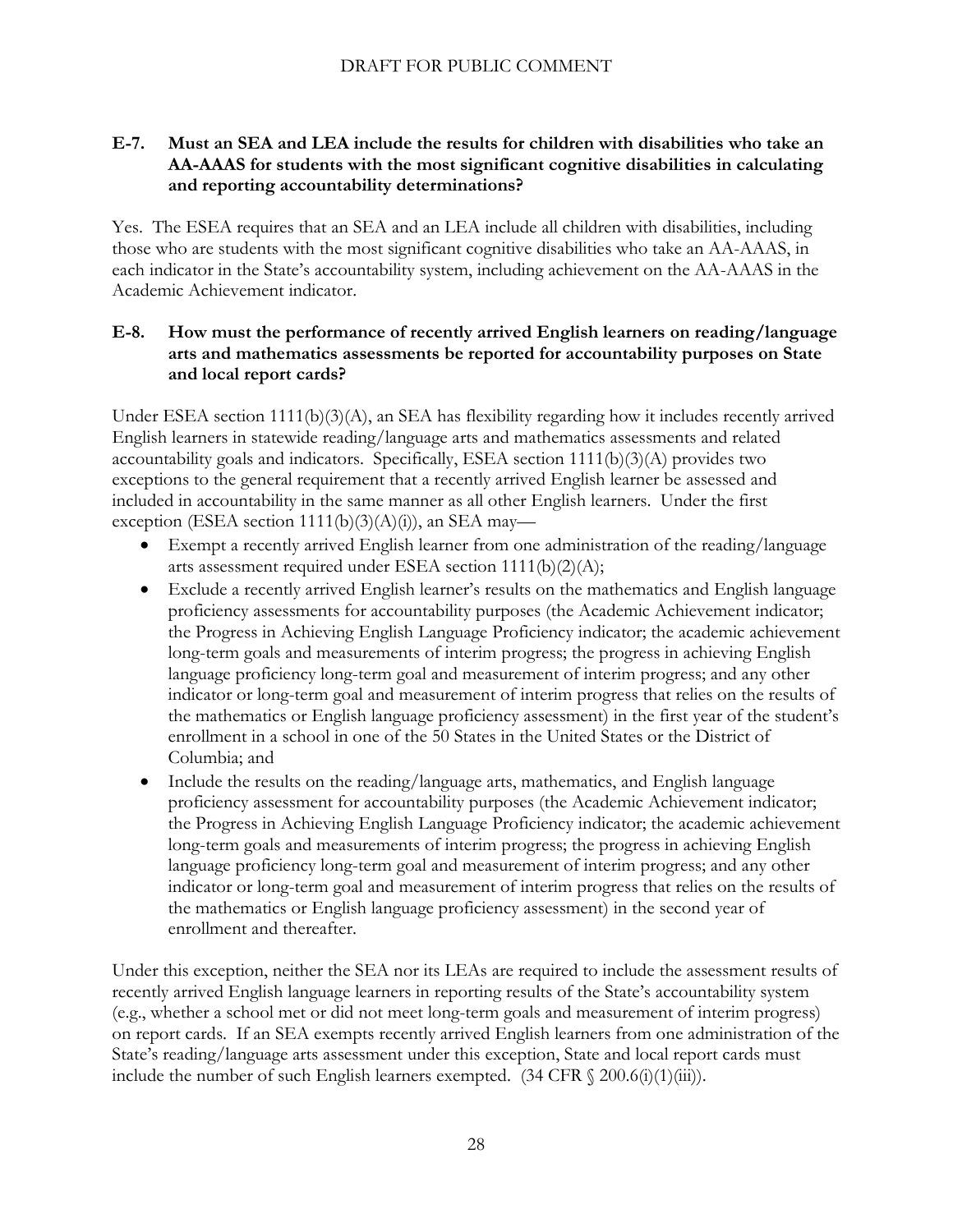### E-7. Must an SEA and LEA include the results for children with disabilities who take an AA-AAAS for students with the most significant cognitive disabilities in calculating and reporting accountability determinations?

Yes. The ESEA requires that an SEA and an LEA include all children with disabilities, including those who are students with the most significant cognitive disabilities who take an AA-AAAS, in each indicator in the State's accountability system, including achievement on the AA-AAAS in the Academic Achievement indicator.

### E-8. How must the performance of recently arrived English learners on reading/language arts and mathematics assessments be reported for accountability purposes on State and local report cards?

Under ESEA section 1111(b)(3)(A), an SEA has flexibility regarding how it includes recently arrived English learners in statewide reading/language arts and mathematics assessments and related accountability goals and indicators. Specifically, ESEA section 1111(b)(3)(A) provides two exceptions to the general requirement that a recently arrived English learner be assessed and included in accountability in the same manner as all other English learners. Under the first exception (ESEA section 1111(b)(3)(A)(i)), an SEA may—

- Exempt a recently arrived English learner from one administration of the reading/language arts assessment required under ESEA section 1111(b)(2)(A);
- Exclude a recently arrived English learner's results on the mathematics and English language proficiency assessments for accountability purposes (the Academic Achievement indicator; the Progress in Achieving English Language Proficiency indicator; the academic achievement long-term goals and measurements of interim progress; the progress in achieving English language proficiency long-term goal and measurement of interim progress; and any other indicator or long-term goal and measurement of interim progress that relies on the results of the mathematics or English language proficiency assessment) in the first year of the student's enrollment in a school in one of the 50 States in the United States or the District of Columbia; and
- Include the results on the reading/language arts, mathematics, and English language proficiency assessment for accountability purposes (the Academic Achievement indicator; the Progress in Achieving English Language Proficiency indicator; the academic achievement long-term goals and measurements of interim progress; the progress in achieving English language proficiency long-term goal and measurement of interim progress; and any other indicator or long-term goal and measurement of interim progress that relies on the results of the mathematics or English language proficiency assessment) in the second year of enrollment and thereafter.

Under this exception, neither the SEA nor its LEAs are required to include the assessment results of recently arrived English language learners in reporting results of the State's accountability system (e.g., whether a school met or did not meet long-term goals and measurement of interim progress) on report cards. If an SEA exempts recently arrived English learners from one administration of the State's reading/language arts assessment under this exception, State and local report cards must include the number of such English learners exempted. (34 CFR § 200.6(i)(1)(iii)).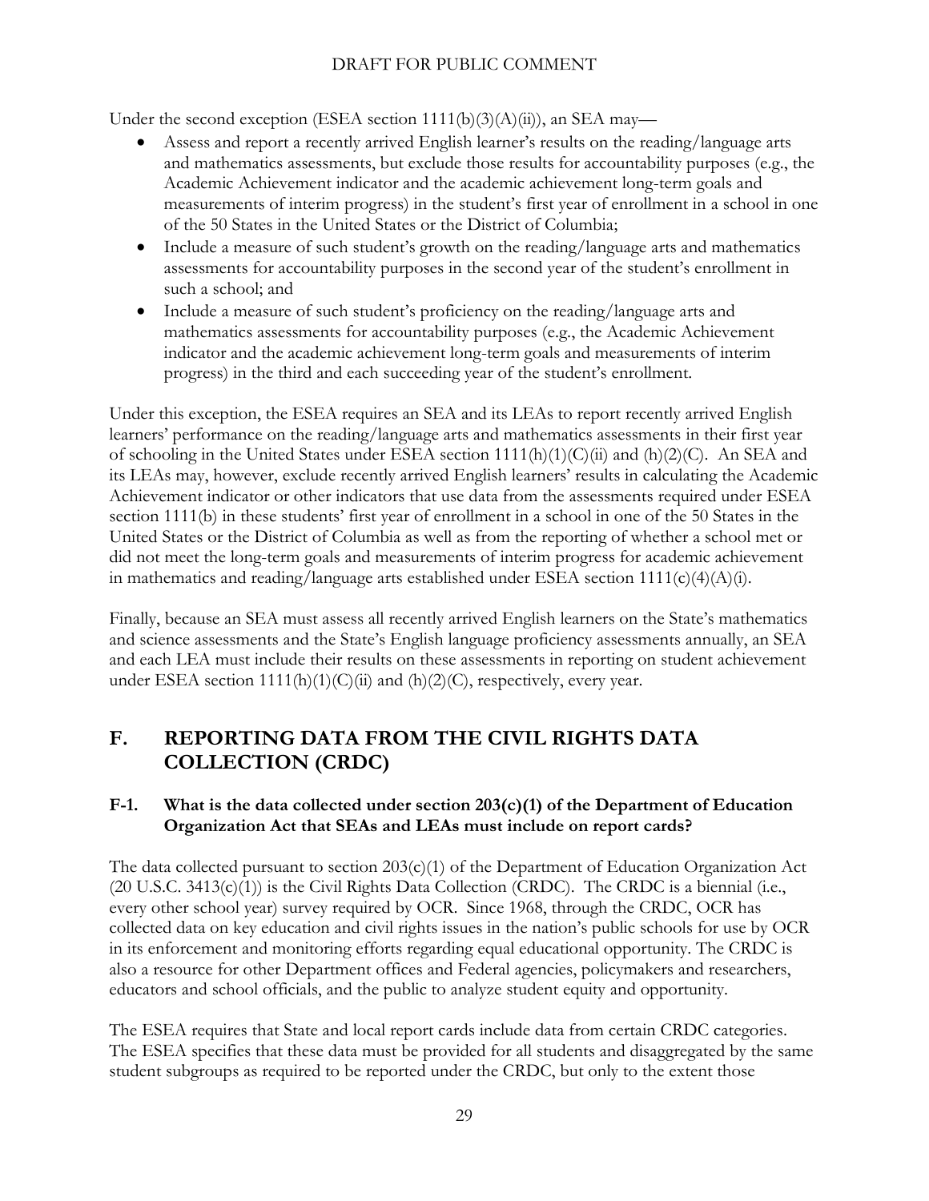Under the second exception (ESEA section 1111(b)(3)(A)(ii)), an SEA may—

- Assess and report a recently arrived English learner's results on the reading/language arts and mathematics assessments, but exclude those results for accountability purposes (e.g., the Academic Achievement indicator and the academic achievement long-term goals and measurements of interim progress) in the student's first year of enrollment in a school in one of the 50 States in the United States or the District of Columbia;
- Include a measure of such student's growth on the reading/language arts and mathematics assessments for accountability purposes in the second year of the student's enrollment in such a school; and
- Include a measure of such student's proficiency on the reading/language arts and mathematics assessments for accountability purposes (e.g., the Academic Achievement indicator and the academic achievement long-term goals and measurements of interim progress) in the third and each succeeding year of the student's enrollment.

Under this exception, the ESEA requires an SEA and its LEAs to report recently arrived English learners' performance on the reading/language arts and mathematics assessments in their first year of schooling in the United States under ESEA section 1111(h)(1)(C)(ii) and (h)(2)(C). An SEA and its LEAs may, however, exclude recently arrived English learners' results in calculating the Academic Achievement indicator or other indicators that use data from the assessments required under ESEA section 1111(b) in these students' first year of enrollment in a school in one of the 50 States in the United States or the District of Columbia as well as from the reporting of whether a school met or did not meet the long-term goals and measurements of interim progress for academic achievement in mathematics and reading/language arts established under ESEA section 1111(c)(4)(A)(i).

Finally, because an SEA must assess all recently arrived English learners on the State's mathematics and science assessments and the State's English language proficiency assessments annually, an SEA and each LEA must include their results on these assessments in reporting on student achievement under ESEA section 1111(h)(1)(C)(ii) and (h)(2)(C), respectively, every year.

## F. REPORTING DATA FROM THE CIVIL RIGHTS DATA COLLECTION (CRDC)

### F-1. What is the data collected under section 203(c)(1) of the Department of Education Organization Act that SEAs and LEAs must include on report cards?

The data collected pursuant to section 203(c)(1) of the Department of Education Organization Act (20 U.S.C. 3413(c)(1)) is the Civil Rights Data Collection (CRDC). The CRDC is a biennial (i.e., every other school year) survey required by OCR. Since 1968, through the CRDC, OCR has collected data on key education and civil rights issues in the nation's public schools for use by OCR in its enforcement and monitoring efforts regarding equal educational opportunity. The CRDC is also a resource for other Department offices and Federal agencies, policymakers and researchers, educators and school officials, and the public to analyze student equity and opportunity.

The ESEA requires that State and local report cards include data from certain CRDC categories. The ESEA specifies that these data must be provided for all students and disaggregated by the same student subgroups as required to be reported under the CRDC, but only to the extent those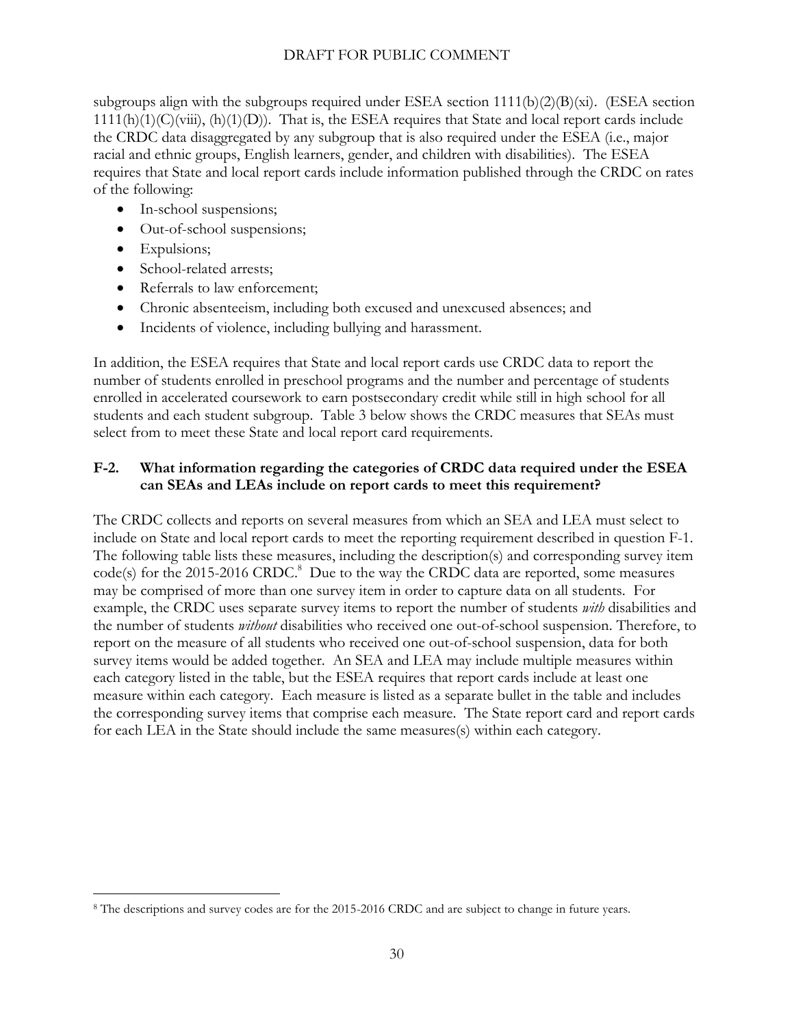subgroups align with the subgroups required under ESEA section 1111(b)(2)(B)(xi). (ESEA section 1111(h)(1)(C)(viii), (h)(1)(D)). That is, the ESEA requires that State and local report cards include the CRDC data disaggregated by any subgroup that is also required under the ESEA (i.e., major racial and ethnic groups, English learners, gender, and children with disabilities). The ESEA requires that State and local report cards include information published through the CRDC on rates of the following:

- In-school suspensions;
- Out-of-school suspensions;
- Expulsions;
- School-related arrests;
- Referrals to law enforcement;
- Chronic absenteeism, including both excused and unexcused absences; and
- Incidents of violence, including bullying and harassment.

In addition, the ESEA requires that State and local report cards use CRDC data to report the number of students enrolled in preschool programs and the number and percentage of students enrolled in accelerated coursework to earn postsecondary credit while still in high school for all students and each student subgroup. Table 3 below shows the CRDC measures that SEAs must select from to meet these State and local report card requirements.

### F-2. What information regarding the categories of CRDC data required under the ESEA can SEAs and LEAs include on report cards to meet this requirement?

The CRDC collects and reports on several measures from which an SEA and LEA must select to include on State and local report cards to meet the reporting requirement described in question F-1. The following table lists these measures, including the description(s) and corresponding survey item code(s) for the 2015-2016 CRDC.[8] Due to the way the CRDC data are reported, some measures may be comprised of more than one survey item in order to capture data on all students. For example, the CRDC uses separate survey items to report the number of students *with* disabilities and the number of students *without* disabilities who received one out-of-school suspension. Therefore, to report on the measure of all students who received one out-of-school suspension, data for both survey items would be added together. An SEA and LEA may include multiple measures within each category listed in the table, but the ESEA requires that report cards include at least one measure within each category. Each measure is listed as a separate bullet in the table and includes the corresponding survey items that comprise each measure. The State report card and report cards for each LEA in the State should include the same measures(s) within each category.

[8] The descriptions and survey codes are for the 2015-2016 CRDC and are subject to change in future years.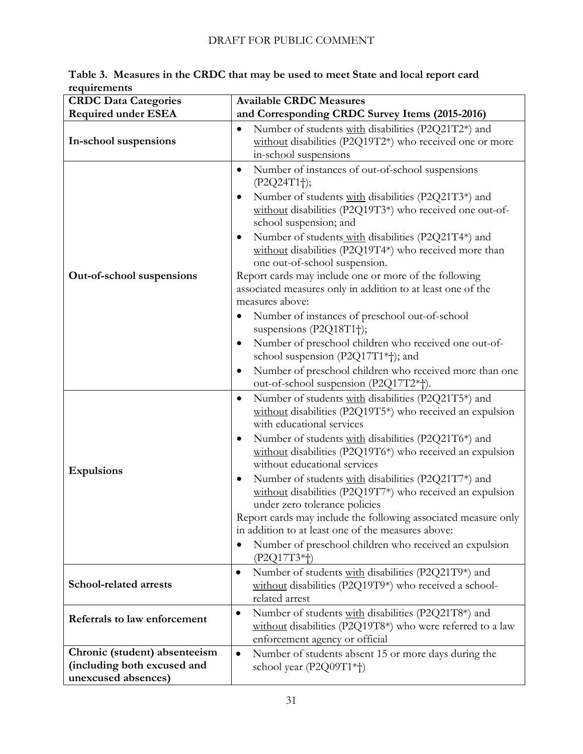**Table 3. Measures in the CRDC that may be used to meet State and local report card requirements**

| CRDC Data Categories Required under ESEA | Available CRDC Measures and Corresponding CRDC Survey Items (2015-2016) |
|---|---|
| **In-school suspensions** | • Number of students <u>with</u> disabilities (P2Q21T2*) and <u>without</u> disabilities (P2Q19T2*) who received one or more in-school suspensions |
| **Out-of-school suspensions** | • Number of instances of out-of-school suspensions (P2Q24T1†);<br>• Number of students <u>with</u> disabilities (P2Q21T3*) and <u>without</u> disabilities (P2Q19T3*) who received one out-of-school suspension; and<br>• Number of students <u>with</u> disabilities (P2Q21T4*) and <u>without</u> disabilities (P2Q19T4*) who received more than one out-of-school suspension.<br>Report cards may include one or more of the following associated measures only in addition to at least one of the measures above:<br>• Number of instances of preschool out-of-school suspensions (P2Q18T1†);<br>• Number of preschool children who received one out-of-school suspension (P2Q17T1*†); and<br>• Number of preschool children who received more than one out-of-school suspension (P2Q17T2*†). |
| **Expulsions** | • Number of students <u>with</u> disabilities (P2Q21T5*) and <u>without</u> disabilities (P2Q19T5*) who received an expulsion with educational services<br>• Number of students <u>with</u> disabilities (P2Q21T6*) and <u>without</u> disabilities (P2Q19T6*) who received an expulsion without educational services<br>• Number of students <u>with</u> disabilities (P2Q21T7*) and <u>without</u> disabilities (P2Q19T7*) who received an expulsion under zero tolerance policies<br>Report cards may include the following associated measure only in addition to at least one of the measures above:<br>• Number of preschool children who received an expulsion (P2Q17T3*†) |
| **School-related arrests** | • Number of students <u>with</u> disabilities (P2Q21T9*) and <u>without</u> disabilities (P2Q19T9*) who received a school-related arrest |
| **Referrals to law enforcement** | • Number of students <u>with</u> disabilities (P2Q21T8*) and <u>without</u> disabilities (P2Q19T8*) who were referred to a law enforcement agency or official |
| **Chronic (student) absenteeism (including both excused and unexcused absences)** | • Number of students absent 15 or more days during the school year (P2Q09T1*†) |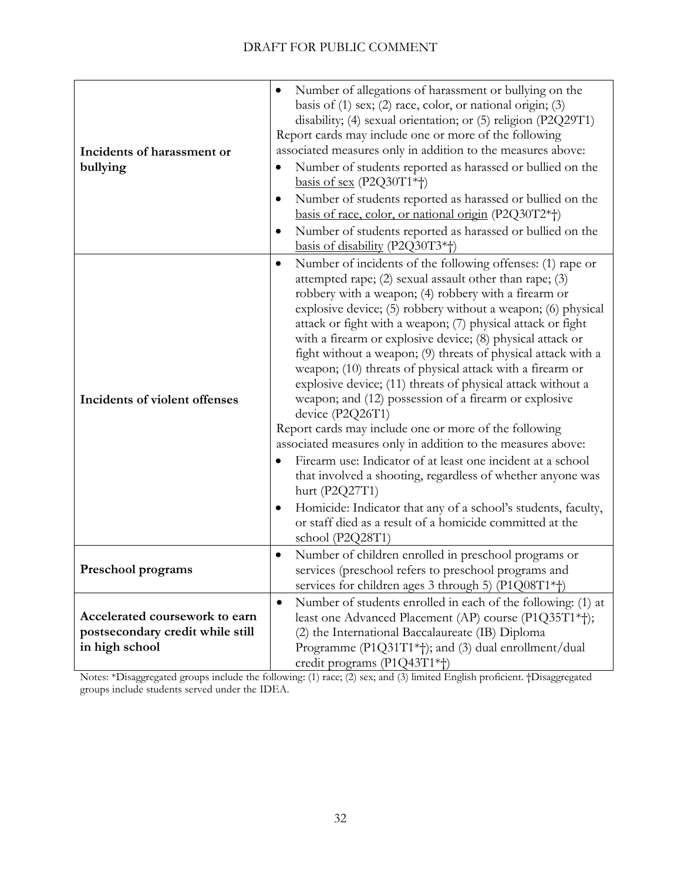| | |
|---|---|
| **Incidents of harassment or bullying** | • Number of allegations of harassment or bullying on the basis of (1) sex; (2) race, color, or national origin; (3) disability; (4) sexual orientation; or (5) religion (P2Q29T1)<br>Report cards may include one or more of the following associated measures only in addition to the measures above:<br>• Number of students reported as harassed or bullied on the <u>basis of sex</u> (P2Q30T1*†)<br>• Number of students reported as harassed or bullied on the <u>basis of race, color, or national origin</u> (P2Q30T2*†)<br>• Number of students reported as harassed or bullied on the <u>basis of disability</u> (P2Q30T3*†) |
| **Incidents of violent offenses** | • Number of incidents of the following offenses: (1) rape or attempted rape; (2) sexual assault other than rape; (3) robbery with a weapon; (4) robbery with a firearm or explosive device; (5) robbery without a weapon; (6) physical attack or fight with a weapon; (7) physical attack or fight with a firearm or explosive device; (8) physical attack or fight without a weapon; (9) threats of physical attack with a weapon; (10) threats of physical attack with a firearm or explosive device; (11) threats of physical attack without a weapon; and (12) possession of a firearm or explosive device (P2Q26T1)<br>Report cards may include one or more of the following associated measures only in addition to the measures above:<br>• Firearm use: Indicator of at least one incident at a school that involved a shooting, regardless of whether anyone was hurt (P2Q27T1)<br>• Homicide: Indicator that any of a school's students, faculty, or staff died as a result of a homicide committed at the school (P2Q28T1) |
| **Preschool programs** | • Number of children enrolled in preschool programs or services (preschool refers to preschool programs and services for children ages 3 through 5) (P1Q08T1*†) |
| **Accelerated coursework to earn postsecondary credit while still in high school** | • Number of students enrolled in each of the following: (1) at least one Advanced Placement (AP) course (P1Q35T1*†); (2) the International Baccalaureate (IB) Diploma Programme (P1Q31T1*†); and (3) dual enrollment/dual credit programs (P1Q43T1*†) |

Notes: *Disaggregated groups include the following: (1) race; (2) sex; and (3) limited English proficient. †Disaggregated groups include students served under the IDEA.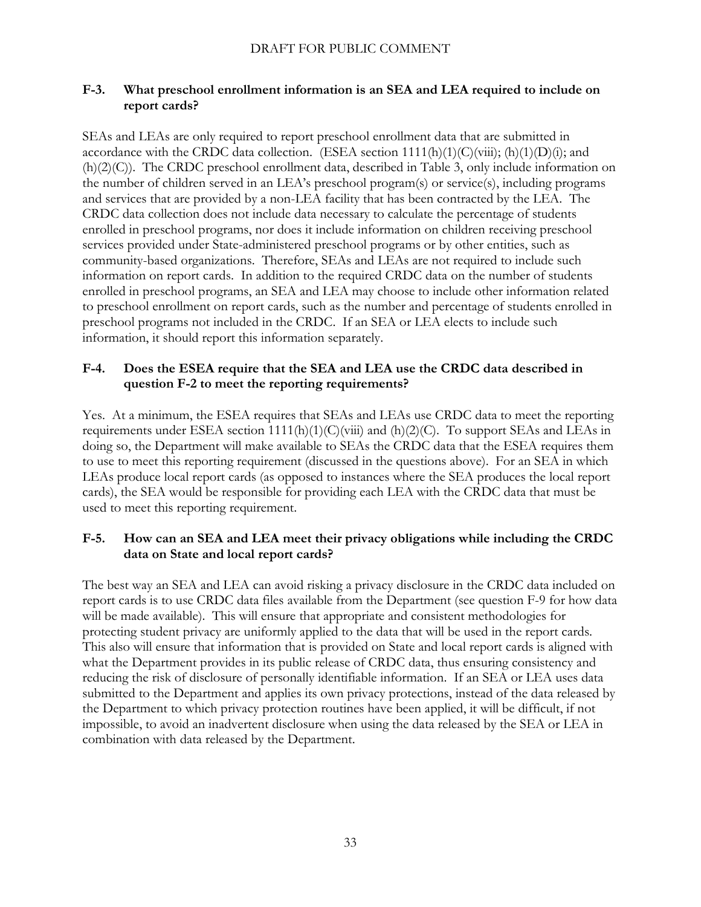### F-3. What preschool enrollment information is an SEA and LEA required to include on report cards?

SEAs and LEAs are only required to report preschool enrollment data that are submitted in accordance with the CRDC data collection. (ESEA section 1111(h)(1)(C)(viii); (h)(1)(D)(i); and (h)(2)(C)). The CRDC preschool enrollment data, described in Table 3, only include information on the number of children served in an LEA's preschool program(s) or service(s), including programs and services that are provided by a non-LEA facility that has been contracted by the LEA. The CRDC data collection does not include data necessary to calculate the percentage of students enrolled in preschool programs, nor does it include information on children receiving preschool services provided under State-administered preschool programs or by other entities, such as community-based organizations. Therefore, SEAs and LEAs are not required to include such information on report cards. In addition to the required CRDC data on the number of students enrolled in preschool programs, an SEA and LEA may choose to include other information related to preschool enrollment on report cards, such as the number and percentage of students enrolled in preschool programs not included in the CRDC. If an SEA or LEA elects to include such information, it should report this information separately.

### F-4. Does the ESEA require that the SEA and LEA use the CRDC data described in question F-2 to meet the reporting requirements?

Yes. At a minimum, the ESEA requires that SEAs and LEAs use CRDC data to meet the reporting requirements under ESEA section 1111(h)(1)(C)(viii) and (h)(2)(C). To support SEAs and LEAs in doing so, the Department will make available to SEAs the CRDC data that the ESEA requires them to use to meet this reporting requirement (discussed in the questions above). For an SEA in which LEAs produce local report cards (as opposed to instances where the SEA produces the local report cards), the SEA would be responsible for providing each LEA with the CRDC data that must be used to meet this reporting requirement.

### F-5. How can an SEA and LEA meet their privacy obligations while including the CRDC data on State and local report cards?

The best way an SEA and LEA can avoid risking a privacy disclosure in the CRDC data included on report cards is to use CRDC data files available from the Department (see question F-9 for how data will be made available). This will ensure that appropriate and consistent methodologies for protecting student privacy are uniformly applied to the data that will be used in the report cards. This also will ensure that information that is provided on State and local report cards is aligned with what the Department provides in its public release of CRDC data, thus ensuring consistency and reducing the risk of disclosure of personally identifiable information. If an SEA or LEA uses data submitted to the Department and applies its own privacy protections, instead of the data released by the Department to which privacy protection routines have been applied, it will be difficult, if not impossible, to avoid an inadvertent disclosure when using the data released by the SEA or LEA in combination with data released by the Department.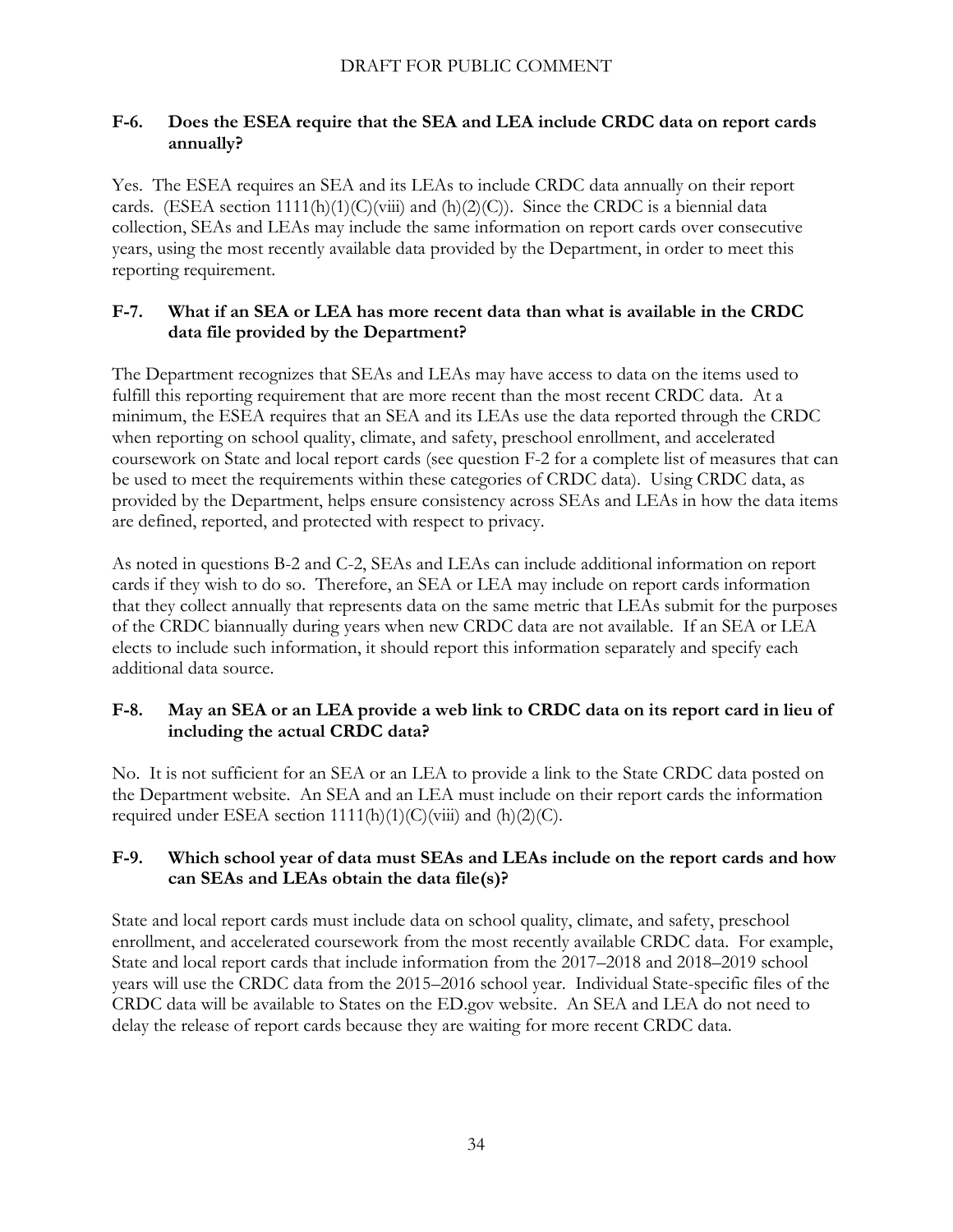### F-6. Does the ESEA require that the SEA and LEA include CRDC data on report cards annually?

Yes. The ESEA requires an SEA and its LEAs to include CRDC data annually on their report cards. (ESEA section 1111(h)(1)(C)(viii) and (h)(2)(C)). Since the CRDC is a biennial data collection, SEAs and LEAs may include the same information on report cards over consecutive years, using the most recently available data provided by the Department, in order to meet this reporting requirement.

### F-7. What if an SEA or LEA has more recent data than what is available in the CRDC data file provided by the Department?

The Department recognizes that SEAs and LEAs may have access to data on the items used to fulfill this reporting requirement that are more recent than the most recent CRDC data. At a minimum, the ESEA requires that an SEA and its LEAs use the data reported through the CRDC when reporting on school quality, climate, and safety, preschool enrollment, and accelerated coursework on State and local report cards (see question F-2 for a complete list of measures that can be used to meet the requirements within these categories of CRDC data). Using CRDC data, as provided by the Department, helps ensure consistency across SEAs and LEAs in how the data items are defined, reported, and protected with respect to privacy.

As noted in questions B-2 and C-2, SEAs and LEAs can include additional information on report cards if they wish to do so. Therefore, an SEA or LEA may include on report cards information that they collect annually that represents data on the same metric that LEAs submit for the purposes of the CRDC biannually during years when new CRDC data are not available. If an SEA or LEA elects to include such information, it should report this information separately and specify each additional data source.

### F-8. May an SEA or an LEA provide a web link to CRDC data on its report card in lieu of including the actual CRDC data?

No. It is not sufficient for an SEA or an LEA to provide a link to the State CRDC data posted on the Department website. An SEA and an LEA must include on their report cards the information required under ESEA section 1111(h)(1)(C)(viii) and (h)(2)(C).

### F-9. Which school year of data must SEAs and LEAs include on the report cards and how can SEAs and LEAs obtain the data file(s)?

State and local report cards must include data on school quality, climate, and safety, preschool enrollment, and accelerated coursework from the most recently available CRDC data. For example, State and local report cards that include information from the 2017–2018 and 2018–2019 school years will use the CRDC data from the 2015–2016 school year. Individual State-specific files of the CRDC data will be available to States on the ED.gov website. An SEA and LEA do not need to delay the release of report cards because they are waiting for more recent CRDC data.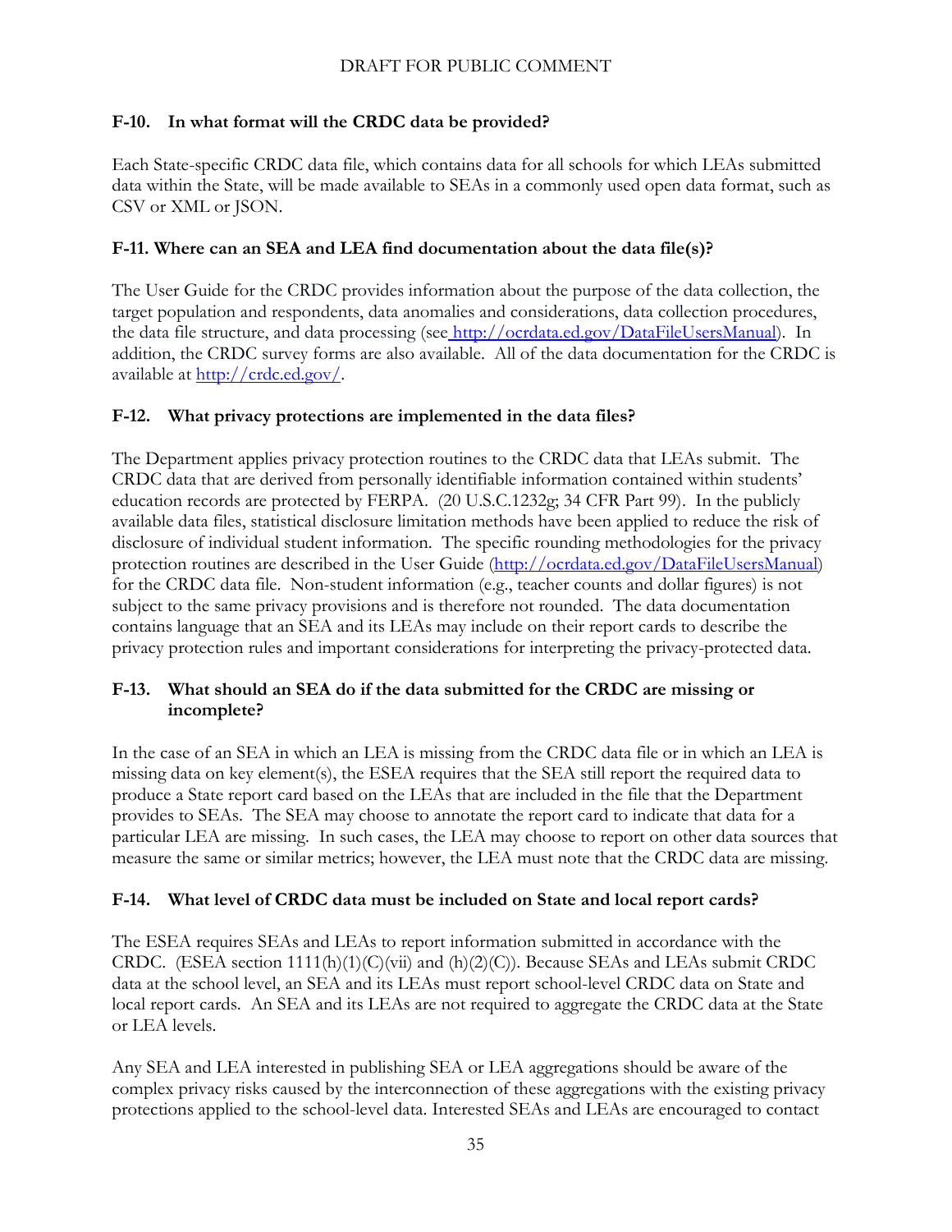### F-10. In what format will the CRDC data be provided?

Each State-specific CRDC data file, which contains data for all schools for which LEAs submitted data within the State, will be made available to SEAs in a commonly used open data format, such as CSV or XML or JSON.

### F-11. Where can an SEA and LEA find documentation about the data file(s)?

The User Guide for the CRDC provides information about the purpose of the data collection, the target population and respondents, data anomalies and considerations, data collection procedures, the data file structure, and data processing (see http://ocrdata.ed.gov/DataFileUsersManual). In addition, the CRDC survey forms are also available. All of the data documentation for the CRDC is available at http://crdc.ed.gov/.

### F-12. What privacy protections are implemented in the data files?

The Department applies privacy protection routines to the CRDC data that LEAs submit. The CRDC data that are derived from personally identifiable information contained within students' education records are protected by FERPA. (20 U.S.C.1232g; 34 CFR Part 99). In the publicly available data files, statistical disclosure limitation methods have been applied to reduce the risk of disclosure of individual student information. The specific rounding methodologies for the privacy protection routines are described in the User Guide (http://ocrdata.ed.gov/DataFileUsersManual) for the CRDC data file. Non-student information (e.g., teacher counts and dollar figures) is not subject to the same privacy provisions and is therefore not rounded. The data documentation contains language that an SEA and its LEAs may include on their report cards to describe the privacy protection rules and important considerations for interpreting the privacy-protected data.

### F-13. What should an SEA do if the data submitted for the CRDC are missing or incomplete?

In the case of an SEA in which an LEA is missing from the CRDC data file or in which an LEA is missing data on key element(s), the ESEA requires that the SEA still report the required data to produce a State report card based on the LEAs that are included in the file that the Department provides to SEAs. The SEA may choose to annotate the report card to indicate that data for a particular LEA are missing. In such cases, the LEA may choose to report on other data sources that measure the same or similar metrics; however, the LEA must note that the CRDC data are missing.

### F-14. What level of CRDC data must be included on State and local report cards?

The ESEA requires SEAs and LEAs to report information submitted in accordance with the CRDC. (ESEA section 1111(h)(1)(C)(vii) and (h)(2)(C)). Because SEAs and LEAs submit CRDC data at the school level, an SEA and its LEAs must report school-level CRDC data on State and local report cards. An SEA and its LEAs are not required to aggregate the CRDC data at the State or LEA levels.

Any SEA and LEA interested in publishing SEA or LEA aggregations should be aware of the complex privacy risks caused by the interconnection of these aggregations with the existing privacy protections applied to the school-level data. Interested SEAs and LEAs are encouraged to contact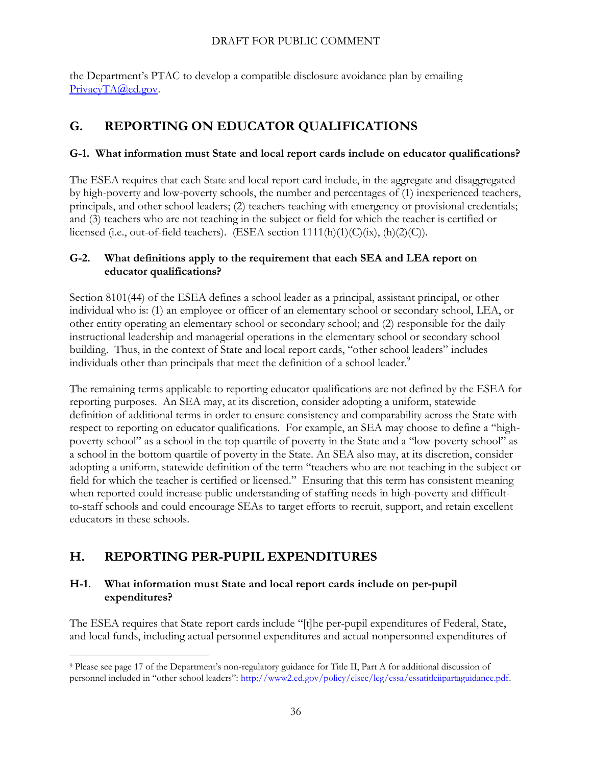the Department's PTAC to develop a compatible disclosure avoidance plan by emailing PrivacyTA@ed.gov.

## G. REPORTING ON EDUCATOR QUALIFICATIONS

### G-1. What information must State and local report cards include on educator qualifications?

The ESEA requires that each State and local report card include, in the aggregate and disaggregated by high-poverty and low-poverty schools, the number and percentages of (1) inexperienced teachers, principals, and other school leaders; (2) teachers teaching with emergency or provisional credentials; and (3) teachers who are not teaching in the subject or field for which the teacher is certified or licensed (i.e., out-of-field teachers). (ESEA section 1111(h)(1)(C)(ix), (h)(2)(C)).

### G-2. What definitions apply to the requirement that each SEA and LEA report on educator qualifications?

Section 8101(44) of the ESEA defines a school leader as a principal, assistant principal, or other individual who is: (1) an employee or officer of an elementary school or secondary school, LEA, or other entity operating an elementary school or secondary school; and (2) responsible for the daily instructional leadership and managerial operations in the elementary school or secondary school building. Thus, in the context of State and local report cards, "other school leaders" includes individuals other than principals that meet the definition of a school leader.[9]

The remaining terms applicable to reporting educator qualifications are not defined by the ESEA for reporting purposes. An SEA may, at its discretion, consider adopting a uniform, statewide definition of additional terms in order to ensure consistency and comparability across the State with respect to reporting on educator qualifications. For example, an SEA may choose to define a "high-poverty school" as a school in the top quartile of poverty in the State and a "low-poverty school" as a school in the bottom quartile of poverty in the State. An SEA also may, at its discretion, consider adopting a uniform, statewide definition of the term "teachers who are not teaching in the subject or field for which the teacher is certified or licensed." Ensuring that this term has consistent meaning when reported could increase public understanding of staffing needs in high-poverty and difficult-to-staff schools and could encourage SEAs to target efforts to recruit, support, and retain excellent educators in these schools.

## H. REPORTING PER-PUPIL EXPENDITURES

### H-1. What information must State and local report cards include on per-pupil expenditures?

The ESEA requires that State report cards include "[t]he per-pupil expenditures of Federal, State, and local funds, including actual personnel expenditures and actual nonpersonnel expenditures of

---

[9] Please see page 17 of the Department's non-regulatory guidance for Title II, Part A for additional discussion of personnel included in "other school leaders": http://www2.ed.gov/policy/elsec/leg/essa/essatitleiipartaguidance.pdf.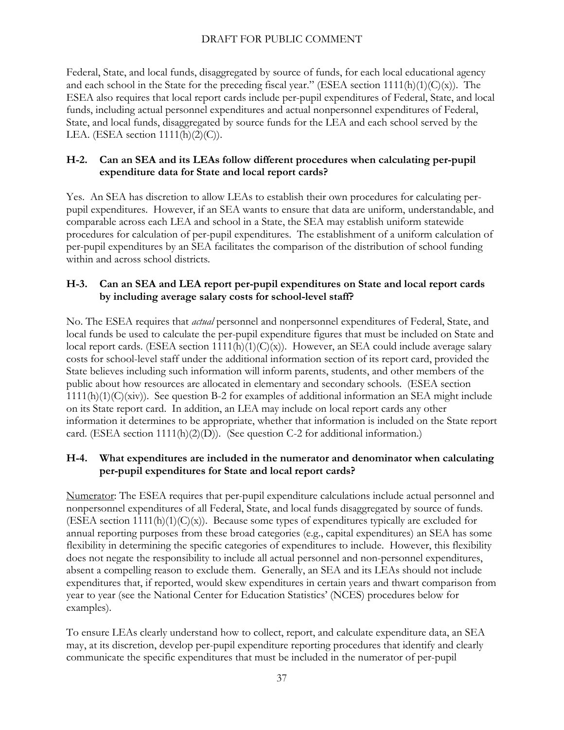Federal, State, and local funds, disaggregated by source of funds, for each local educational agency and each school in the State for the preceding fiscal year." (ESEA section 1111(h)(1)(C)(x)). The ESEA also requires that local report cards include per-pupil expenditures of Federal, State, and local funds, including actual personnel expenditures and actual nonpersonnel expenditures of Federal, State, and local funds, disaggregated by source funds for the LEA and each school served by the LEA. (ESEA section 1111(h)(2)(C)).

### H-2. Can an SEA and its LEAs follow different procedures when calculating per-pupil expenditure data for State and local report cards?

Yes. An SEA has discretion to allow LEAs to establish their own procedures for calculating per-pupil expenditures. However, if an SEA wants to ensure that data are uniform, understandable, and comparable across each LEA and school in a State, the SEA may establish uniform statewide procedures for calculation of per-pupil expenditures. The establishment of a uniform calculation of per-pupil expenditures by an SEA facilitates the comparison of the distribution of school funding within and across school districts.

### H-3. Can an SEA and LEA report per-pupil expenditures on State and local report cards by including average salary costs for school-level staff?

No. The ESEA requires that *actual* personnel and nonpersonnel expenditures of Federal, State, and local funds be used to calculate the per-pupil expenditure figures that must be included on State and local report cards. (ESEA section 1111(h)(1)(C)(x)). However, an SEA could include average salary costs for school-level staff under the additional information section of its report card, provided the State believes including such information will inform parents, students, and other members of the public about how resources are allocated in elementary and secondary schools. (ESEA section 1111(h)(1)(C)(xiv)). See question B-2 for examples of additional information an SEA might include on its State report card. In addition, an LEA may include on local report cards any other information it determines to be appropriate, whether that information is included on the State report card. (ESEA section 1111(h)(2)(D)). (See question C-2 for additional information.)

### H-4. What expenditures are included in the numerator and denominator when calculating per-pupil expenditures for State and local report cards?

Numerator: The ESEA requires that per-pupil expenditure calculations include actual personnel and nonpersonnel expenditures of all Federal, State, and local funds disaggregated by source of funds. (ESEA section 1111(h)(1)(C)(x)). Because some types of expenditures typically are excluded for annual reporting purposes from these broad categories (e.g., capital expenditures) an SEA has some flexibility in determining the specific categories of expenditures to include. However, this flexibility does not negate the responsibility to include all actual personnel and non-personnel expenditures, absent a compelling reason to exclude them. Generally, an SEA and its LEAs should not include expenditures that, if reported, would skew expenditures in certain years and thwart comparison from year to year (see the National Center for Education Statistics' (NCES) procedures below for examples).

To ensure LEAs clearly understand how to collect, report, and calculate expenditure data, an SEA may, at its discretion, develop per-pupil expenditure reporting procedures that identify and clearly communicate the specific expenditures that must be included in the numerator of per-pupil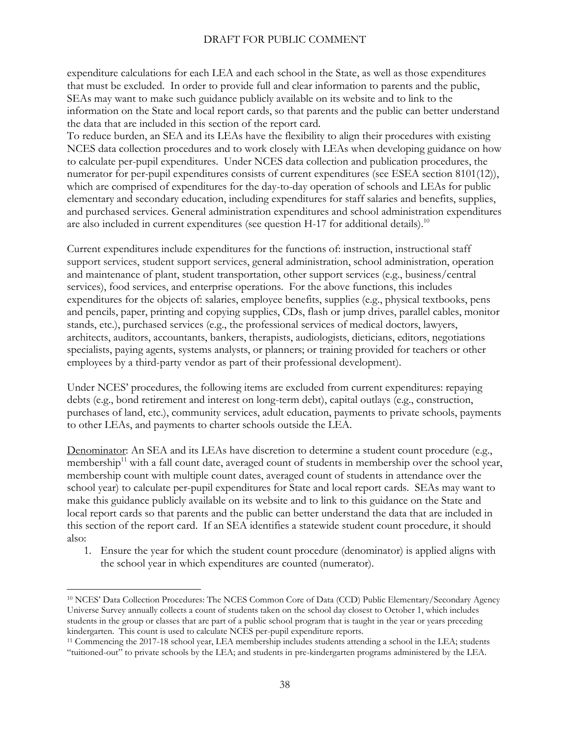expenditure calculations for each LEA and each school in the State, as well as those expenditures that must be excluded. In order to provide full and clear information to parents and the public, SEAs may want to make such guidance publicly available on its website and to link to the information on the State and local report cards, so that parents and the public can better understand the data that are included in this section of the report card.

To reduce burden, an SEA and its LEAs have the flexibility to align their procedures with existing NCES data collection procedures and to work closely with LEAs when developing guidance on how to calculate per-pupil expenditures. Under NCES data collection and publication procedures, the numerator for per-pupil expenditures consists of current expenditures (see ESEA section 8101(12)), which are comprised of expenditures for the day-to-day operation of schools and LEAs for public elementary and secondary education, including expenditures for staff salaries and benefits, supplies, and purchased services. General administration expenditures and school administration expenditures are also included in current expenditures (see question H-17 for additional details).[10]

Current expenditures include expenditures for the functions of: instruction, instructional staff support services, student support services, general administration, school administration, operation and maintenance of plant, student transportation, other support services (e.g., business/central services), food services, and enterprise operations. For the above functions, this includes expenditures for the objects of: salaries, employee benefits, supplies (e.g., physical textbooks, pens and pencils, paper, printing and copying supplies, CDs, flash or jump drives, parallel cables, monitor stands, etc.), purchased services (e.g., the professional services of medical doctors, lawyers, architects, auditors, accountants, bankers, therapists, audiologists, dieticians, editors, negotiations specialists, paying agents, systems analysts, or planners; or training provided for teachers or other employees by a third-party vendor as part of their professional development).

Under NCES' procedures, the following items are excluded from current expenditures: repaying debts (e.g., bond retirement and interest on long-term debt), capital outlays (e.g., construction, purchases of land, etc.), community services, adult education, payments to private schools, payments to other LEAs, and payments to charter schools outside the LEA.

Denominator: An SEA and its LEAs have discretion to determine a student count procedure (e.g., membership[11] with a fall count date, averaged count of students in membership over the school year, membership count with multiple count dates, averaged count of students in attendance over the school year) to calculate per-pupil expenditures for State and local report cards. SEAs may want to make this guidance publicly available on its website and to link to this guidance on the State and local report cards so that parents and the public can better understand the data that are included in this section of the report card. If an SEA identifies a statewide student count procedure, it should also:

1. Ensure the year for which the student count procedure (denominator) is applied aligns with the school year in which expenditures are counted (numerator).

---

[10] NCES' Data Collection Procedures: The NCES Common Core of Data (CCD) Public Elementary/Secondary Agency Universe Survey annually collects a count of students taken on the school day closest to October 1, which includes students in the group or classes that are part of a public school program that is taught in the year or years preceding kindergarten. This count is used to calculate NCES per-pupil expenditure reports.

[11] Commencing the 2017-18 school year, LEA membership includes students attending a school in the LEA; students "tuitioned-out" to private schools by the LEA; and students in pre-kindergarten programs administered by the LEA.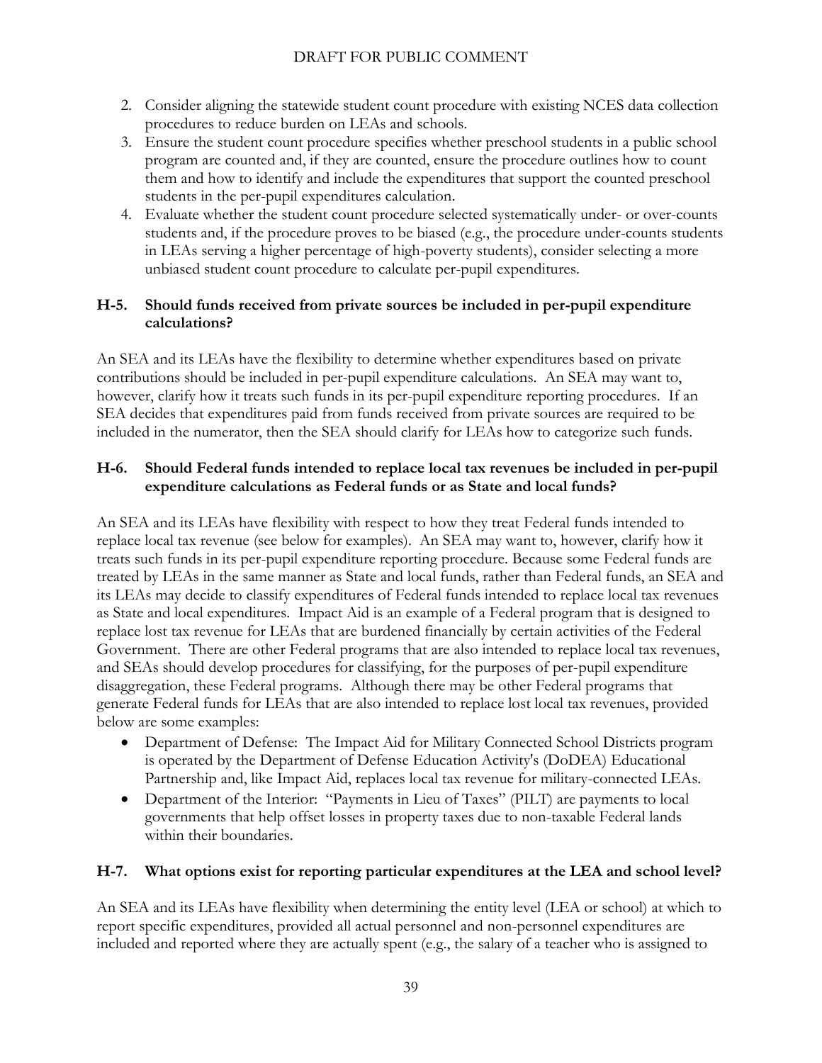2. Consider aligning the statewide student count procedure with existing NCES data collection procedures to reduce burden on LEAs and schools.
3. Ensure the student count procedure specifies whether preschool students in a public school program are counted and, if they are counted, ensure the procedure outlines how to count them and how to identify and include the expenditures that support the counted preschool students in the per-pupil expenditures calculation.
4. Evaluate whether the student count procedure selected systematically under- or over-counts students and, if the procedure proves to be biased (e.g., the procedure under-counts students in LEAs serving a higher percentage of high-poverty students), consider selecting a more unbiased student count procedure to calculate per-pupil expenditures.

### H-5. Should funds received from private sources be included in per-pupil expenditure calculations?

An SEA and its LEAs have the flexibility to determine whether expenditures based on private contributions should be included in per-pupil expenditure calculations. An SEA may want to, however, clarify how it treats such funds in its per-pupil expenditure reporting procedures. If an SEA decides that expenditures paid from funds received from private sources are required to be included in the numerator, then the SEA should clarify for LEAs how to categorize such funds.

### H-6. Should Federal funds intended to replace local tax revenues be included in per-pupil expenditure calculations as Federal funds or as State and local funds?

An SEA and its LEAs have flexibility with respect to how they treat Federal funds intended to replace local tax revenue (see below for examples). An SEA may want to, however, clarify how it treats such funds in its per-pupil expenditure reporting procedure. Because some Federal funds are treated by LEAs in the same manner as State and local funds, rather than Federal funds, an SEA and its LEAs may decide to classify expenditures of Federal funds intended to replace local tax revenues as State and local expenditures. Impact Aid is an example of a Federal program that is designed to replace lost tax revenue for LEAs that are burdened financially by certain activities of the Federal Government. There are other Federal programs that are also intended to replace local tax revenues, and SEAs should develop procedures for classifying, for the purposes of per-pupil expenditure disaggregation, these Federal programs. Although there may be other Federal programs that generate Federal funds for LEAs that are also intended to replace lost local tax revenues, provided below are some examples:

- Department of Defense: The Impact Aid for Military Connected School Districts program is operated by the Department of Defense Education Activity's (DoDEA) Educational Partnership and, like Impact Aid, replaces local tax revenue for military-connected LEAs.
- Department of the Interior: "Payments in Lieu of Taxes" (PILT) are payments to local governments that help offset losses in property taxes due to non-taxable Federal lands within their boundaries.

### H-7. What options exist for reporting particular expenditures at the LEA and school level?

An SEA and its LEAs have flexibility when determining the entity level (LEA or school) at which to report specific expenditures, provided all actual personnel and non-personnel expenditures are included and reported where they are actually spent (e.g., the salary of a teacher who is assigned to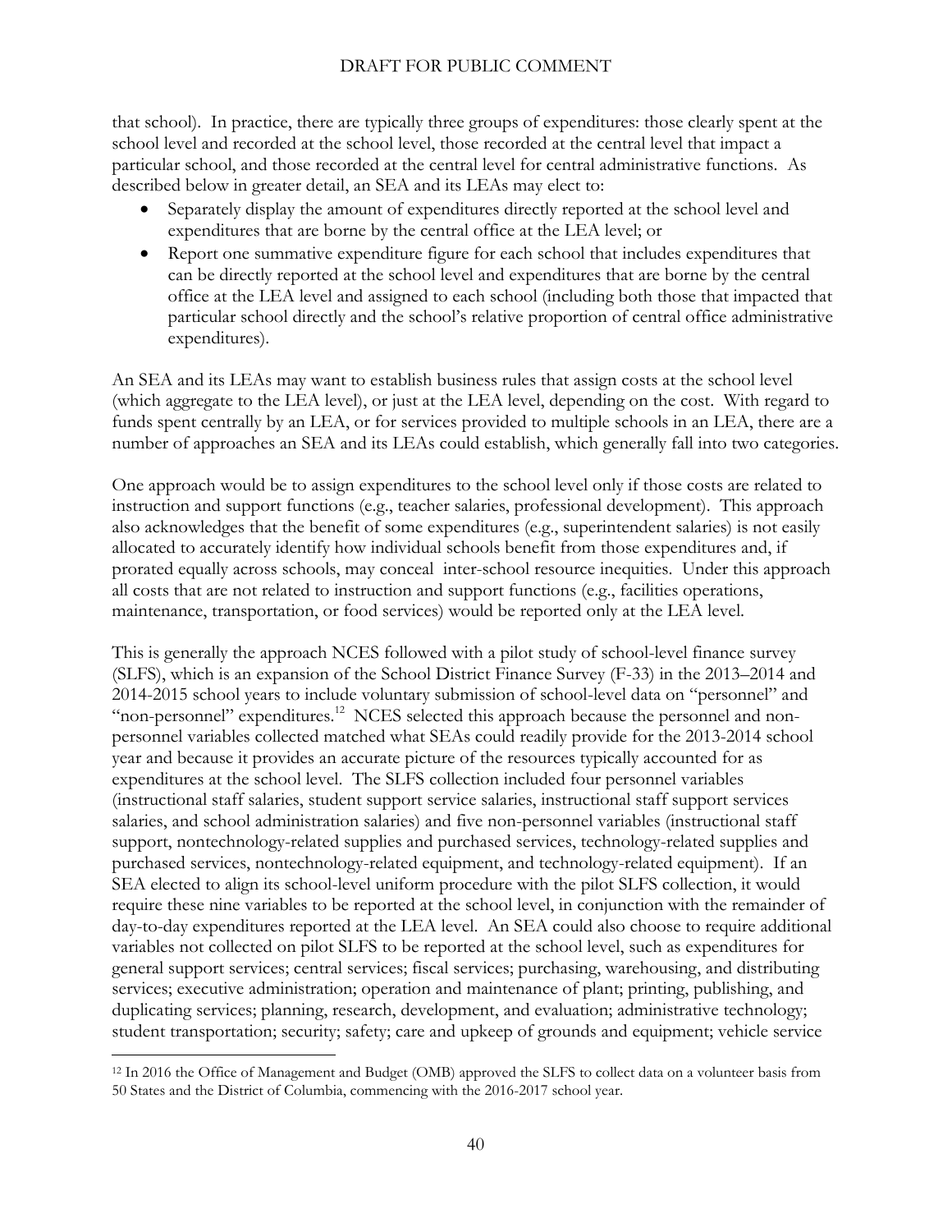that school). In practice, there are typically three groups of expenditures: those clearly spent at the school level and recorded at the school level, those recorded at the central level that impact a particular school, and those recorded at the central level for central administrative functions. As described below in greater detail, an SEA and its LEAs may elect to:

- Separately display the amount of expenditures directly reported at the school level and expenditures that are borne by the central office at the LEA level; or
- Report one summative expenditure figure for each school that includes expenditures that can be directly reported at the school level and expenditures that are borne by the central office at the LEA level and assigned to each school (including both those that impacted that particular school directly and the school's relative proportion of central office administrative expenditures).

An SEA and its LEAs may want to establish business rules that assign costs at the school level (which aggregate to the LEA level), or just at the LEA level, depending on the cost. With regard to funds spent centrally by an LEA, or for services provided to multiple schools in an LEA, there are a number of approaches an SEA and its LEAs could establish, which generally fall into two categories.

One approach would be to assign expenditures to the school level only if those costs are related to instruction and support functions (e.g., teacher salaries, professional development). This approach also acknowledges that the benefit of some expenditures (e.g., superintendent salaries) is not easily allocated to accurately identify how individual schools benefit from those expenditures and, if prorated equally across schools, may conceal inter-school resource inequities. Under this approach all costs that are not related to instruction and support functions (e.g., facilities operations, maintenance, transportation, or food services) would be reported only at the LEA level.

This is generally the approach NCES followed with a pilot study of school-level finance survey (SLFS), which is an expansion of the School District Finance Survey (F-33) in the 2013–2014 and 2014-2015 school years to include voluntary submission of school-level data on "personnel" and "non-personnel" expenditures.[12] NCES selected this approach because the personnel and non-personnel variables collected matched what SEAs could readily provide for the 2013-2014 school year and because it provides an accurate picture of the resources typically accounted for as expenditures at the school level. The SLFS collection included four personnel variables (instructional staff salaries, student support service salaries, instructional staff support services salaries, and school administration salaries) and five non-personnel variables (instructional staff support, nontechnology-related supplies and purchased services, technology-related supplies and purchased services, nontechnology-related equipment, and technology-related equipment). If an SEA elected to align its school-level uniform procedure with the pilot SLFS collection, it would require these nine variables to be reported at the school level, in conjunction with the remainder of day-to-day expenditures reported at the LEA level. An SEA could also choose to require additional variables not collected on pilot SLFS to be reported at the school level, such as expenditures for general support services; central services; fiscal services; purchasing, warehousing, and distributing services; executive administration; operation and maintenance of plant; printing, publishing, and duplicating services; planning, research, development, and evaluation; administrative technology; student transportation; security; safety; care and upkeep of grounds and equipment; vehicle service

[12] In 2016 the Office of Management and Budget (OMB) approved the SLFS to collect data on a volunteer basis from 50 States and the District of Columbia, commencing with the 2016-2017 school year.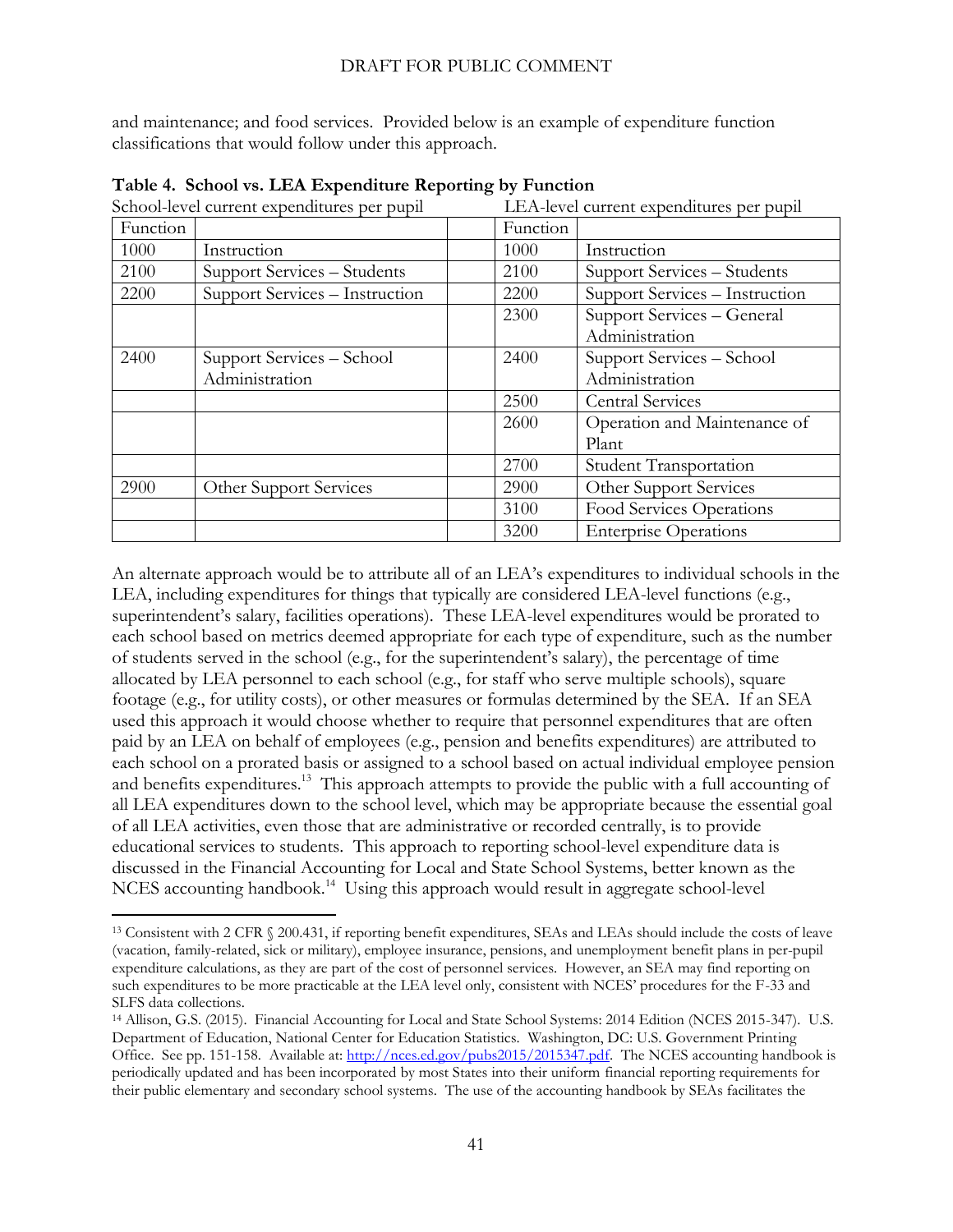and maintenance; and food services. Provided below is an example of expenditure function classifications that would follow under this approach.

**Table 4. School vs. LEA Expenditure Reporting by Function**

| School-level current expenditures per pupil | | | LEA-level current expenditures per pupil | |
|---|---|---|---|---|
| Function | | | Function | |
| 1000 | Instruction | | 1000 | Instruction |
| 2100 | Support Services – Students | | 2100 | Support Services – Students |
| 2200 | Support Services – Instruction | | 2200 | Support Services – Instruction |
| | | | 2300 | Support Services – General Administration |
| 2400 | Support Services – School Administration | | 2400 | Support Services – School Administration |
| | | | 2500 | Central Services |
| | | | 2600 | Operation and Maintenance of Plant |
| | | | 2700 | Student Transportation |
| 2900 | Other Support Services | | 2900 | Other Support Services |
| | | | 3100 | Food Services Operations |
| | | | 3200 | Enterprise Operations |

An alternate approach would be to attribute all of an LEA's expenditures to individual schools in the LEA, including expenditures for things that typically are considered LEA-level functions (e.g., superintendent's salary, facilities operations). These LEA-level expenditures would be prorated to each school based on metrics deemed appropriate for each type of expenditure, such as the number of students served in the school (e.g., for the superintendent's salary), the percentage of time allocated by LEA personnel to each school (e.g., for staff who serve multiple schools), square footage (e.g., for utility costs), or other measures or formulas determined by the SEA. If an SEA used this approach it would choose whether to require that personnel expenditures that are often paid by an LEA on behalf of employees (e.g., pension and benefits expenditures) are attributed to each school on a prorated basis or assigned to a school based on actual individual employee pension and benefits expenditures.[13] This approach attempts to provide the public with a full accounting of all LEA expenditures down to the school level, which may be appropriate because the essential goal of all LEA activities, even those that are administrative or recorded centrally, is to provide educational services to students. This approach to reporting school-level expenditure data is discussed in the Financial Accounting for Local and State School Systems, better known as the NCES accounting handbook.[14] Using this approach would result in aggregate school-level

---

[13] Consistent with 2 CFR § 200.431, if reporting benefit expenditures, SEAs and LEAs should include the costs of leave (vacation, family-related, sick or military), employee insurance, pensions, and unemployment benefit plans in per-pupil expenditure calculations, as they are part of the cost of personnel services. However, an SEA may find reporting on such expenditures to be more practicable at the LEA level only, consistent with NCES' procedures for the F-33 and SLFS data collections.

[14] Allison, G.S. (2015). Financial Accounting for Local and State School Systems: 2014 Edition (NCES 2015-347). U.S. Department of Education, National Center for Education Statistics. Washington, DC: U.S. Government Printing Office. See pp. 151-158. Available at: http://nces.ed.gov/pubs2015/2015347.pdf. The NCES accounting handbook is periodically updated and has been incorporated by most States into their uniform financial reporting requirements for their public elementary and secondary school systems. The use of the accounting handbook by SEAs facilitates the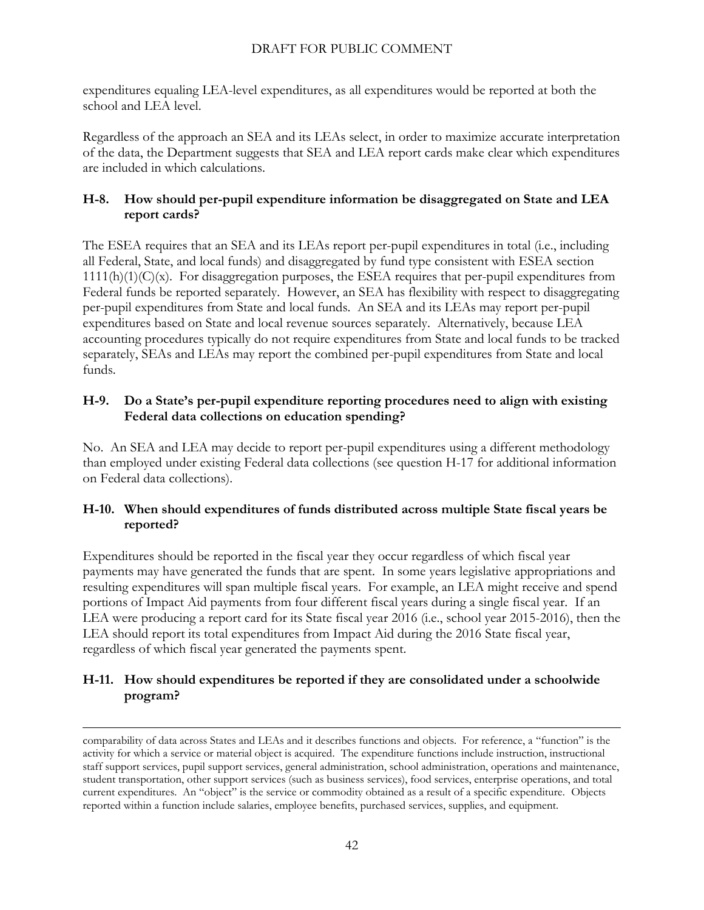expenditures equaling LEA-level expenditures, as all expenditures would be reported at both the school and LEA level.

Regardless of the approach an SEA and its LEAs select, in order to maximize accurate interpretation of the data, the Department suggests that SEA and LEA report cards make clear which expenditures are included in which calculations.

### H-8. How should per-pupil expenditure information be disaggregated on State and LEA report cards?

The ESEA requires that an SEA and its LEAs report per-pupil expenditures in total (i.e., including all Federal, State, and local funds) and disaggregated by fund type consistent with ESEA section 1111(h)(1)(C)(x). For disaggregation purposes, the ESEA requires that per-pupil expenditures from Federal funds be reported separately. However, an SEA has flexibility with respect to disaggregating per-pupil expenditures from State and local funds. An SEA and its LEAs may report per-pupil expenditures based on State and local revenue sources separately. Alternatively, because LEA accounting procedures typically do not require expenditures from State and local funds to be tracked separately, SEAs and LEAs may report the combined per-pupil expenditures from State and local funds.

### H-9. Do a State's per-pupil expenditure reporting procedures need to align with existing Federal data collections on education spending?

No. An SEA and LEA may decide to report per-pupil expenditures using a different methodology than employed under existing Federal data collections (see question H-17 for additional information on Federal data collections).

### H-10. When should expenditures of funds distributed across multiple State fiscal years be reported?

Expenditures should be reported in the fiscal year they occur regardless of which fiscal year payments may have generated the funds that are spent. In some years legislative appropriations and resulting expenditures will span multiple fiscal years. For example, an LEA might receive and spend portions of Impact Aid payments from four different fiscal years during a single fiscal year. If an LEA were producing a report card for its State fiscal year 2016 (i.e., school year 2015-2016), then the LEA should report its total expenditures from Impact Aid during the 2016 State fiscal year, regardless of which fiscal year generated the payments spent.

### H-11. How should expenditures be reported if they are consolidated under a schoolwide program?

---

comparability of data across States and LEAs and it describes functions and objects. For reference, a "function" is the activity for which a service or material object is acquired. The expenditure functions include instruction, instructional staff support services, pupil support services, general administration, school administration, operations and maintenance, student transportation, other support services (such as business services), food services, enterprise operations, and total current expenditures. An "object" is the service or commodity obtained as a result of a specific expenditure. Objects reported within a function include salaries, employee benefits, purchased services, supplies, and equipment.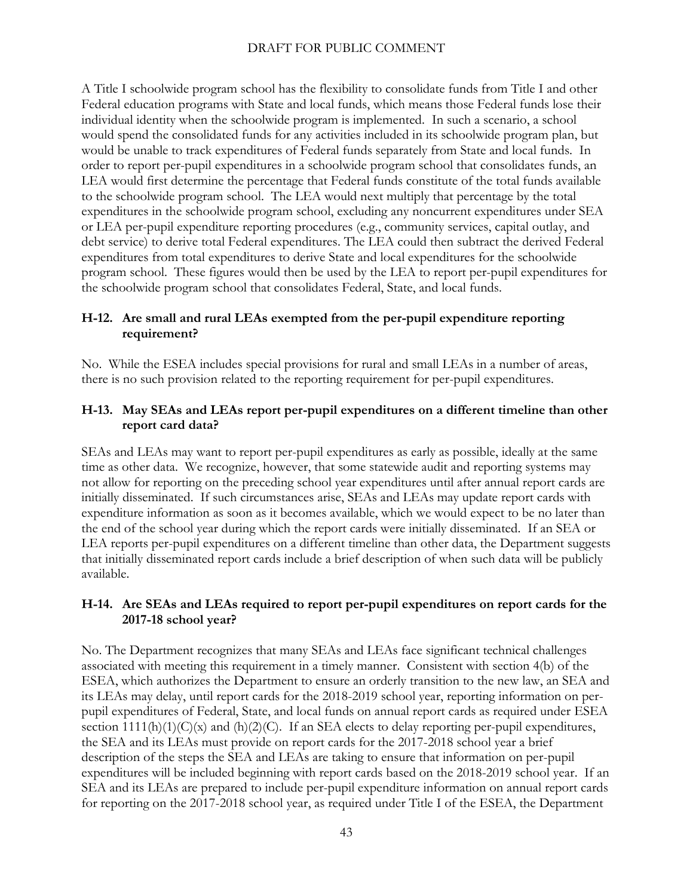A Title I schoolwide program school has the flexibility to consolidate funds from Title I and other Federal education programs with State and local funds, which means those Federal funds lose their individual identity when the schoolwide program is implemented. In such a scenario, a school would spend the consolidated funds for any activities included in its schoolwide program plan, but would be unable to track expenditures of Federal funds separately from State and local funds. In order to report per-pupil expenditures in a schoolwide program school that consolidates funds, an LEA would first determine the percentage that Federal funds constitute of the total funds available to the schoolwide program school. The LEA would next multiply that percentage by the total expenditures in the schoolwide program school, excluding any noncurrent expenditures under SEA or LEA per-pupil expenditure reporting procedures (e.g., community services, capital outlay, and debt service) to derive total Federal expenditures. The LEA could then subtract the derived Federal expenditures from total expenditures to derive State and local expenditures for the schoolwide program school. These figures would then be used by the LEA to report per-pupil expenditures for the schoolwide program school that consolidates Federal, State, and local funds.

### H-12. Are small and rural LEAs exempted from the per-pupil expenditure reporting requirement?

No. While the ESEA includes special provisions for rural and small LEAs in a number of areas, there is no such provision related to the reporting requirement for per-pupil expenditures.

### H-13. May SEAs and LEAs report per-pupil expenditures on a different timeline than other report card data?

SEAs and LEAs may want to report per-pupil expenditures as early as possible, ideally at the same time as other data. We recognize, however, that some statewide audit and reporting systems may not allow for reporting on the preceding school year expenditures until after annual report cards are initially disseminated. If such circumstances arise, SEAs and LEAs may update report cards with expenditure information as soon as it becomes available, which we would expect to be no later than the end of the school year during which the report cards were initially disseminated. If an SEA or LEA reports per-pupil expenditures on a different timeline than other data, the Department suggests that initially disseminated report cards include a brief description of when such data will be publicly available.

### H-14. Are SEAs and LEAs required to report per-pupil expenditures on report cards for the 2017-18 school year?

No. The Department recognizes that many SEAs and LEAs face significant technical challenges associated with meeting this requirement in a timely manner. Consistent with section 4(b) of the ESEA, which authorizes the Department to ensure an orderly transition to the new law, an SEA and its LEAs may delay, until report cards for the 2018-2019 school year, reporting information on per-pupil expenditures of Federal, State, and local funds on annual report cards as required under ESEA section 1111(h)(1)(C)(x) and (h)(2)(C). If an SEA elects to delay reporting per-pupil expenditures, the SEA and its LEAs must provide on report cards for the 2017-2018 school year a brief description of the steps the SEA and LEAs are taking to ensure that information on per-pupil expenditures will be included beginning with report cards based on the 2018-2019 school year. If an SEA and its LEAs are prepared to include per-pupil expenditure information on annual report cards for reporting on the 2017-2018 school year, as required under Title I of the ESEA, the Department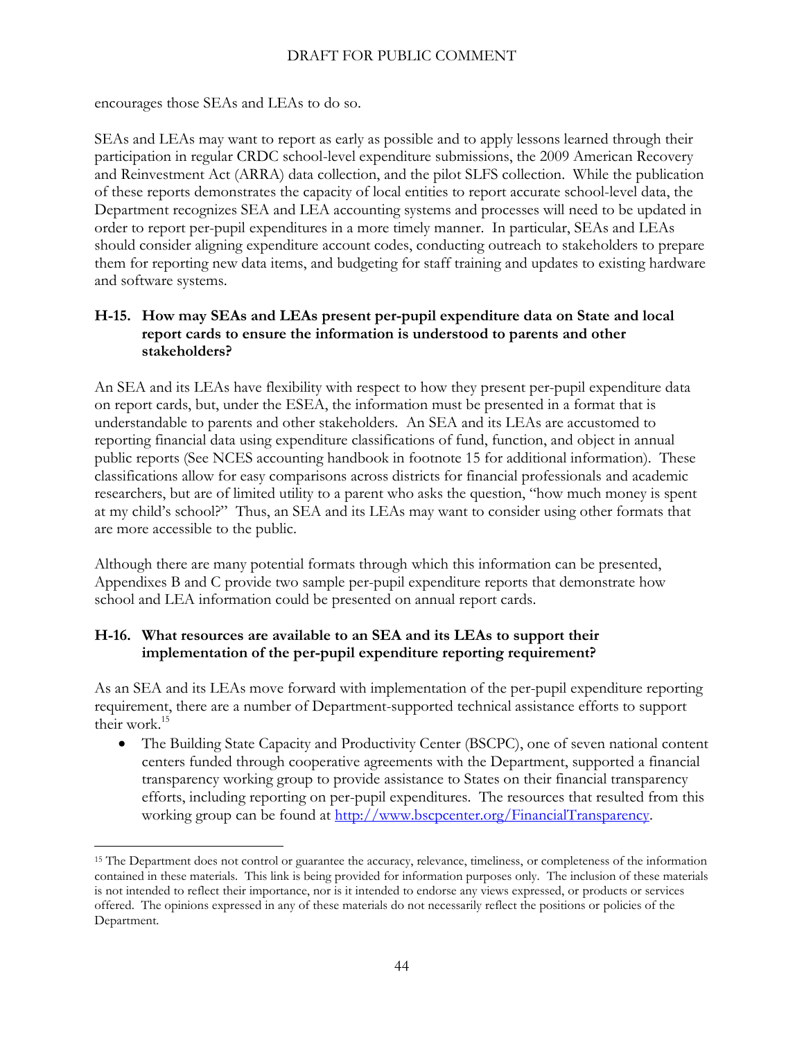encourages those SEAs and LEAs to do so.

SEAs and LEAs may want to report as early as possible and to apply lessons learned through their participation in regular CRDC school-level expenditure submissions, the 2009 American Recovery and Reinvestment Act (ARRA) data collection, and the pilot SLFS collection. While the publication of these reports demonstrates the capacity of local entities to report accurate school-level data, the Department recognizes SEA and LEA accounting systems and processes will need to be updated in order to report per-pupil expenditures in a more timely manner. In particular, SEAs and LEAs should consider aligning expenditure account codes, conducting outreach to stakeholders to prepare them for reporting new data items, and budgeting for staff training and updates to existing hardware and software systems.

### H-15. How may SEAs and LEAs present per-pupil expenditure data on State and local report cards to ensure the information is understood to parents and other stakeholders?

An SEA and its LEAs have flexibility with respect to how they present per-pupil expenditure data on report cards, but, under the ESEA, the information must be presented in a format that is understandable to parents and other stakeholders. An SEA and its LEAs are accustomed to reporting financial data using expenditure classifications of fund, function, and object in annual public reports (See NCES accounting handbook in footnote 15 for additional information). These classifications allow for easy comparisons across districts for financial professionals and academic researchers, but are of limited utility to a parent who asks the question, "how much money is spent at my child's school?" Thus, an SEA and its LEAs may want to consider using other formats that are more accessible to the public.

Although there are many potential formats through which this information can be presented, Appendixes B and C provide two sample per-pupil expenditure reports that demonstrate how school and LEA information could be presented on annual report cards.

### H-16. What resources are available to an SEA and its LEAs to support their implementation of the per-pupil expenditure reporting requirement?

As an SEA and its LEAs move forward with implementation of the per-pupil expenditure reporting requirement, there are a number of Department-supported technical assistance efforts to support their work.[15]

- The Building State Capacity and Productivity Center (BSCPC), one of seven national content centers funded through cooperative agreements with the Department, supported a financial transparency working group to provide assistance to States on their financial transparency efforts, including reporting on per-pupil expenditures. The resources that resulted from this working group can be found at http://www.bscpcenter.org/FinancialTransparency.

---

[15] The Department does not control or guarantee the accuracy, relevance, timeliness, or completeness of the information contained in these materials. This link is being provided for information purposes only. The inclusion of these materials is not intended to reflect their importance, nor is it intended to endorse any views expressed, or products or services offered. The opinions expressed in any of these materials do not necessarily reflect the positions or policies of the Department.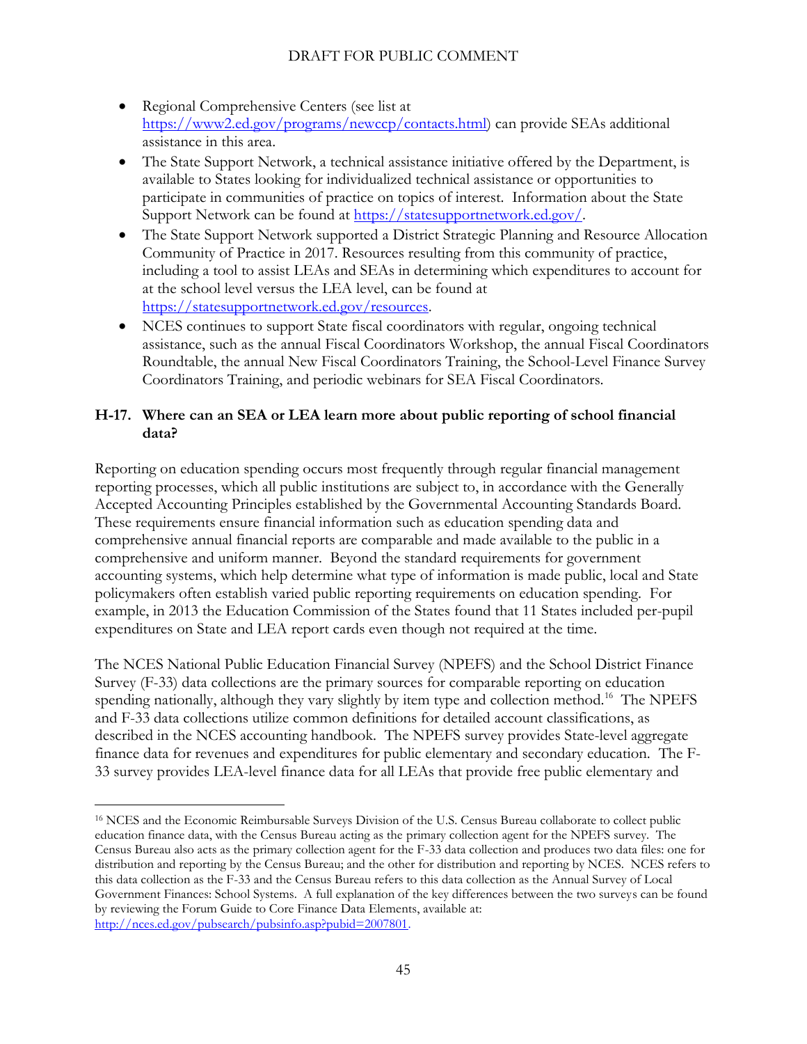- Regional Comprehensive Centers (see list at https://www2.ed.gov/programs/newccp/contacts.html) can provide SEAs additional assistance in this area.
- The State Support Network, a technical assistance initiative offered by the Department, is available to States looking for individualized technical assistance or opportunities to participate in communities of practice on topics of interest. Information about the State Support Network can be found at https://statesupportnetwork.ed.gov/.
- The State Support Network supported a District Strategic Planning and Resource Allocation Community of Practice in 2017. Resources resulting from this community of practice, including a tool to assist LEAs and SEAs in determining which expenditures to account for at the school level versus the LEA level, can be found at https://statesupportnetwork.ed.gov/resources.
- NCES continues to support State fiscal coordinators with regular, ongoing technical assistance, such as the annual Fiscal Coordinators Workshop, the annual Fiscal Coordinators Roundtable, the annual New Fiscal Coordinators Training, the School-Level Finance Survey Coordinators Training, and periodic webinars for SEA Fiscal Coordinators.

### H-17. Where can an SEA or LEA learn more about public reporting of school financial data?

Reporting on education spending occurs most frequently through regular financial management reporting processes, which all public institutions are subject to, in accordance with the Generally Accepted Accounting Principles established by the Governmental Accounting Standards Board. These requirements ensure financial information such as education spending data and comprehensive annual financial reports are comparable and made available to the public in a comprehensive and uniform manner. Beyond the standard requirements for government accounting systems, which help determine what type of information is made public, local and State policymakers often establish varied public reporting requirements on education spending. For example, in 2013 the Education Commission of the States found that 11 States included per-pupil expenditures on State and LEA report cards even though not required at the time.

The NCES National Public Education Financial Survey (NPEFS) and the School District Finance Survey (F-33) data collections are the primary sources for comparable reporting on education spending nationally, although they vary slightly by item type and collection method.[16] The NPEFS and F-33 data collections utilize common definitions for detailed account classifications, as described in the NCES accounting handbook. The NPEFS survey provides State-level aggregate finance data for revenues and expenditures for public elementary and secondary education. The F-33 survey provides LEA-level finance data for all LEAs that provide free public elementary and

[16] NCES and the Economic Reimbursable Surveys Division of the U.S. Census Bureau collaborate to collect public education finance data, with the Census Bureau acting as the primary collection agent for the NPEFS survey. The Census Bureau also acts as the primary collection agent for the F-33 data collection and produces two data files: one for distribution and reporting by the Census Bureau; and the other for distribution and reporting by NCES. NCES refers to this data collection as the F-33 and the Census Bureau refers to this data collection as the Annual Survey of Local Government Finances: School Systems. A full explanation of the key differences between the two surveys can be found by reviewing the Forum Guide to Core Finance Data Elements, available at: http://nces.ed.gov/pubsearch/pubsinfo.asp?pubid=2007801.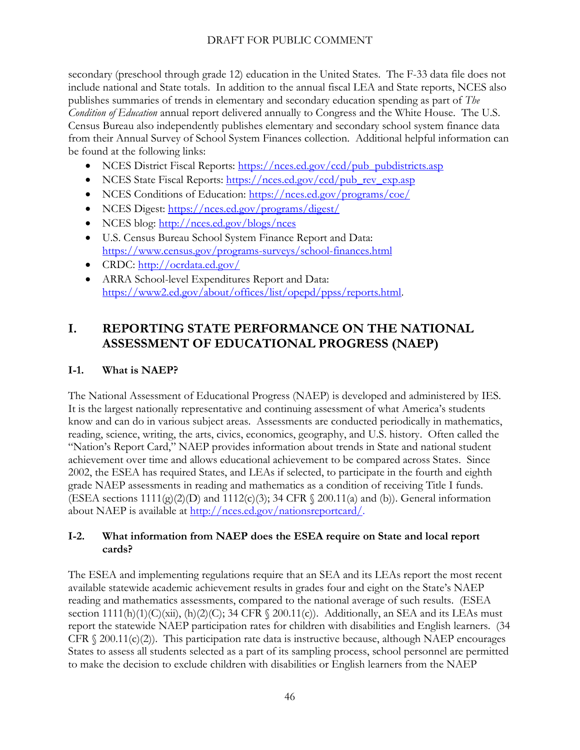secondary (preschool through grade 12) education in the United States. The F-33 data file does not include national and State totals. In addition to the annual fiscal LEA and State reports, NCES also publishes summaries of trends in elementary and secondary education spending as part of *The Condition of Education* annual report delivered annually to Congress and the White House. The U.S. Census Bureau also independently publishes elementary and secondary school system finance data from their Annual Survey of School System Finances collection. Additional helpful information can be found at the following links:

- NCES District Fiscal Reports: https://nces.ed.gov/ccd/pub_pubdistricts.asp
- NCES State Fiscal Reports: https://nces.ed.gov/ccd/pub_rev_exp.asp
- NCES Conditions of Education: https://nces.ed.gov/programs/coe/
- NCES Digest: https://nces.ed.gov/programs/digest/
- NCES blog: http://nces.ed.gov/blogs/nces
- U.S. Census Bureau School System Finance Report and Data: https://www.census.gov/programs-surveys/school-finances.html
- CRDC: http://ocrdata.ed.gov/
- ARRA School-level Expenditures Report and Data: https://www2.ed.gov/about/offices/list/opepd/ppss/reports.html.

# I. REPORTING STATE PERFORMANCE ON THE NATIONAL ASSESSMENT OF EDUCATIONAL PROGRESS (NAEP)

### I-1. What is NAEP?

The National Assessment of Educational Progress (NAEP) is developed and administered by IES. It is the largest nationally representative and continuing assessment of what America's students know and can do in various subject areas. Assessments are conducted periodically in mathematics, reading, science, writing, the arts, civics, economics, geography, and U.S. history. Often called the "Nation's Report Card," NAEP provides information about trends in State and national student achievement over time and allows educational achievement to be compared across States. Since 2002, the ESEA has required States, and LEAs if selected, to participate in the fourth and eighth grade NAEP assessments in reading and mathematics as a condition of receiving Title I funds. (ESEA sections 1111(g)(2)(D) and 1112(c)(3); 34 CFR § 200.11(a) and (b)). General information about NAEP is available at http://nces.ed.gov/nationsreportcard/.

### I-2. What information from NAEP does the ESEA require on State and local report cards?

The ESEA and implementing regulations require that an SEA and its LEAs report the most recent available statewide academic achievement results in grades four and eight on the State's NAEP reading and mathematics assessments, compared to the national average of such results. (ESEA section 1111(h)(1)(C)(xii), (h)(2)(C); 34 CFR § 200.11(c)). Additionally, an SEA and its LEAs must report the statewide NAEP participation rates for children with disabilities and English learners. (34 CFR § 200.11(c)(2)). This participation rate data is instructive because, although NAEP encourages States to assess all students selected as a part of its sampling process, school personnel are permitted to make the decision to exclude children with disabilities or English learners from the NAEP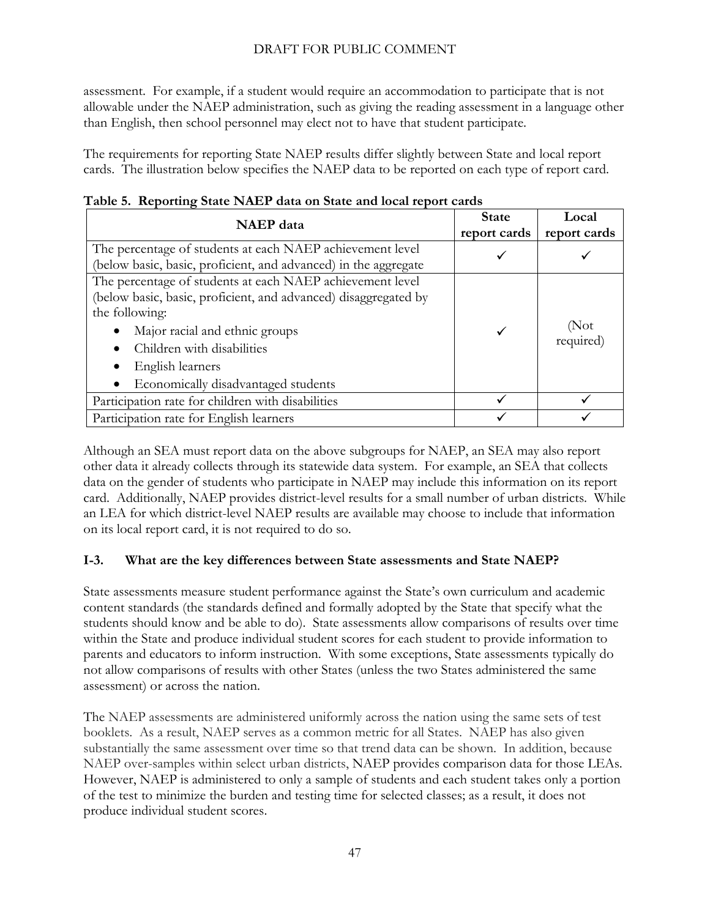assessment. For example, if a student would require an accommodation to participate that is not allowable under the NAEP administration, such as giving the reading assessment in a language other than English, then school personnel may elect not to have that student participate.

The requirements for reporting State NAEP results differ slightly between State and local report cards. The illustration below specifies the NAEP data to be reported on each type of report card.

**Table 5. Reporting State NAEP data on State and local report cards**

| NAEP data | State report cards | Local report cards |
|---|---|---|
| The percentage of students at each NAEP achievement level (below basic, basic, proficient, and advanced) in the aggregate | ✓ | ✓ |
| The percentage of students at each NAEP achievement level (below basic, basic, proficient, and advanced) disaggregated by the following: <br>• Major racial and ethnic groups <br>• Children with disabilities <br>• English learners <br>• Economically disadvantaged students | ✓ | (Not required) |
| Participation rate for children with disabilities | ✓ | ✓ |
| Participation rate for English learners | ✓ | ✓ |

Although an SEA must report data on the above subgroups for NAEP, an SEA may also report other data it already collects through its statewide data system. For example, an SEA that collects data on the gender of students who participate in NAEP may include this information on its report card. Additionally, NAEP provides district-level results for a small number of urban districts. While an LEA for which district-level NAEP results are available may choose to include that information on its local report card, it is not required to do so.

### I-3. What are the key differences between State assessments and State NAEP?

State assessments measure student performance against the State's own curriculum and academic content standards (the standards defined and formally adopted by the State that specify what the students should know and be able to do). State assessments allow comparisons of results over time within the State and produce individual student scores for each student to provide information to parents and educators to inform instruction. With some exceptions, State assessments typically do not allow comparisons of results with other States (unless the two States administered the same assessment) or across the nation.

The NAEP assessments are administered uniformly across the nation using the same sets of test booklets. As a result, NAEP serves as a common metric for all States. NAEP has also given substantially the same assessment over time so that trend data can be shown. In addition, because NAEP over-samples within select urban districts, NAEP provides comparison data for those LEAs. However, NAEP is administered to only a sample of students and each student takes only a portion of the test to minimize the burden and testing time for selected classes; as a result, it does not produce individual student scores.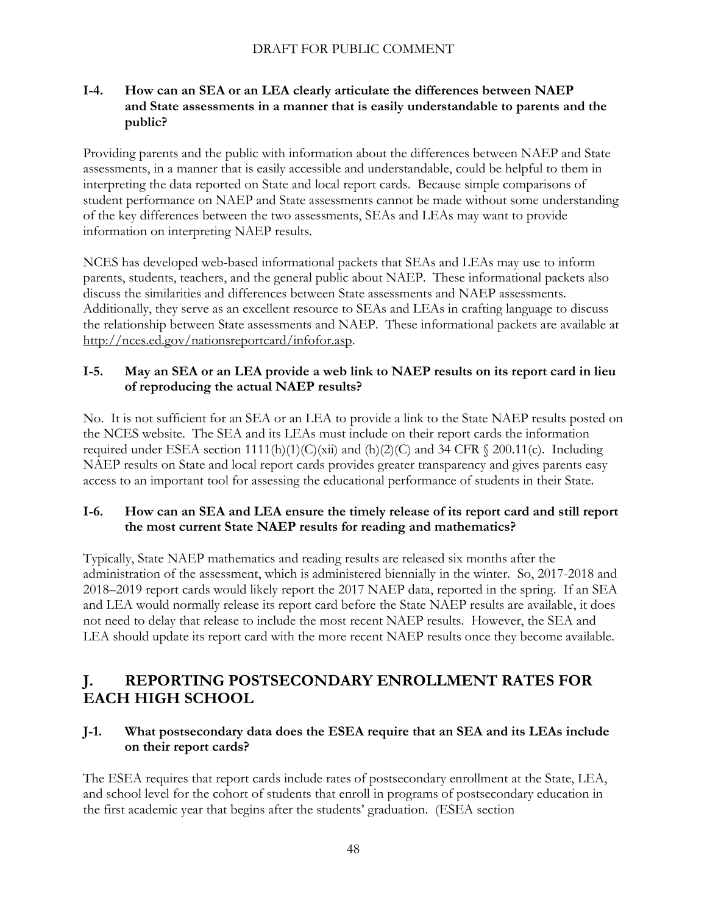DRAFT FOR PUBLIC COMMENT

### I-4. How can an SEA or an LEA clearly articulate the differences between NAEP and State assessments in a manner that is easily understandable to parents and the public?

Providing parents and the public with information about the differences between NAEP and State assessments, in a manner that is easily accessible and understandable, could be helpful to them in interpreting the data reported on State and local report cards. Because simple comparisons of student performance on NAEP and State assessments cannot be made without some understanding of the key differences between the two assessments, SEAs and LEAs may want to provide information on interpreting NAEP results.

NCES has developed web-based informational packets that SEAs and LEAs may use to inform parents, students, teachers, and the general public about NAEP. These informational packets also discuss the similarities and differences between State assessments and NAEP assessments. Additionally, they serve as an excellent resource to SEAs and LEAs in crafting language to discuss the relationship between State assessments and NAEP. These informational packets are available at http://nces.ed.gov/nationsreportcard/infofor.asp.

### I-5. May an SEA or an LEA provide a web link to NAEP results on its report card in lieu of reproducing the actual NAEP results?

No. It is not sufficient for an SEA or an LEA to provide a link to the State NAEP results posted on the NCES website. The SEA and its LEAs must include on their report cards the information required under ESEA section 1111(h)(1)(C)(xii) and (h)(2)(C) and 34 CFR § 200.11(c). Including NAEP results on State and local report cards provides greater transparency and gives parents easy access to an important tool for assessing the educational performance of students in their State.

### I-6. How can an SEA and LEA ensure the timely release of its report card and still report the most current State NAEP results for reading and mathematics?

Typically, State NAEP mathematics and reading results are released six months after the administration of the assessment, which is administered biennially in the winter. So, 2017-2018 and 2018–2019 report cards would likely report the 2017 NAEP data, reported in the spring. If an SEA and LEA would normally release its report card before the State NAEP results are available, it does not need to delay that release to include the most recent NAEP results. However, the SEA and LEA should update its report card with the more recent NAEP results once they become available.

## J. REPORTING POSTSECONDARY ENROLLMENT RATES FOR EACH HIGH SCHOOL

### J-1. What postsecondary data does the ESEA require that an SEA and its LEAs include on their report cards?

The ESEA requires that report cards include rates of postsecondary enrollment at the State, LEA, and school level for the cohort of students that enroll in programs of postsecondary education in the first academic year that begins after the students' graduation. (ESEA section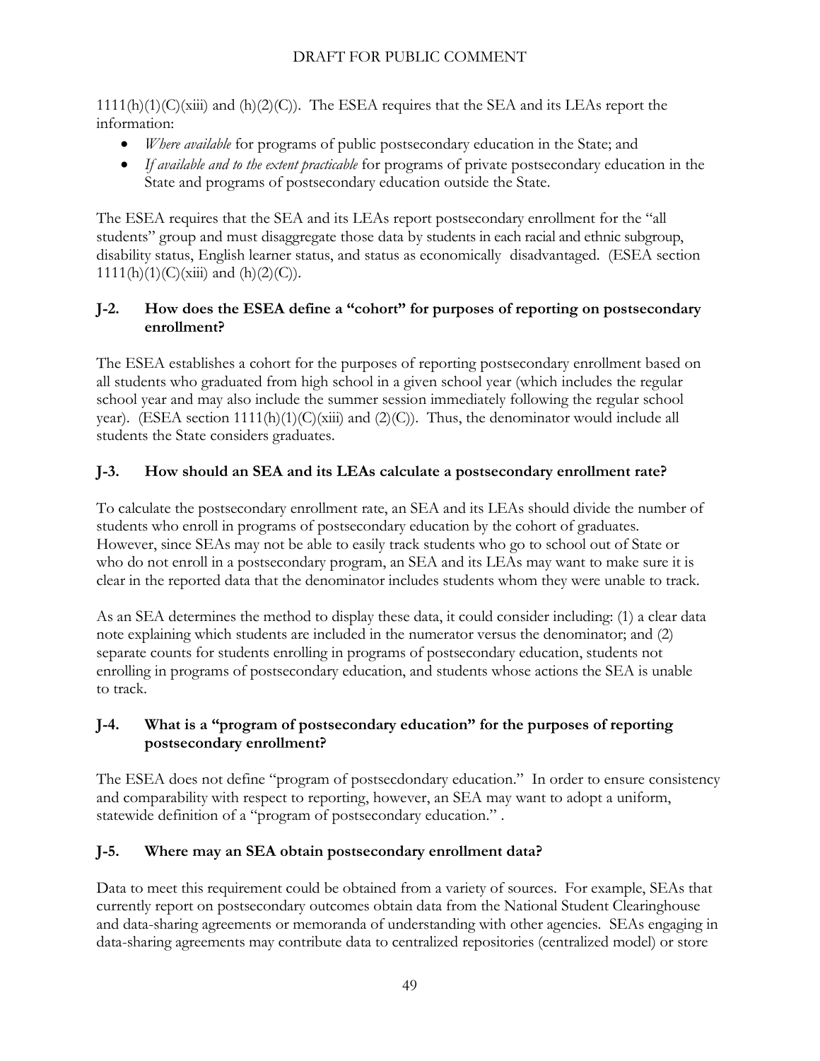1111(h)(1)(C)(xiii) and (h)(2)(C)). The ESEA requires that the SEA and its LEAs report the information:

- *Where available* for programs of public postsecondary education in the State; and
- *If available and to the extent practicable* for programs of private postsecondary education in the State and programs of postsecondary education outside the State.

The ESEA requires that the SEA and its LEAs report postsecondary enrollment for the "all students" group and must disaggregate those data by students in each racial and ethnic subgroup, disability status, English learner status, and status as economically disadvantaged. (ESEA section 1111(h)(1)(C)(xiii) and (h)(2)(C)).

### J-2. How does the ESEA define a "cohort" for purposes of reporting on postsecondary enrollment?

The ESEA establishes a cohort for the purposes of reporting postsecondary enrollment based on all students who graduated from high school in a given school year (which includes the regular school year and may also include the summer session immediately following the regular school year). (ESEA section 1111(h)(1)(C)(xiii) and (2)(C)). Thus, the denominator would include all students the State considers graduates.

### J-3. How should an SEA and its LEAs calculate a postsecondary enrollment rate?

To calculate the postsecondary enrollment rate, an SEA and its LEAs should divide the number of students who enroll in programs of postsecondary education by the cohort of graduates. However, since SEAs may not be able to easily track students who go to school out of State or who do not enroll in a postsecondary program, an SEA and its LEAs may want to make sure it is clear in the reported data that the denominator includes students whom they were unable to track.

As an SEA determines the method to display these data, it could consider including: (1) a clear data note explaining which students are included in the numerator versus the denominator; and (2) separate counts for students enrolling in programs of postsecondary education, students not enrolling in programs of postsecondary education, and students whose actions the SEA is unable to track.

### J-4. What is a "program of postsecondary education" for the purposes of reporting postsecondary enrollment?

The ESEA does not define "program of postsecdondary education." In order to ensure consistency and comparability with respect to reporting, however, an SEA may want to adopt a uniform, statewide definition of a "program of postsecondary education." .

### J-5. Where may an SEA obtain postsecondary enrollment data?

Data to meet this requirement could be obtained from a variety of sources. For example, SEAs that currently report on postsecondary outcomes obtain data from the National Student Clearinghouse and data-sharing agreements or memoranda of understanding with other agencies. SEAs engaging in data-sharing agreements may contribute data to centralized repositories (centralized model) or store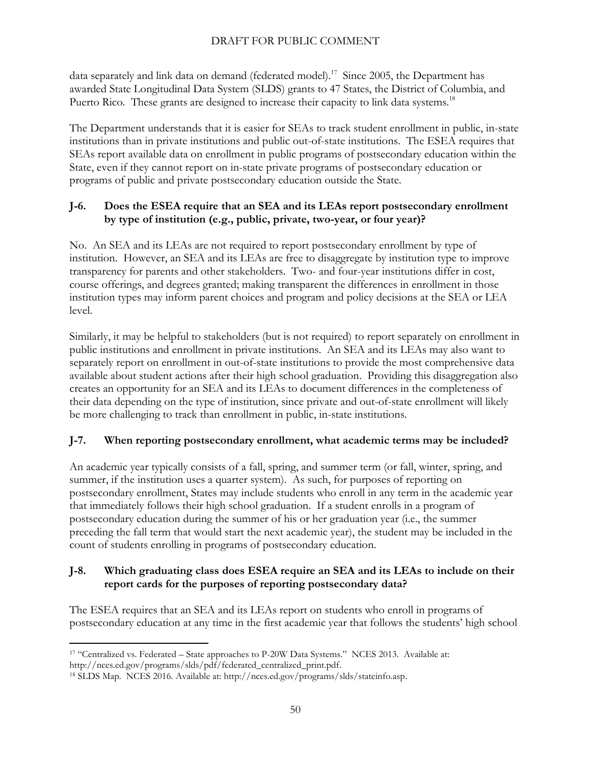data separately and link data on demand (federated model).[17] Since 2005, the Department has awarded State Longitudinal Data System (SLDS) grants to 47 States, the District of Columbia, and Puerto Rico. These grants are designed to increase their capacity to link data systems.[18]

The Department understands that it is easier for SEAs to track student enrollment in public, in-state institutions than in private institutions and public out-of-state institutions. The ESEA requires that SEAs report available data on enrollment in public programs of postsecondary education within the State, even if they cannot report on in-state private programs of postsecondary education or programs of public and private postsecondary education outside the State.

### J-6. Does the ESEA require that an SEA and its LEAs report postsecondary enrollment by type of institution (e.g., public, private, two-year, or four year)?

No. An SEA and its LEAs are not required to report postsecondary enrollment by type of institution. However, an SEA and its LEAs are free to disaggregate by institution type to improve transparency for parents and other stakeholders. Two- and four-year institutions differ in cost, course offerings, and degrees granted; making transparent the differences in enrollment in those institution types may inform parent choices and program and policy decisions at the SEA or LEA level.

Similarly, it may be helpful to stakeholders (but is not required) to report separately on enrollment in public institutions and enrollment in private institutions. An SEA and its LEAs may also want to separately report on enrollment in out-of-state institutions to provide the most comprehensive data available about student actions after their high school graduation. Providing this disaggregation also creates an opportunity for an SEA and its LEAs to document differences in the completeness of their data depending on the type of institution, since private and out-of-state enrollment will likely be more challenging to track than enrollment in public, in-state institutions.

### J-7. When reporting postsecondary enrollment, what academic terms may be included?

An academic year typically consists of a fall, spring, and summer term (or fall, winter, spring, and summer, if the institution uses a quarter system). As such, for purposes of reporting on postsecondary enrollment, States may include students who enroll in any term in the academic year that immediately follows their high school graduation. If a student enrolls in a program of postsecondary education during the summer of his or her graduation year (i.e., the summer preceding the fall term that would start the next academic year), the student may be included in the count of students enrolling in programs of postsecondary education.

### J-8. Which graduating class does ESEA require an SEA and its LEAs to include on their report cards for the purposes of reporting postsecondary data?

The ESEA requires that an SEA and its LEAs report on students who enroll in programs of postsecondary education at any time in the first academic year that follows the students' high school

---

[17] "Centralized vs. Federated – State approaches to P-20W Data Systems." NCES 2013. Available at: http://nces.ed.gov/programs/slds/pdf/federated_centralized_print.pdf.

[18] SLDS Map. NCES 2016. Available at: http://nces.ed.gov/programs/slds/stateinfo.asp.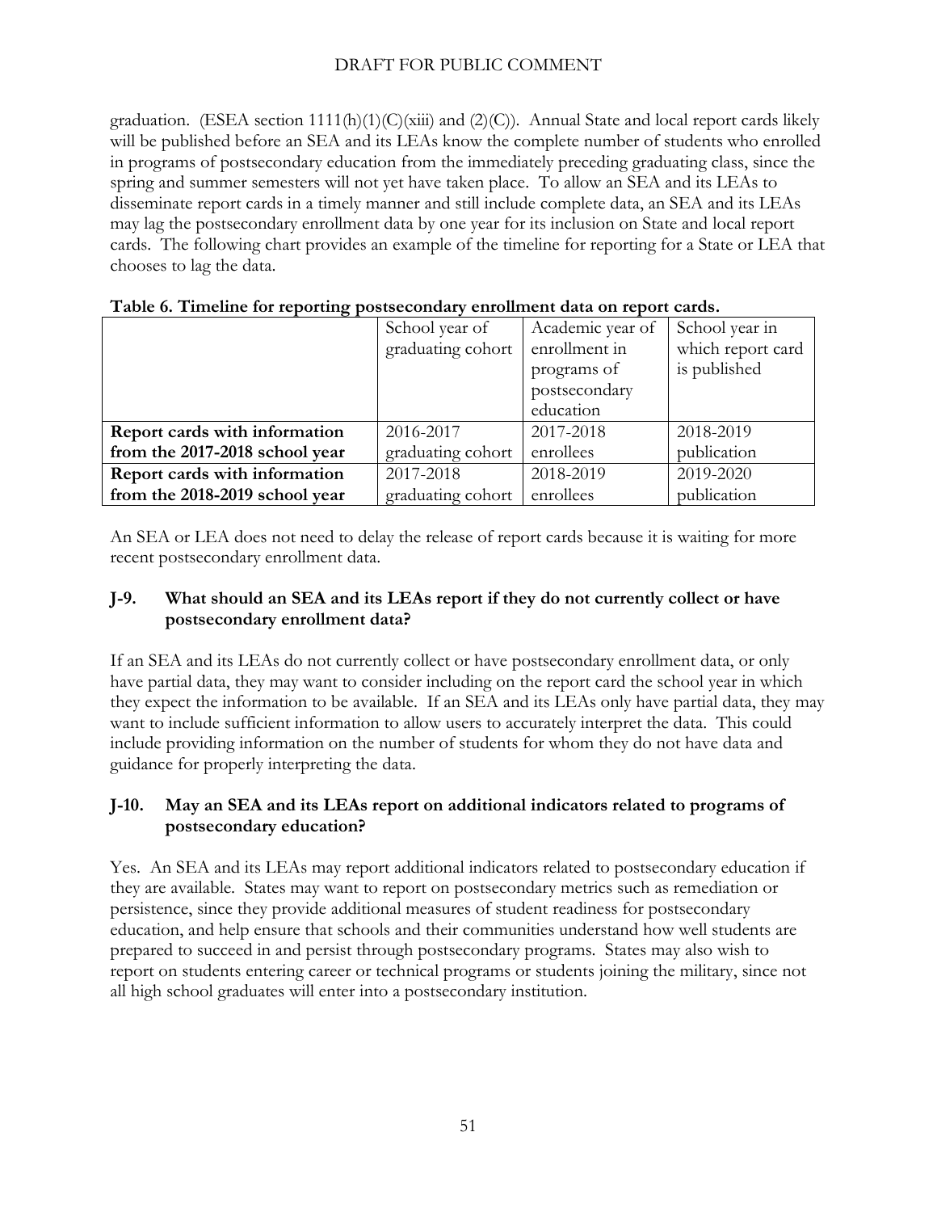graduation. (ESEA section 1111(h)(1)(C)(xiii) and (2)(C)). Annual State and local report cards likely will be published before an SEA and its LEAs know the complete number of students who enrolled in programs of postsecondary education from the immediately preceding graduating class, since the spring and summer semesters will not yet have taken place. To allow an SEA and its LEAs to disseminate report cards in a timely manner and still include complete data, an SEA and its LEAs may lag the postsecondary enrollment data by one year for its inclusion on State and local report cards. The following chart provides an example of the timeline for reporting for a State or LEA that chooses to lag the data.

**Table 6. Timeline for reporting postsecondary enrollment data on report cards.**

| | School year of graduating cohort | Academic year of enrollment in programs of postsecondary education | School year in which report card is published |
|---|---|---|---|
| **Report cards with information from the 2017-2018 school year** | 2016-2017 graduating cohort | 2017-2018 enrollees | 2018-2019 publication |
| **Report cards with information from the 2018-2019 school year** | 2017-2018 graduating cohort | 2018-2019 enrollees | 2019-2020 publication |

An SEA or LEA does not need to delay the release of report cards because it is waiting for more recent postsecondary enrollment data.

### J-9. What should an SEA and its LEAs report if they do not currently collect or have postsecondary enrollment data?

If an SEA and its LEAs do not currently collect or have postsecondary enrollment data, or only have partial data, they may want to consider including on the report card the school year in which they expect the information to be available. If an SEA and its LEAs only have partial data, they may want to include sufficient information to allow users to accurately interpret the data. This could include providing information on the number of students for whom they do not have data and guidance for properly interpreting the data.

### J-10. May an SEA and its LEAs report on additional indicators related to programs of postsecondary education?

Yes. An SEA and its LEAs may report additional indicators related to postsecondary education if they are available. States may want to report on postsecondary metrics such as remediation or persistence, since they provide additional measures of student readiness for postsecondary education, and help ensure that schools and their communities understand how well students are prepared to succeed in and persist through postsecondary programs. States may also wish to report on students entering career or technical programs or students joining the military, since not all high school graduates will enter into a postsecondary institution.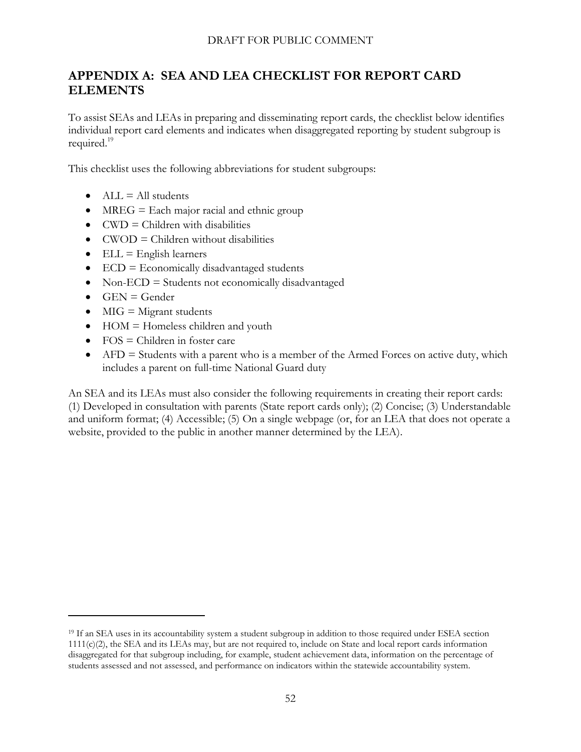## APPENDIX A: SEA AND LEA CHECKLIST FOR REPORT CARD ELEMENTS

To assist SEAs and LEAs in preparing and disseminating report cards, the checklist below identifies individual report card elements and indicates when disaggregated reporting by student subgroup is required.[19]

This checklist uses the following abbreviations for student subgroups:

- ALL = All students
- MREG = Each major racial and ethnic group
- CWD = Children with disabilities
- CWOD = Children without disabilities
- ELL = English learners
- ECD = Economically disadvantaged students
- Non-ECD = Students not economically disadvantaged
- GEN = Gender
- MIG = Migrant students
- HOM = Homeless children and youth
- FOS = Children in foster care
- AFD = Students with a parent who is a member of the Armed Forces on active duty, which includes a parent on full-time National Guard duty

An SEA and its LEAs must also consider the following requirements in creating their report cards: (1) Developed in consultation with parents (State report cards only); (2) Concise; (3) Understandable and uniform format; (4) Accessible; (5) On a single webpage (or, for an LEA that does not operate a website, provided to the public in another manner determined by the LEA).

---

[19] If an SEA uses in its accountability system a student subgroup in addition to those required under ESEA section 1111(c)(2), the SEA and its LEAs may, but are not required to, include on State and local report cards information disaggregated for that subgroup including, for example, student achievement data, information on the percentage of students assessed and not assessed, and performance on indicators within the statewide accountability system.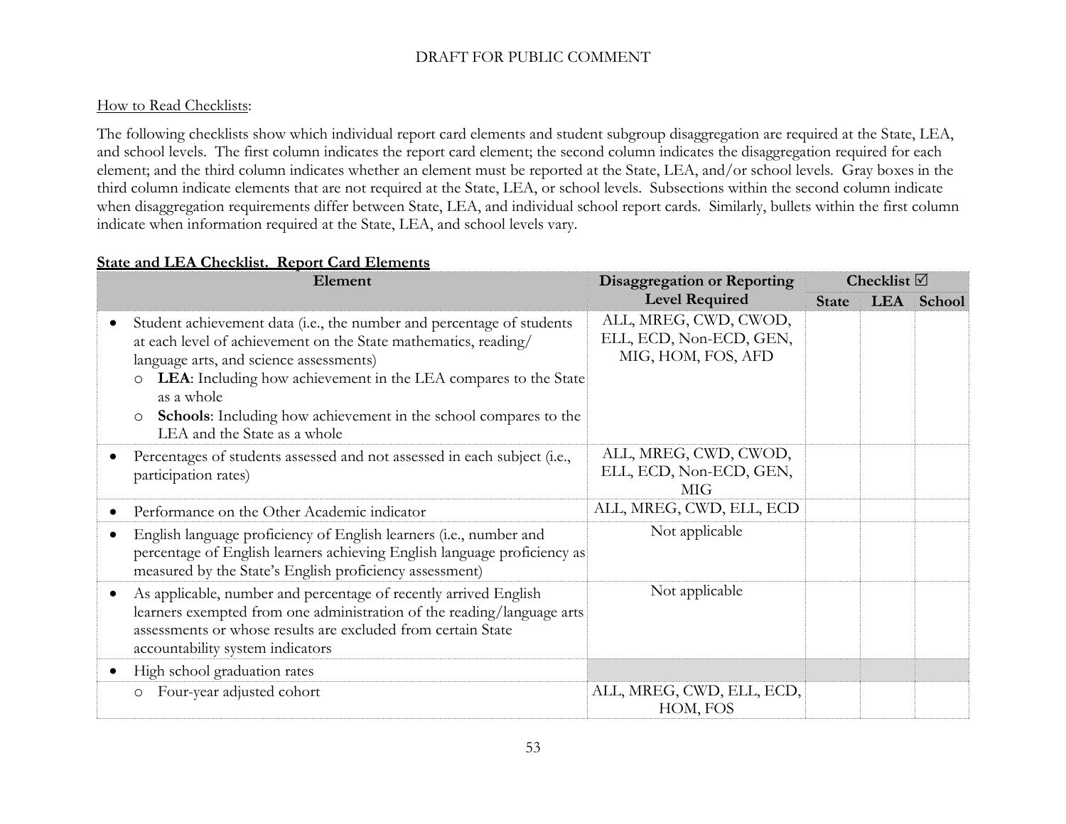How to Read Checklists:

The following checklists show which individual report card elements and student subgroup disaggregation are required at the State, LEA, and school levels. The first column indicates the report card element; the second column indicates the disaggregation required for each element; and the third column indicates whether an element must be reported at the State, LEA, and/or school levels. Gray boxes in the third column indicate elements that are not required at the State, LEA, or school levels. Subsections within the second column indicate when disaggregation requirements differ between State, LEA, and individual school report cards. Similarly, bullets within the first column indicate when information required at the State, LEA, and school levels vary.

**State and LEA Checklist. Report Card Elements**

| Element | Disaggregation or Reporting Level Required | Checklist ☑ | | |
|---|---|---|---|---|
| | | State | LEA | School |
| • Student achievement data (i.e., the number and percentage of students at each level of achievement on the State mathematics, reading/ language arts, and science assessments)<br>○ **LEA**: Including how achievement in the LEA compares to the State as a whole<br>○ **Schools**: Including how achievement in the school compares to the LEA and the State as a whole | ALL, MREG, CWD, CWOD, ELL, ECD, Non-ECD, GEN, MIG, HOM, FOS, AFD | | | |
| • Percentages of students assessed and not assessed in each subject (i.e., participation rates) | ALL, MREG, CWD, CWOD, ELL, ECD, Non-ECD, GEN, MIG | | | |
| • Performance on the Other Academic indicator | ALL, MREG, CWD, ELL, ECD | | | |
| • English language proficiency of English learners (i.e., number and percentage of English learners achieving English language proficiency as measured by the State's English proficiency assessment) | Not applicable | | | |
| • As applicable, number and percentage of recently arrived English learners exempted from one administration of the reading/language arts assessments or whose results are excluded from certain State accountability system indicators | Not applicable | | | |
| • High school graduation rates | | | | |
| ○ Four-year adjusted cohort | ALL, MREG, CWD, ELL, ECD, HOM, FOS | | | |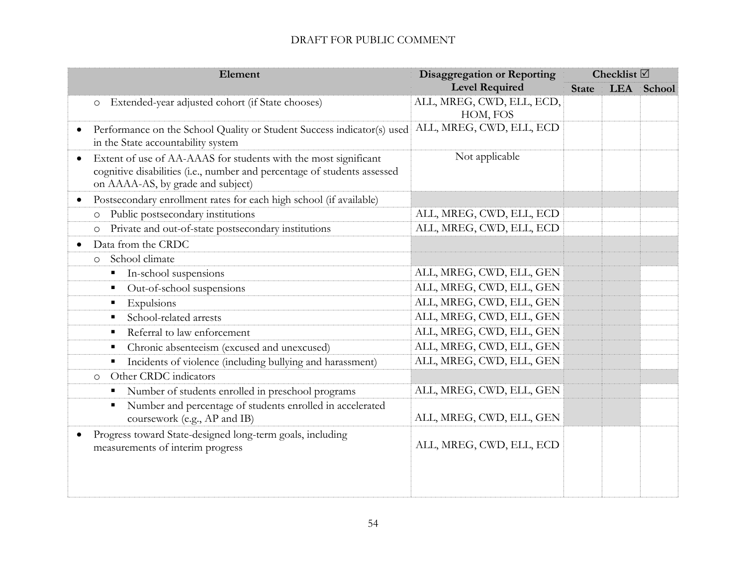| Element | Disaggregation or Reporting Level Required | Checklist ☑ | | |
|---|---|---|---|---|
| | | State | LEA | School |
| ○ Extended-year adjusted cohort (if State chooses) | ALL, MREG, CWD, ELL, ECD, HOM, FOS | | | |
| • Performance on the School Quality or Student Success indicator(s) used in the State accountability system | ALL, MREG, CWD, ELL, ECD | | | |
| • Extent of use of AA-AAAS for students with the most significant cognitive disabilities (i.e., number and percentage of students assessed on AAAA-AS, by grade and subject) | Not applicable | | | |
| • Postsecondary enrollment rates for each high school (if available) | | | | |
| ○ Public postsecondary institutions | ALL, MREG, CWD, ELL, ECD | | | |
| ○ Private and out-of-state postsecondary institutions | ALL, MREG, CWD, ELL, ECD | | | |
| • Data from the CRDC | | | | |
| ○ School climate | | | | |
| ▪ In-school suspensions | ALL, MREG, CWD, ELL, GEN | | | |
| ▪ Out-of-school suspensions | ALL, MREG, CWD, ELL, GEN | | | |
| ▪ Expulsions | ALL, MREG, CWD, ELL, GEN | | | |
| ▪ School-related arrests | ALL, MREG, CWD, ELL, GEN | | | |
| ▪ Referral to law enforcement | ALL, MREG, CWD, ELL, GEN | | | |
| ▪ Chronic absenteeism (excused and unexcused) | ALL, MREG, CWD, ELL, GEN | | | |
| ▪ Incidents of violence (including bullying and harassment) | ALL, MREG, CWD, ELL, GEN | | | |
| ○ Other CRDC indicators | | | | |
| ▪ Number of students enrolled in preschool programs | ALL, MREG, CWD, ELL, GEN | | | |
| ▪ Number and percentage of students enrolled in accelerated coursework (e.g., AP and IB) | ALL, MREG, CWD, ELL, GEN | | | |
| • Progress toward State-designed long-term goals, including measurements of interim progress | ALL, MREG, CWD, ELL, ECD | | | |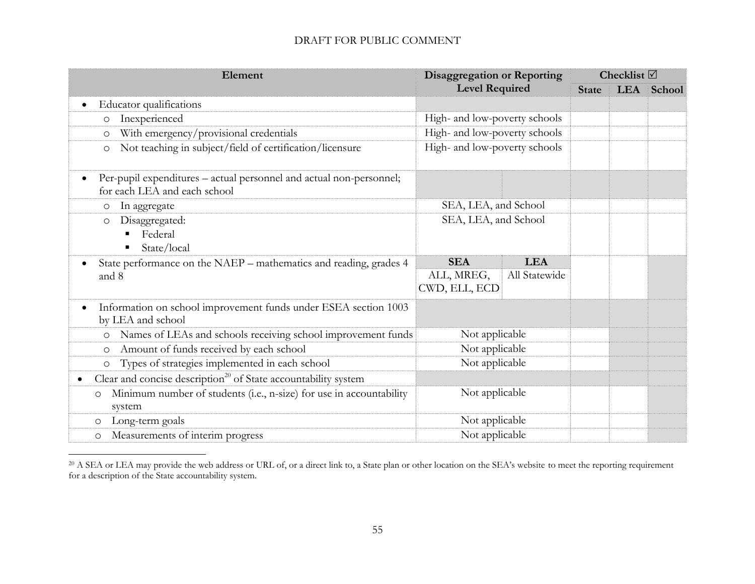DRAFT FOR PUBLIC COMMENT

| Element | Disaggregation or Reporting Level Required | | Checklist ☑ | | |
|---|---|---|---|---|---|
| | | | State | LEA | School |
| • Educator qualifications | | | | | |
| ○ Inexperienced | High- and low-poverty schools | | | | |
| ○ With emergency/provisional credentials | High- and low-poverty schools | | | | |
| ○ Not teaching in subject/field of certification/licensure | High- and low-poverty schools | | | | |
| • Per-pupil expenditures – actual personnel and actual non-personnel; for each LEA and each school | | | | | |
| ○ In aggregate | SEA, LEA, and School | | | | |
| ○ Disaggregated: ▪ Federal ▪ State/local | SEA, LEA, and School | | | | |
| • State performance on the NAEP – mathematics and reading, grades 4 and 8 | **SEA** ALL, MREG, CWD, ELL, ECD | **LEA** All Statewide | | | |
| • Information on school improvement funds under ESEA section 1003 by LEA and school | | | | | |
| ○ Names of LEAs and schools receiving school improvement funds | Not applicable | | | | |
| ○ Amount of funds received by each school | Not applicable | | | | |
| ○ Types of strategies implemented in each school | Not applicable | | | | |
| • Clear and concise description[20] of State accountability system | | | | | |
| ○ Minimum number of students (i.e., n-size) for use in accountability system | Not applicable | | | | |
| ○ Long-term goals | Not applicable | | | | |
| ○ Measurements of interim progress | Not applicable | | | | |

[20] A SEA or LEA may provide the web address or URL of, or a direct link to, a State plan or other location on the SEA's website to meet the reporting requirement for a description of the State accountability system.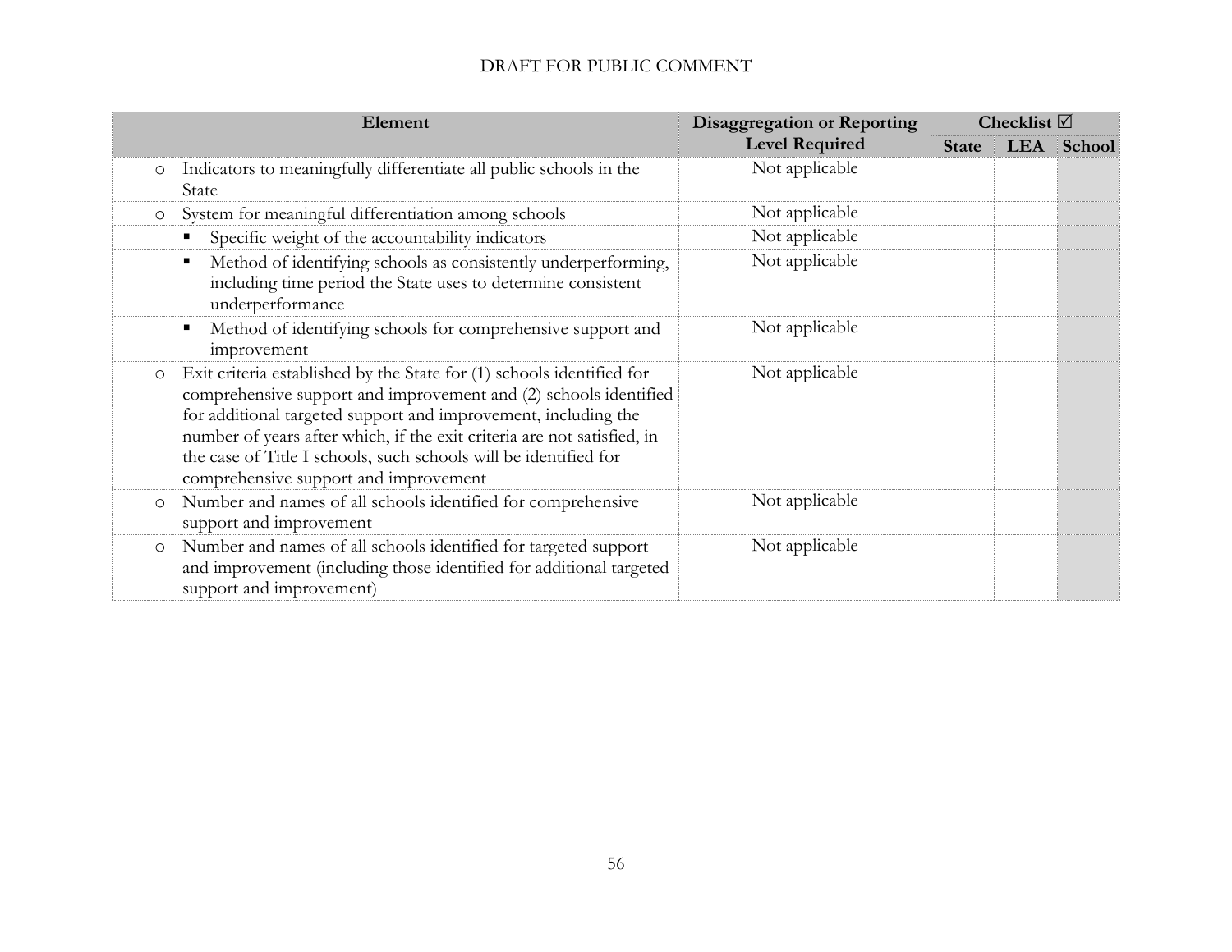DRAFT FOR PUBLIC COMMENT

| Element | Disaggregation or Reporting Level Required | Checklist ☑ | | |
|---|---|---|---|---|
| | | State | LEA | School |
| ○ Indicators to meaningfully differentiate all public schools in the State | Not applicable | | | |
| ○ System for meaningful differentiation among schools | Not applicable | | | |
| ▪ Specific weight of the accountability indicators | Not applicable | | | |
| ▪ Method of identifying schools as consistently underperforming, including time period the State uses to determine consistent underperformance | Not applicable | | | |
| ▪ Method of identifying schools for comprehensive support and improvement | Not applicable | | | |
| ○ Exit criteria established by the State for (1) schools identified for comprehensive support and improvement and (2) schools identified for additional targeted support and improvement, including the number of years after which, if the exit criteria are not satisfied, in the case of Title I schools, such schools will be identified for comprehensive support and improvement | Not applicable | | | |
| ○ Number and names of all schools identified for comprehensive support and improvement | Not applicable | | | |
| ○ Number and names of all schools identified for targeted support and improvement (including those identified for additional targeted support and improvement) | Not applicable | | | |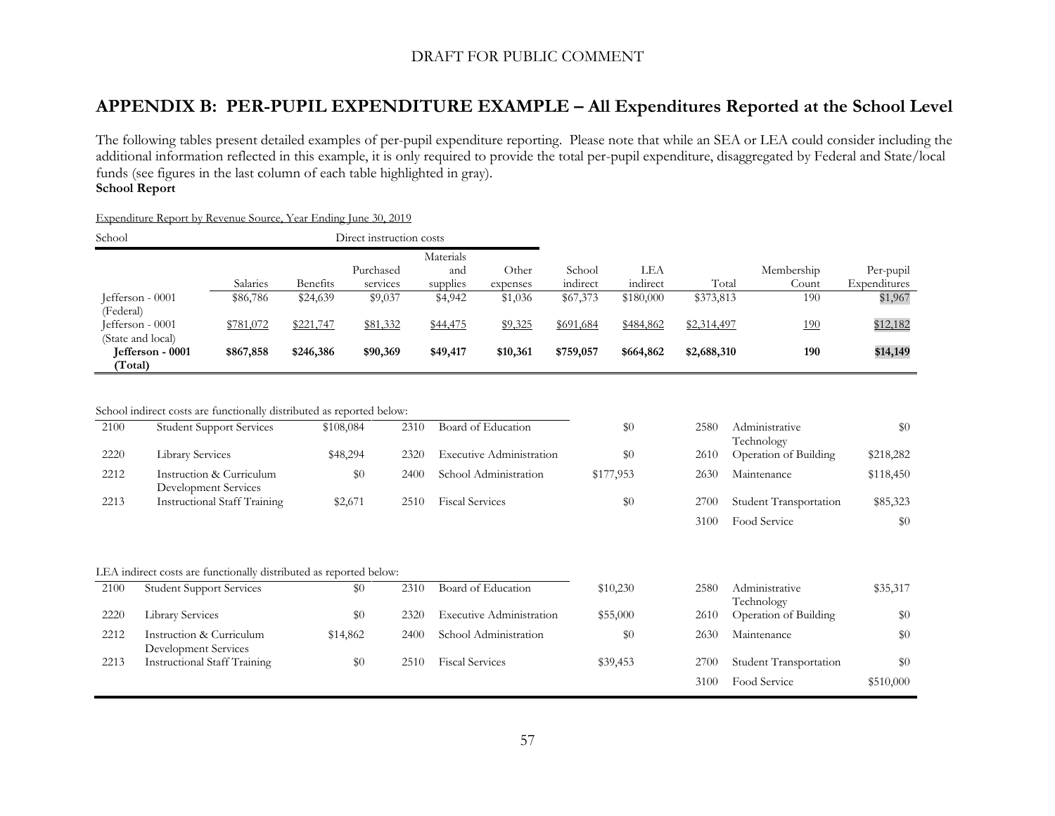DRAFT FOR PUBLIC COMMENT

## APPENDIX B: PER-PUPIL EXPENDITURE EXAMPLE – All Expenditures Reported at the School Level

The following tables present detailed examples of per-pupil expenditure reporting. Please note that while an SEA or LEA could consider including the additional information reflected in this example, it is only required to provide the total per-pupil expenditure, disaggregated by Federal and State/local funds (see figures in the last column of each table highlighted in gray).

**School Report**

Expenditure Report by Revenue Source, Year Ending June 30, 2019

| School | Direct instruction costs | | | | | | | | | |
|---|---|---|---|---|---|---|---|---|---|---|
| | Salaries | Benefits | Purchased services | Materials and supplies | Other expenses | School indirect | LEA indirect | Total | Membership Count | Per-pupil Expenditures |
| Jefferson - 0001 (Federal) | $86,786 | $24,639 | $9,037 | $4,942 | $1,036 | $67,373 | $180,000 | $373,813 | 190 | $1,967 |
| Jefferson - 0001 (State and local) | $781,072 | $221,747 | $81,332 | $44,475 | $9,325 | $691,684 | $484,862 | $2,314,497 | 190 | $12,182 |
| **Jefferson - 0001 (Total)** | **$867,858** | **$246,386** | **$90,369** | **$49,417** | **$10,361** | **$759,057** | **$664,862** | **$2,688,310** | **190** | **$14,149** |

School indirect costs are functionally distributed as reported below:

| | | | | | | | | |
|---|---|---|---|---|---|---|---|---|
| 2100 | Student Support Services | $108,084 | 2310 | Board of Education | $0 | 2580 | Administrative Technology | $0 |
| 2220 | Library Services | $48,294 | 2320 | Executive Administration | $0 | 2610 | Operation of Building | $218,282 |
| 2212 | Instruction & Curriculum Development Services | $0 | 2400 | School Administration | $177,953 | 2630 | Maintenance | $118,450 |
| 2213 | Instructional Staff Training | $2,671 | 2510 | Fiscal Services | $0 | 2700 | Student Transportation | $85,323 |
| | | | | | | 3100 | Food Service | $0 |

LEA indirect costs are functionally distributed as reported below:

| | | | | | | | | |
|---|---|---|---|---|---|---|---|---|
| 2100 | Student Support Services | $0 | 2310 | Board of Education | $10,230 | 2580 | Administrative Technology | $35,317 |
| 2220 | Library Services | $0 | 2320 | Executive Administration | $55,000 | 2610 | Operation of Building | $0 |
| 2212 | Instruction & Curriculum Development Services | $14,862 | 2400 | School Administration | $0 | 2630 | Maintenance | $0 |
| 2213 | Instructional Staff Training | $0 | 2510 | Fiscal Services | $39,453 | 2700 | Student Transportation | $0 |
| | | | | | | 3100 | Food Service | $510,000 |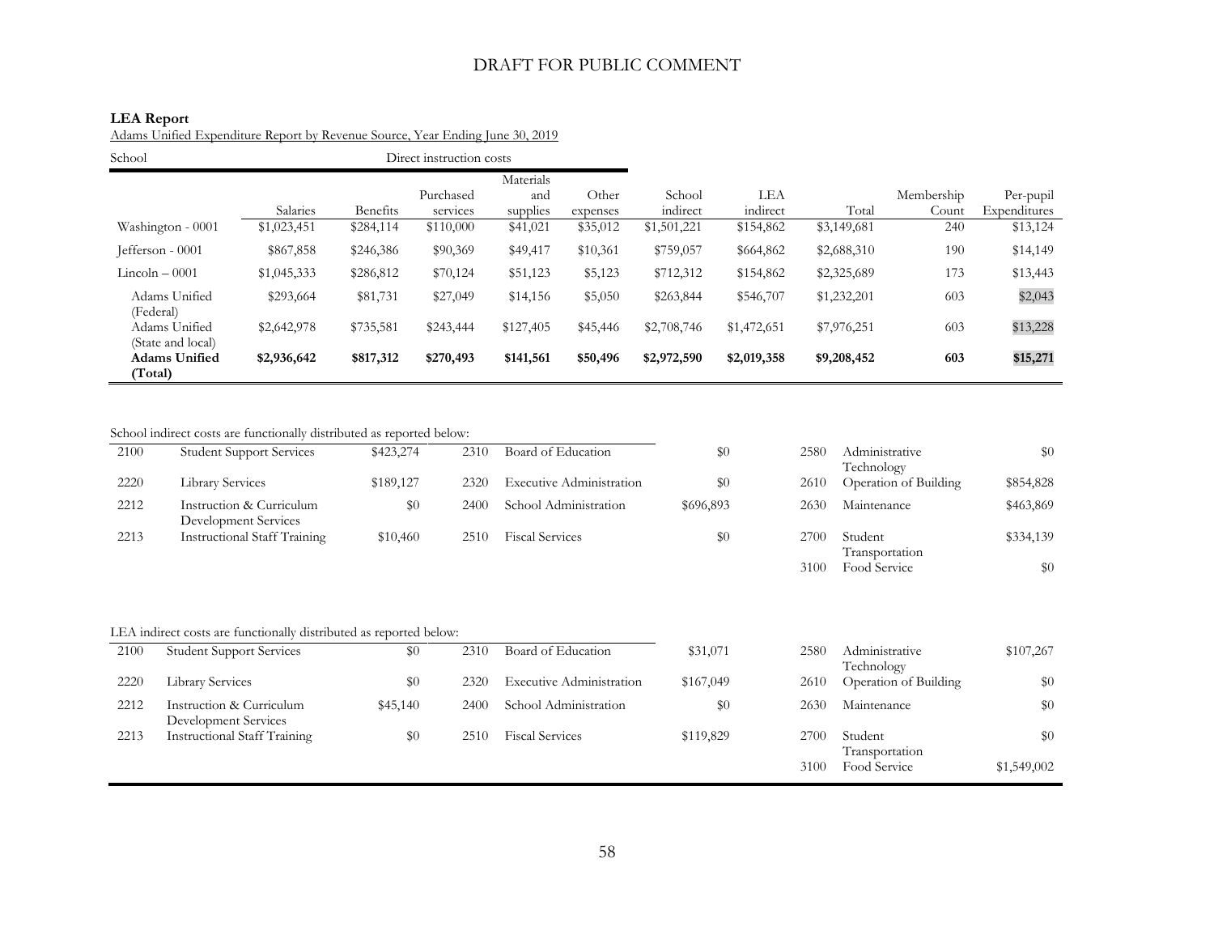DRAFT FOR PUBLIC COMMENT

**LEA Report**

Adams Unified Expenditure Report by Revenue Source, Year Ending June 30, 2019

| School | Direct instruction costs | | | | | | | | | |
|---|---|---|---|---|---|---|---|---|---|---|
| | Salaries | Benefits | Purchased services | Materials and supplies | Other expenses | School indirect | LEA indirect | Total | Membership Count | Per-pupil Expenditures |
| Washington - 0001 | $1,023,451 | $284,114 | $110,000 | $41,021 | $35,012 | $1,501,221 | $154,862 | $3,149,681 | 240 | $13,124 |
| Jefferson - 0001 | $867,858 | $246,386 | $90,369 | $49,417 | $10,361 | $759,057 | $664,862 | $2,688,310 | 190 | $14,149 |
| Lincoln – 0001 | $1,045,333 | $286,812 | $70,124 | $51,123 | $5,123 | $712,312 | $154,862 | $2,325,689 | 173 | $13,443 |
| Adams Unified (Federal) | $293,664 | $81,731 | $27,049 | $14,156 | $5,050 | $263,844 | $546,707 | $1,232,201 | 603 | $2,043 |
| Adams Unified (State and local) | $2,642,978 | $735,581 | $243,444 | $127,405 | $45,446 | $2,708,746 | $1,472,651 | $7,976,251 | 603 | $13,228 |
| **Adams Unified (Total)** | **$2,936,642** | **$817,312** | **$270,493** | **$141,561** | **$50,496** | **$2,972,590** | **$2,019,358** | **$9,208,452** | **603** | **$15,271** |

School indirect costs are functionally distributed as reported below:

| Code | Function | Amount | Code | Function | Amount | Code | Function | Amount |
|---|---|---|---|---|---|---|---|---|
| 2100 | Student Support Services | $423,274 | 2310 | Board of Education | $0 | 2580 | Administrative Technology | $0 |
| 2220 | Library Services | $189,127 | 2320 | Executive Administration | $0 | 2610 | Operation of Building | $854,828 |
| 2212 | Instruction & Curriculum Development Services | $0 | 2400 | School Administration | $696,893 | 2630 | Maintenance | $463,869 |
| 2213 | Instructional Staff Training | $10,460 | 2510 | Fiscal Services | $0 | 2700 | Student Transportation | $334,139 |
| | | | | | | 3100 | Food Service | $0 |

LEA indirect costs are functionally distributed as reported below:

| Code | Function | Amount | Code | Function | Amount | Code | Function | Amount |
|---|---|---|---|---|---|---|---|---|
| 2100 | Student Support Services | $0 | 2310 | Board of Education | $31,071 | 2580 | Administrative Technology | $107,267 |
| 2220 | Library Services | $0 | 2320 | Executive Administration | $167,049 | 2610 | Operation of Building | $0 |
| 2212 | Instruction & Curriculum Development Services | $45,140 | 2400 | School Administration | $0 | 2630 | Maintenance | $0 |
| 2213 | Instructional Staff Training | $0 | 2510 | Fiscal Services | $119,829 | 2700 | Student Transportation | $0 |
| | | | | | | 3100 | Food Service | $1,549,002 |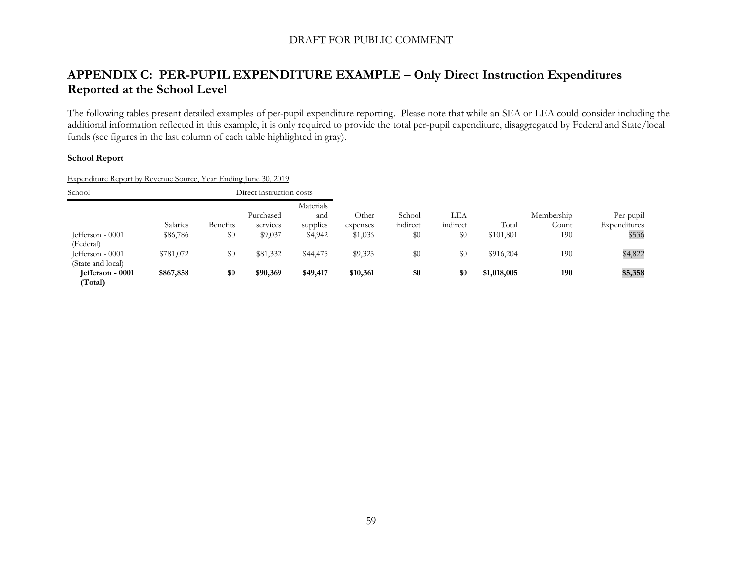DRAFT FOR PUBLIC COMMENT

## APPENDIX C: PER-PUPIL EXPENDITURE EXAMPLE – Only Direct Instruction Expenditures Reported at the School Level

The following tables present detailed examples of per-pupil expenditure reporting. Please note that while an SEA or LEA could consider including the additional information reflected in this example, it is only required to provide the total per-pupil expenditure, disaggregated by Federal and State/local funds (see figures in the last column of each table highlighted in gray).

**School Report**

Expenditure Report by Revenue Source, Year Ending June 30, 2019

| School | Direct instruction costs | | | | | | | | | |
|---|---|---|---|---|---|---|---|---|---|---|
| | Salaries | Benefits | Purchased services | Materials and supplies | Other expenses | School indirect | LEA indirect | Total | Membership Count | Per-pupil Expenditures |
| Jefferson - 0001 (Federal) | $86,786 | $0 | $9,037 | $4,942 | $1,036 | $0 | $0 | $101,801 | 190 | $536 |
| Jefferson - 0001 (State and local) | $781,072 | $0 | $81,332 | $44,475 | $9,325 | $0 | $0 | $916,204 | 190 | $4,822 |
| **Jefferson - 0001 (Total)** | **$867,858** | **$0** | **$90,369** | **$49,417** | **$10,361** | **$0** | **$0** | **$1,018,005** | **190** | **$5,358** |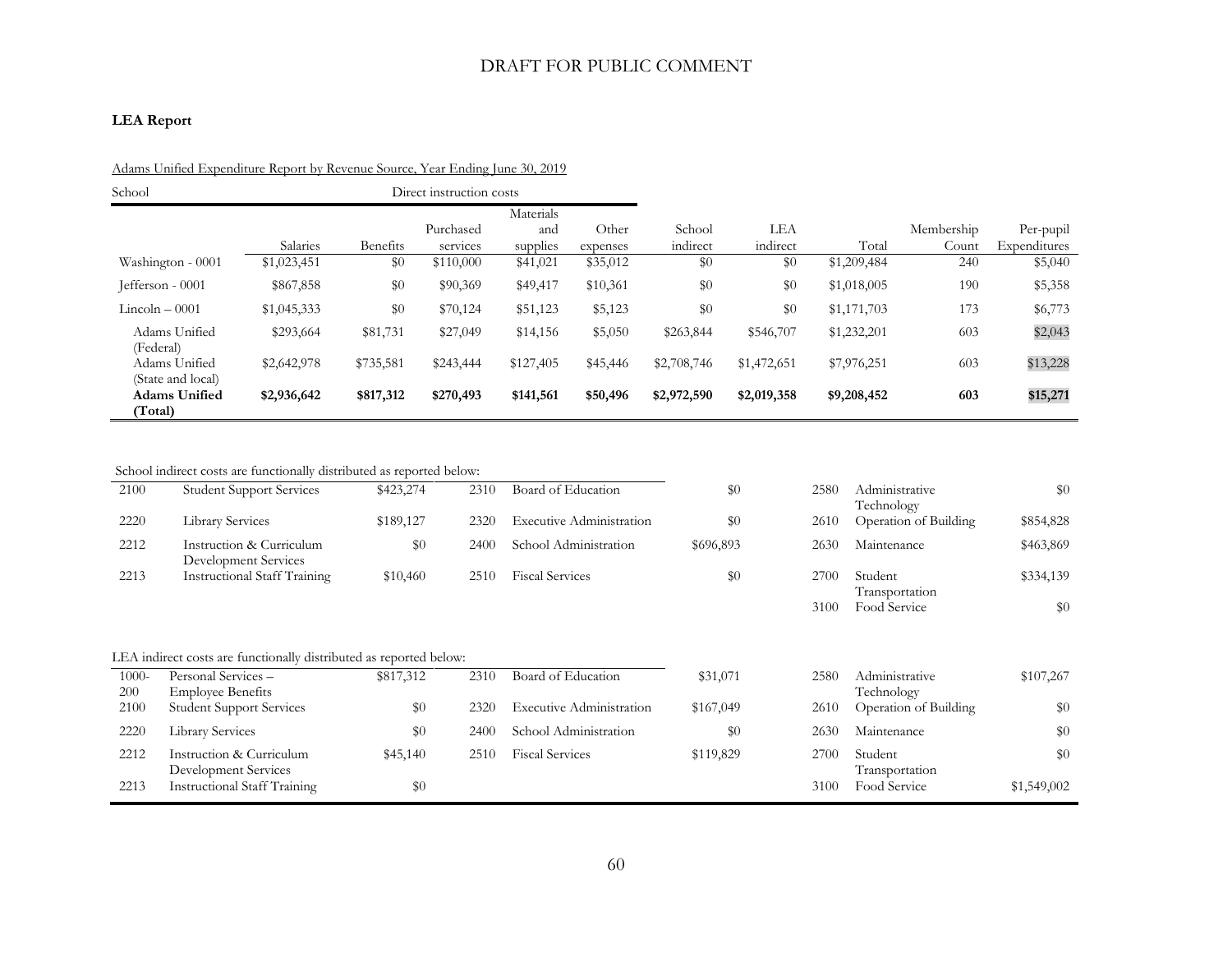DRAFT FOR PUBLIC COMMENT

**LEA Report**

Adams Unified Expenditure Report by Revenue Source, Year Ending June 30, 2019

| School | Direct instruction costs | | | | | | | | | |
|---|---|---|---|---|---|---|---|---|---|---|
| | Salaries | Benefits | Purchased services | Materials and supplies | Other expenses | School indirect | LEA indirect | Total | Membership Count | Per-pupil Expenditures |
| Washington - 0001 | $1,023,451 | $0 | $110,000 | $41,021 | $35,012 | $0 | $0 | $1,209,484 | 240 | $5,040 |
| Jefferson - 0001 | $867,858 | $0 | $90,369 | $49,417 | $10,361 | $0 | $0 | $1,018,005 | 190 | $5,358 |
| Lincoln – 0001 | $1,045,333 | $0 | $70,124 | $51,123 | $5,123 | $0 | $0 | $1,171,703 | 173 | $6,773 |
| Adams Unified (Federal) | $293,664 | $81,731 | $27,049 | $14,156 | $5,050 | $263,844 | $546,707 | $1,232,201 | 603 | $2,043 |
| Adams Unified (State and local) | $2,642,978 | $735,581 | $243,444 | $127,405 | $45,446 | $2,708,746 | $1,472,651 | $7,976,251 | 603 | $13,228 |
| **Adams Unified (Total)** | **$2,936,642** | **$817,312** | **$270,493** | **$141,561** | **$50,496** | **$2,972,590** | **$2,019,358** | **$9,208,452** | **603** | **$15,271** |

School indirect costs are functionally distributed as reported below:

| | | | | | | | | |
|---|---|---|---|---|---|---|---|---|
| 2100 | Student Support Services | $423,274 | 2310 | Board of Education | $0 | 2580 | Administrative Technology | $0 |
| 2220 | Library Services | $189,127 | 2320 | Executive Administration | $0 | 2610 | Operation of Building | $854,828 |
| 2212 | Instruction & Curriculum Development Services | $0 | 2400 | School Administration | $696,893 | 2630 | Maintenance | $463,869 |
| 2213 | Instructional Staff Training | $10,460 | 2510 | Fiscal Services | $0 | 2700 | Student Transportation | $334,139 |
| | | | | | | 3100 | Food Service | $0 |

LEA indirect costs are functionally distributed as reported below:

| | | | | | | | | |
|---|---|---|---|---|---|---|---|---|
| 1000-200 | Personal Services – Employee Benefits | $817,312 | 2310 | Board of Education | $31,071 | 2580 | Administrative Technology | $107,267 |
| 2100 | Student Support Services | $0 | 2320 | Executive Administration | $167,049 | 2610 | Operation of Building | $0 |
| 2220 | Library Services | $0 | 2400 | School Administration | $0 | 2630 | Maintenance | $0 |
| 2212 | Instruction & Curriculum Development Services | $45,140 | 2510 | Fiscal Services | $119,829 | 2700 | Student Transportation | $0 |
| 2213 | Instructional Staff Training | $0 | | | | 3100 | Food Service | $1,549,002 |